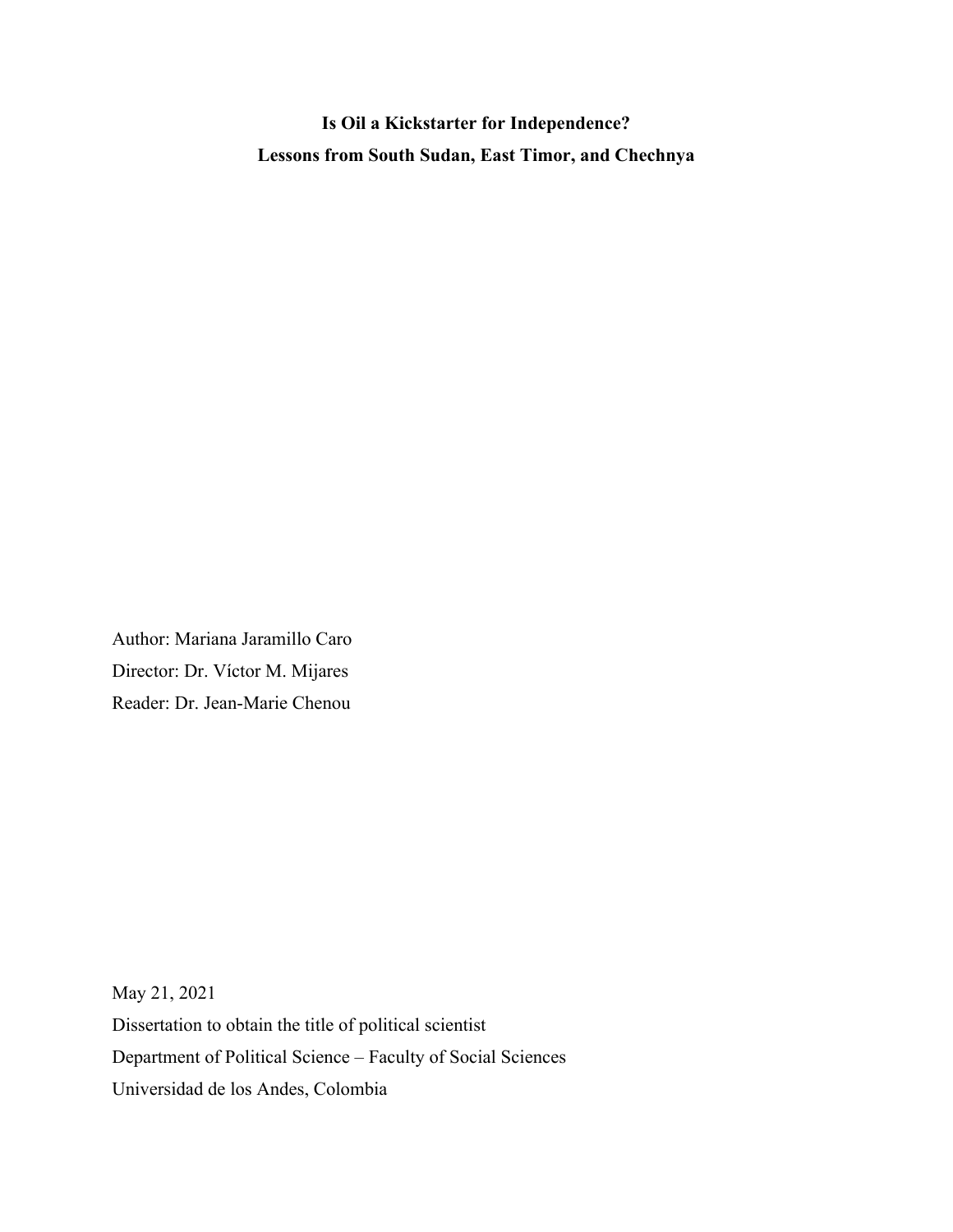# Is Oil a Kickstarter for Independence?
# Lessons from South Sudan, East Timor, and Chechnya

Author: Mariana Jaramillo Caro
Director: Dr. Víctor M. Mijares
Reader: Dr. Jean-Marie Chenou

May 21, 2021
Dissertation to obtain the title of political scientist
Department of Political Science – Faculty of Social Sciences
Universidad de los Andes, Colombia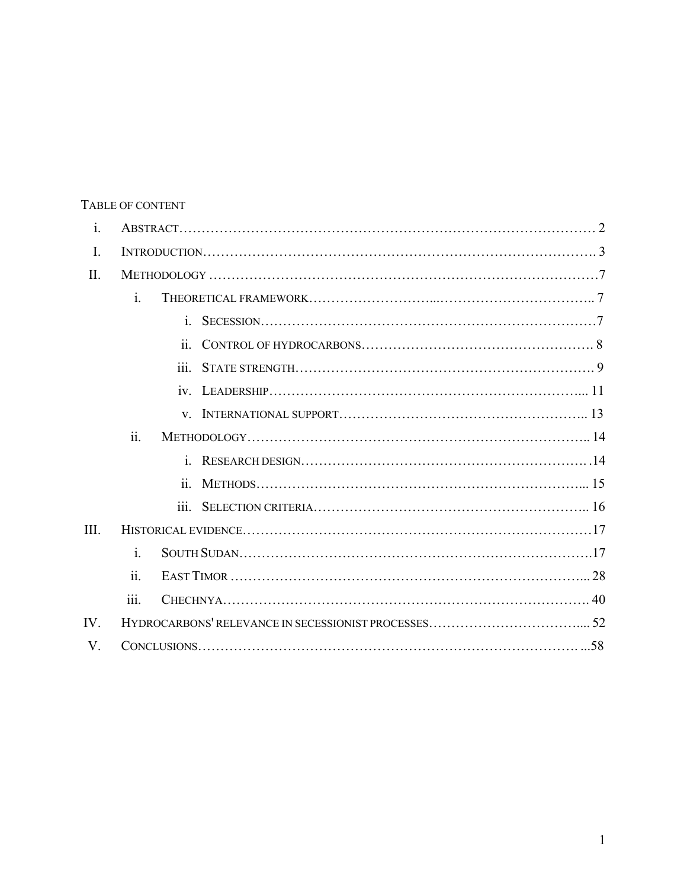TABLE OF CONTENT

- i. ABSTRACT………………………………………………………………………………… 2
- I. INTRODUCTION……………………………………………………………………………. 3
- II. METHODOLOGY …………………………………………………………………………7
  - i. THEORETICAL FRAMEWORK……………………...…………………………….. 7
    - i. SECESSION……………………………………………………………………7
    - ii. CONTROL OF HYDROCARBONS……………………………………………. 8
    - iii. STATE STRENGTH…………………………………………………………. 9
    - iv. LEADERSHIP……………………………………………………………... 11
    - v. INTERNATIONAL SUPPORT……………………………………………….. 13
  - ii. METHODOLOGY………………………………………………………………….. 14
    - i. RESEARCH DESIGN……………………………………………………….14
    - ii. METHODS…………………………………………………………….... 15
    - iii. SELECTION CRITERIA…………………………………………………….. 16
- III. HISTORICAL EVIDENCE……………………………………………………………………17
  - i. SOUTH SUDAN……………………………………………………………………17
  - ii. EAST TIMOR ………………………………………………………………….... 28
  - iii. CHECHNYA……………………………………………………………………. 40
- IV. HYDROCARBONS' RELEVANCE IN SECESSIONIST PROCESSES……………………………... 52
- V. CONCLUSIONS………………………………………………………………………. ...58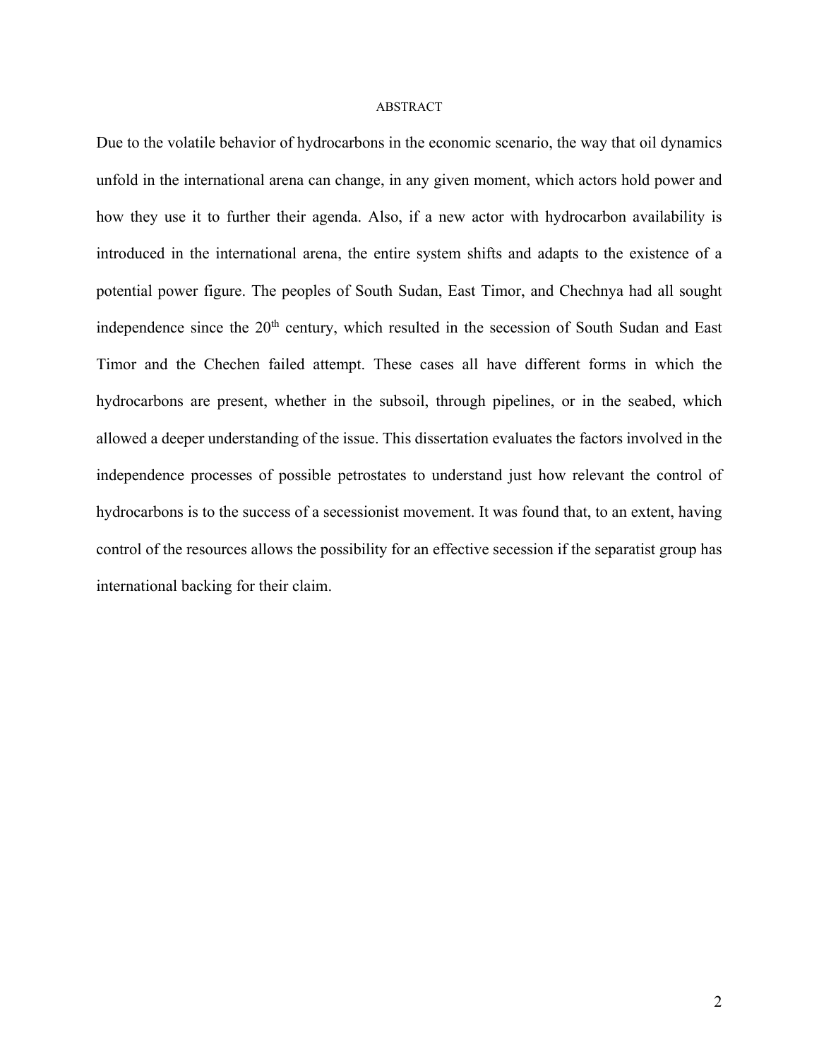# ABSTRACT

Due to the volatile behavior of hydrocarbons in the economic scenario, the way that oil dynamics unfold in the international arena can change, in any given moment, which actors hold power and how they use it to further their agenda. Also, if a new actor with hydrocarbon availability is introduced in the international arena, the entire system shifts and adapts to the existence of a potential power figure. The peoples of South Sudan, East Timor, and Chechnya had all sought independence since the 20th century, which resulted in the secession of South Sudan and East Timor and the Chechen failed attempt. These cases all have different forms in which the hydrocarbons are present, whether in the subsoil, through pipelines, or in the seabed, which allowed a deeper understanding of the issue. This dissertation evaluates the factors involved in the independence processes of possible petrostates to understand just how relevant the control of hydrocarbons is to the success of a secessionist movement. It was found that, to an extent, having control of the resources allows the possibility for an effective secession if the separatist group has international backing for their claim.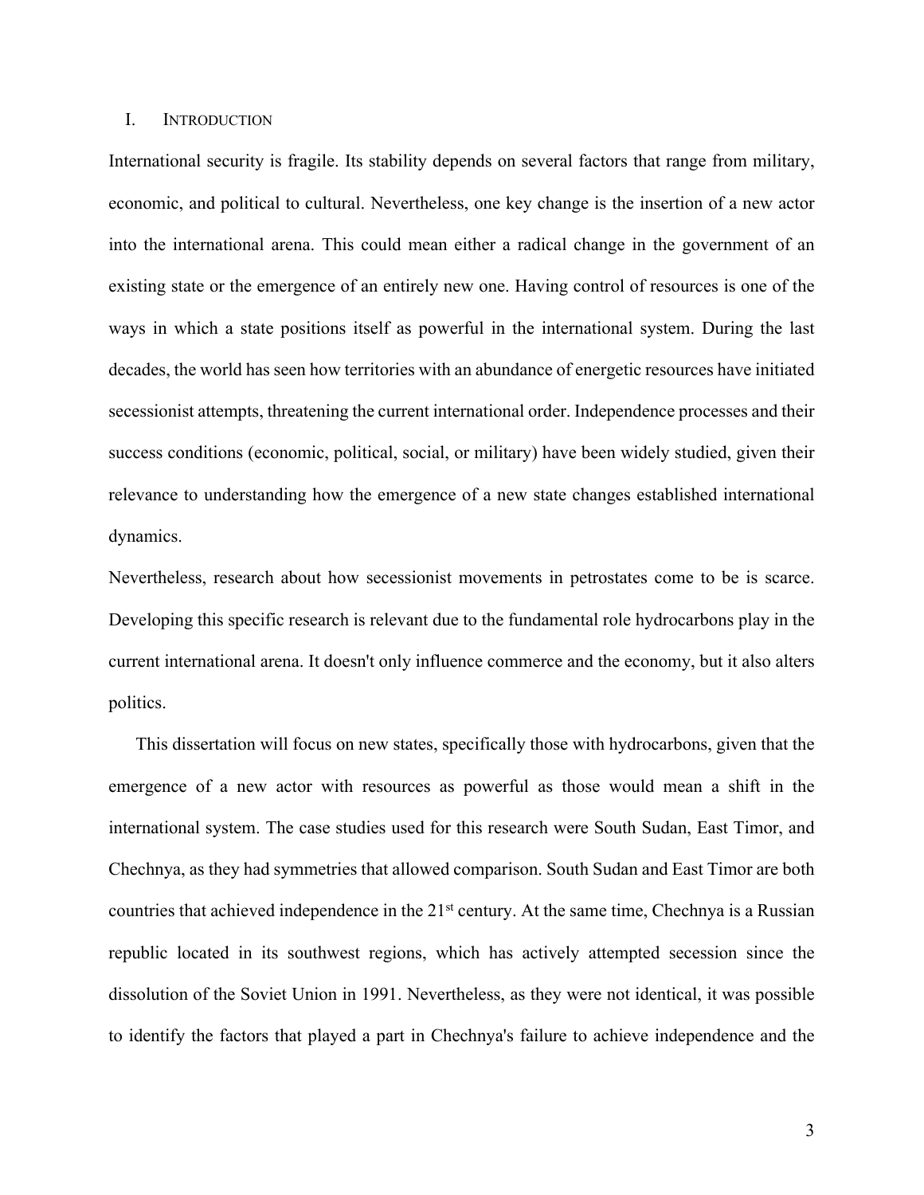# I. Introduction

International security is fragile. Its stability depends on several factors that range from military, economic, and political to cultural. Nevertheless, one key change is the insertion of a new actor into the international arena. This could mean either a radical change in the government of an existing state or the emergence of an entirely new one. Having control of resources is one of the ways in which a state positions itself as powerful in the international system. During the last decades, the world has seen how territories with an abundance of energetic resources have initiated secessionist attempts, threatening the current international order. Independence processes and their success conditions (economic, political, social, or military) have been widely studied, given their relevance to understanding how the emergence of a new state changes established international dynamics.

Nevertheless, research about how secessionist movements in petrostates come to be is scarce. Developing this specific research is relevant due to the fundamental role hydrocarbons play in the current international arena. It doesn't only influence commerce and the economy, but it also alters politics.

This dissertation will focus on new states, specifically those with hydrocarbons, given that the emergence of a new actor with resources as powerful as those would mean a shift in the international system. The case studies used for this research were South Sudan, East Timor, and Chechnya, as they had symmetries that allowed comparison. South Sudan and East Timor are both countries that achieved independence in the 21st century. At the same time, Chechnya is a Russian republic located in its southwest regions, which has actively attempted secession since the dissolution of the Soviet Union in 1991. Nevertheless, as they were not identical, it was possible to identify the factors that played a part in Chechnya's failure to achieve independence and the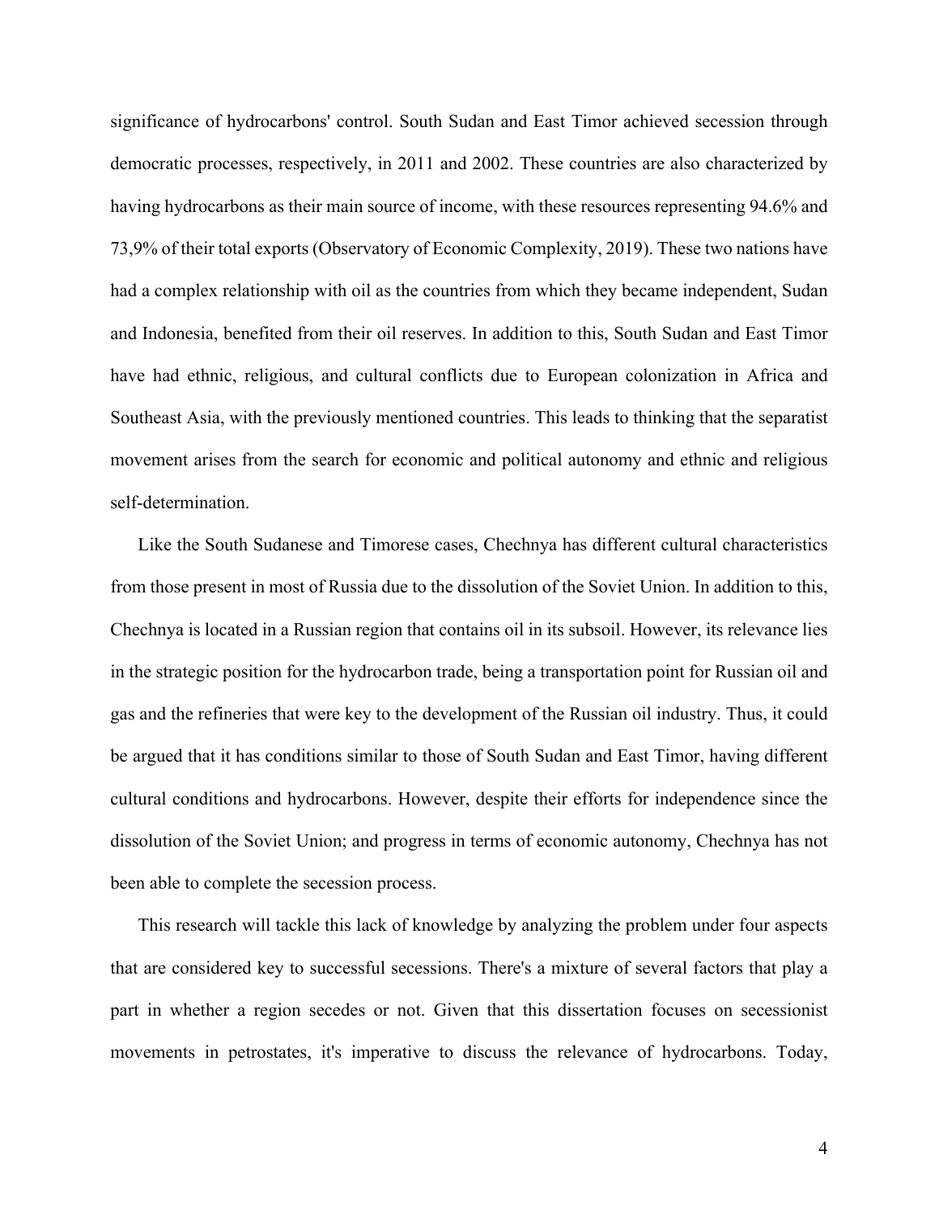significance of hydrocarbons' control. South Sudan and East Timor achieved secession through democratic processes, respectively, in 2011 and 2002. These countries are also characterized by having hydrocarbons as their main source of income, with these resources representing 94.6% and 73,9% of their total exports (Observatory of Economic Complexity, 2019). These two nations have had a complex relationship with oil as the countries from which they became independent, Sudan and Indonesia, benefited from their oil reserves. In addition to this, South Sudan and East Timor have had ethnic, religious, and cultural conflicts due to European colonization in Africa and Southeast Asia, with the previously mentioned countries. This leads to thinking that the separatist movement arises from the search for economic and political autonomy and ethnic and religious self-determination.

Like the South Sudanese and Timorese cases, Chechnya has different cultural characteristics from those present in most of Russia due to the dissolution of the Soviet Union. In addition to this, Chechnya is located in a Russian region that contains oil in its subsoil. However, its relevance lies in the strategic position for the hydrocarbon trade, being a transportation point for Russian oil and gas and the refineries that were key to the development of the Russian oil industry. Thus, it could be argued that it has conditions similar to those of South Sudan and East Timor, having different cultural conditions and hydrocarbons. However, despite their efforts for independence since the dissolution of the Soviet Union; and progress in terms of economic autonomy, Chechnya has not been able to complete the secession process.

This research will tackle this lack of knowledge by analyzing the problem under four aspects that are considered key to successful secessions. There's a mixture of several factors that play a part in whether a region secedes or not. Given that this dissertation focuses on secessionist movements in petrostates, it's imperative to discuss the relevance of hydrocarbons. Today,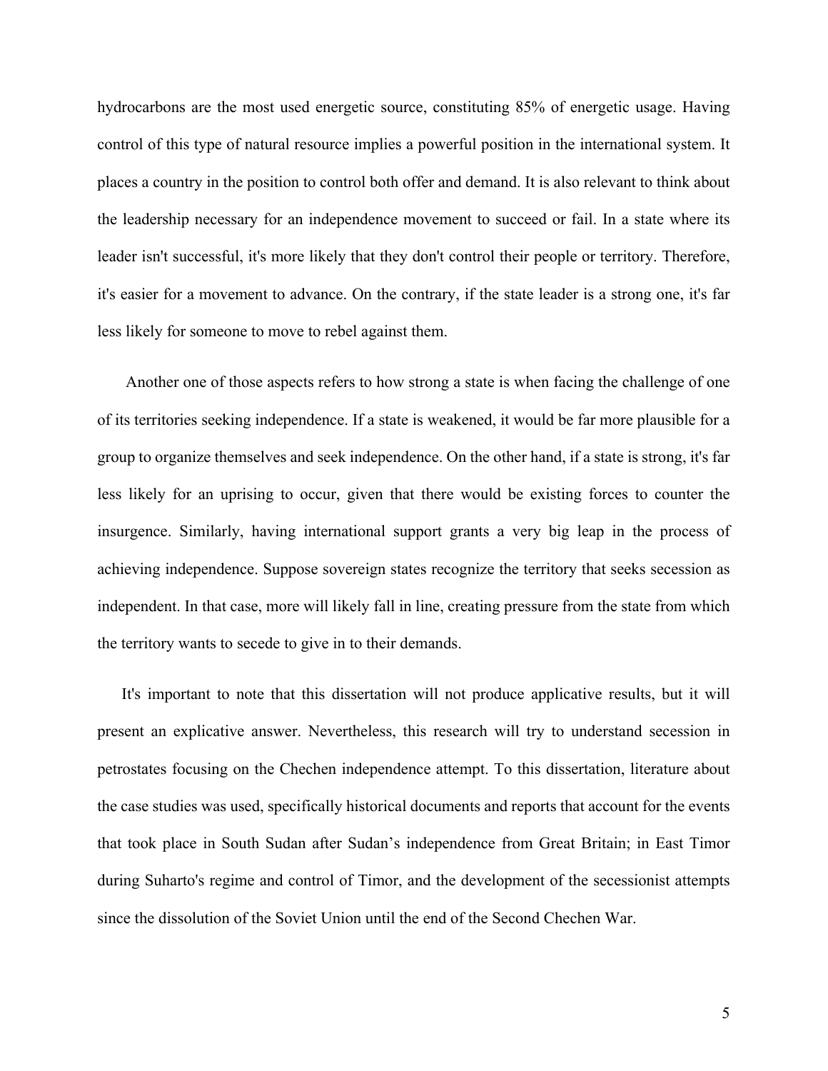hydrocarbons are the most used energetic source, constituting 85% of energetic usage. Having control of this type of natural resource implies a powerful position in the international system. It places a country in the position to control both offer and demand. It is also relevant to think about the leadership necessary for an independence movement to succeed or fail. In a state where its leader isn't successful, it's more likely that they don't control their people or territory. Therefore, it's easier for a movement to advance. On the contrary, if the state leader is a strong one, it's far less likely for someone to move to rebel against them.

Another one of those aspects refers to how strong a state is when facing the challenge of one of its territories seeking independence. If a state is weakened, it would be far more plausible for a group to organize themselves and seek independence. On the other hand, if a state is strong, it's far less likely for an uprising to occur, given that there would be existing forces to counter the insurgence. Similarly, having international support grants a very big leap in the process of achieving independence. Suppose sovereign states recognize the territory that seeks secession as independent. In that case, more will likely fall in line, creating pressure from the state from which the territory wants to secede to give in to their demands.

It's important to note that this dissertation will not produce applicative results, but it will present an explicative answer. Nevertheless, this research will try to understand secession in petrostates focusing on the Chechen independence attempt. To this dissertation, literature about the case studies was used, specifically historical documents and reports that account for the events that took place in South Sudan after Sudan's independence from Great Britain; in East Timor during Suharto's regime and control of Timor, and the development of the secessionist attempts since the dissolution of the Soviet Union until the end of the Second Chechen War.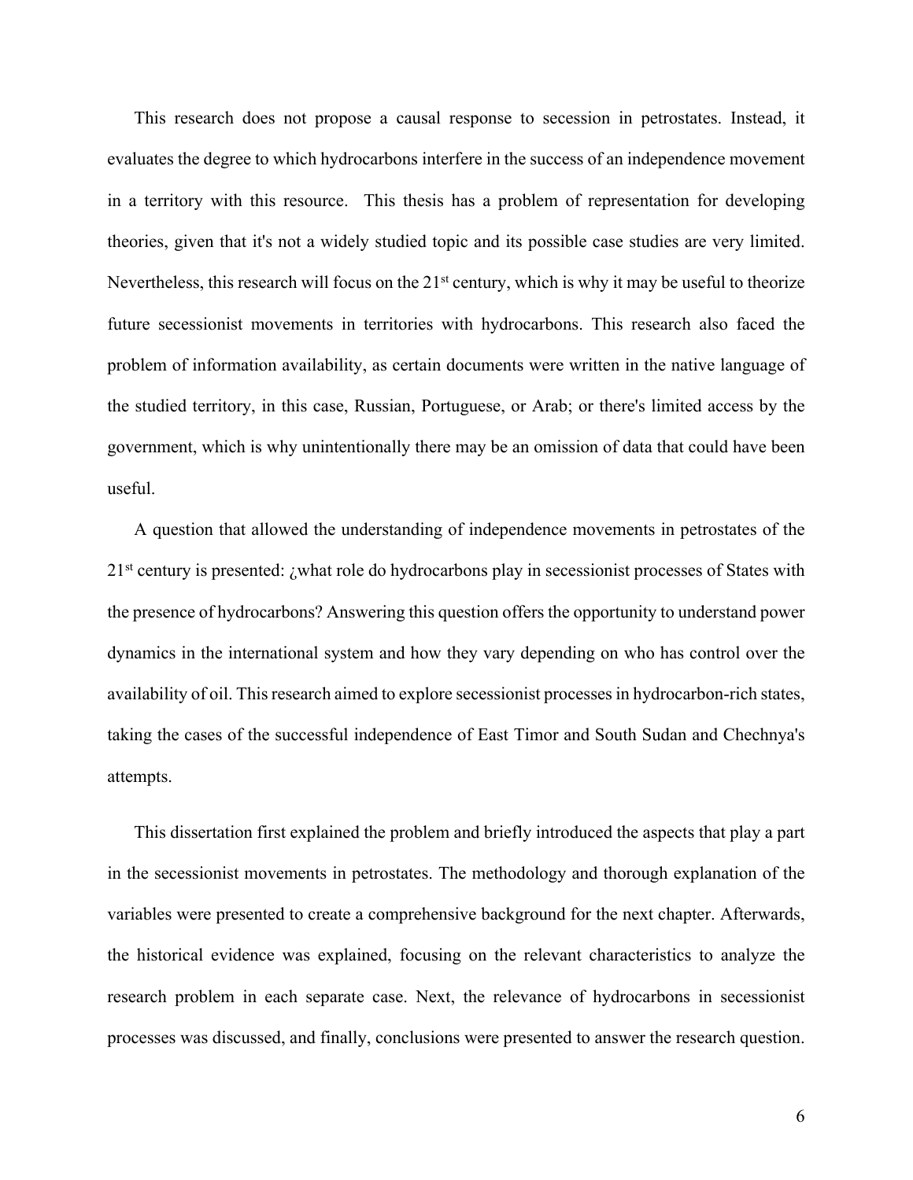This research does not propose a causal response to secession in petrostates. Instead, it evaluates the degree to which hydrocarbons interfere in the success of an independence movement in a territory with this resource. This thesis has a problem of representation for developing theories, given that it's not a widely studied topic and its possible case studies are very limited. Nevertheless, this research will focus on the 21st century, which is why it may be useful to theorize future secessionist movements in territories with hydrocarbons. This research also faced the problem of information availability, as certain documents were written in the native language of the studied territory, in this case, Russian, Portuguese, or Arab; or there's limited access by the government, which is why unintentionally there may be an omission of data that could have been useful.

A question that allowed the understanding of independence movements in petrostates of the 21st century is presented: ¿what role do hydrocarbons play in secessionist processes of States with the presence of hydrocarbons? Answering this question offers the opportunity to understand power dynamics in the international system and how they vary depending on who has control over the availability of oil. This research aimed to explore secessionist processes in hydrocarbon-rich states, taking the cases of the successful independence of East Timor and South Sudan and Chechnya's attempts.

This dissertation first explained the problem and briefly introduced the aspects that play a part in the secessionist movements in petrostates. The methodology and thorough explanation of the variables were presented to create a comprehensive background for the next chapter. Afterwards, the historical evidence was explained, focusing on the relevant characteristics to analyze the research problem in each separate case. Next, the relevance of hydrocarbons in secessionist processes was discussed, and finally, conclusions were presented to answer the research question.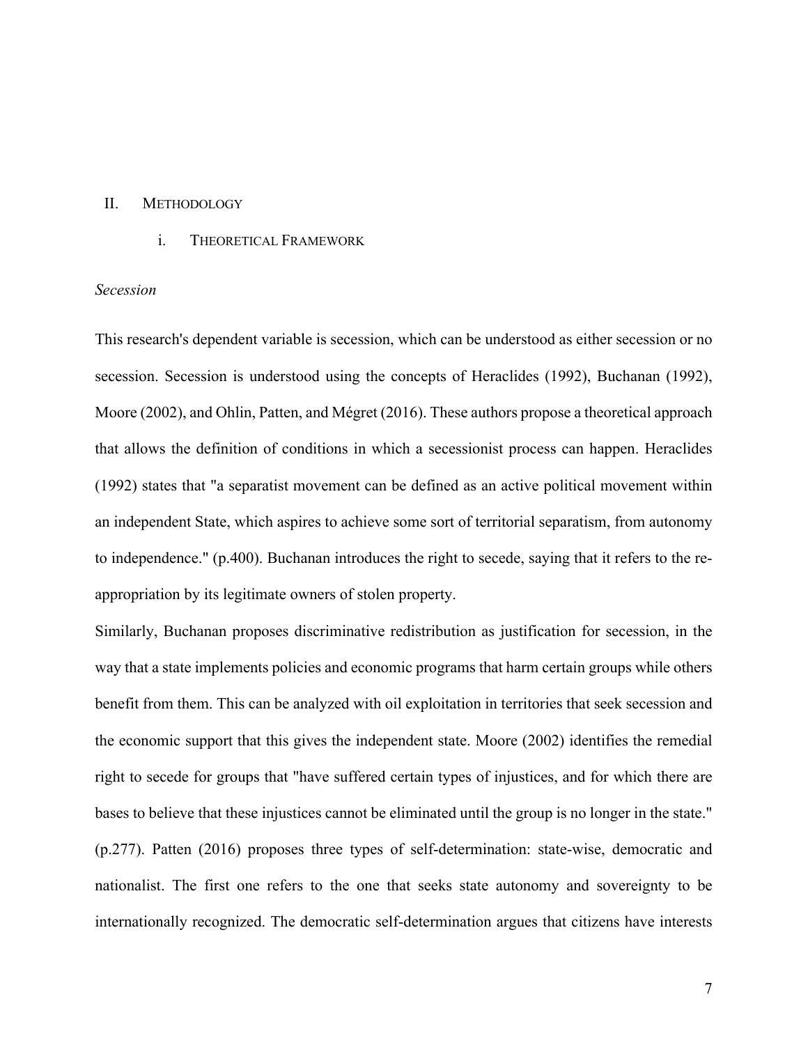## II. Methodology

### i. Theoretical Framework

*Secession*

This research's dependent variable is secession, which can be understood as either secession or no secession. Secession is understood using the concepts of Heraclides (1992), Buchanan (1992), Moore (2002), and Ohlin, Patten, and Mégret (2016). These authors propose a theoretical approach that allows the definition of conditions in which a secessionist process can happen. Heraclides (1992) states that "a separatist movement can be defined as an active political movement within an independent State, which aspires to achieve some sort of territorial separatism, from autonomy to independence." (p.400). Buchanan introduces the right to secede, saying that it refers to the re-appropriation by its legitimate owners of stolen property.

Similarly, Buchanan proposes discriminative redistribution as justification for secession, in the way that a state implements policies and economic programs that harm certain groups while others benefit from them. This can be analyzed with oil exploitation in territories that seek secession and the economic support that this gives the independent state. Moore (2002) identifies the remedial right to secede for groups that "have suffered certain types of injustices, and for which there are bases to believe that these injustices cannot be eliminated until the group is no longer in the state." (p.277). Patten (2016) proposes three types of self-determination: state-wise, democratic and nationalist. The first one refers to the one that seeks state autonomy and sovereignty to be internationally recognized. The democratic self-determination argues that citizens have interests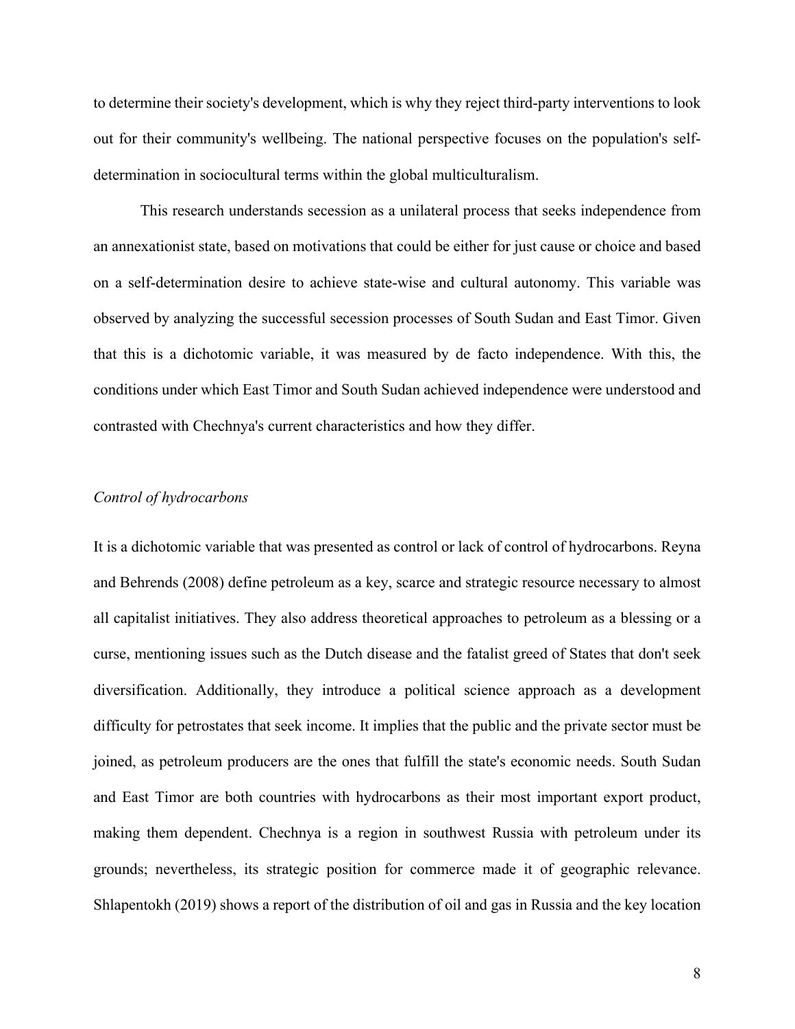to determine their society's development, which is why they reject third-party interventions to look out for their community's wellbeing. The national perspective focuses on the population's self-determination in sociocultural terms within the global multiculturalism.

This research understands secession as a unilateral process that seeks independence from an annexationist state, based on motivations that could be either for just cause or choice and based on a self-determination desire to achieve state-wise and cultural autonomy. This variable was observed by analyzing the successful secession processes of South Sudan and East Timor. Given that this is a dichotomic variable, it was measured by de facto independence. With this, the conditions under which East Timor and South Sudan achieved independence were understood and contrasted with Chechnya's current characteristics and how they differ.

*Control of hydrocarbons*

It is a dichotomic variable that was presented as control or lack of control of hydrocarbons. Reyna and Behrends (2008) define petroleum as a key, scarce and strategic resource necessary to almost all capitalist initiatives. They also address theoretical approaches to petroleum as a blessing or a curse, mentioning issues such as the Dutch disease and the fatalist greed of States that don't seek diversification. Additionally, they introduce a political science approach as a development difficulty for petrostates that seek income. It implies that the public and the private sector must be joined, as petroleum producers are the ones that fulfill the state's economic needs. South Sudan and East Timor are both countries with hydrocarbons as their most important export product, making them dependent. Chechnya is a region in southwest Russia with petroleum under its grounds; nevertheless, its strategic position for commerce made it of geographic relevance. Shlapentokh (2019) shows a report of the distribution of oil and gas in Russia and the key location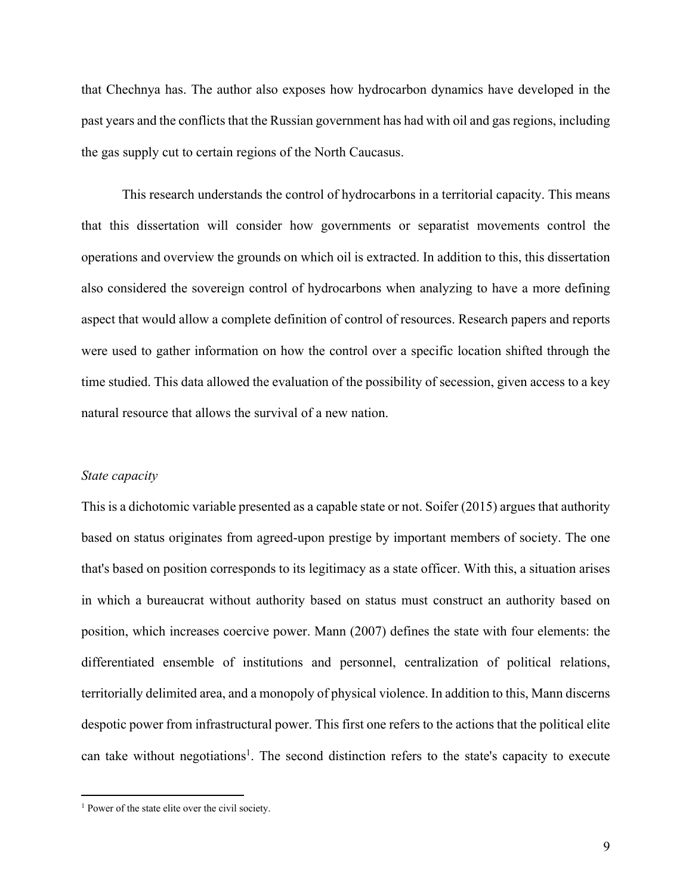that Chechnya has. The author also exposes how hydrocarbon dynamics have developed in the past years and the conflicts that the Russian government has had with oil and gas regions, including the gas supply cut to certain regions of the North Caucasus.

This research understands the control of hydrocarbons in a territorial capacity. This means that this dissertation will consider how governments or separatist movements control the operations and overview the grounds on which oil is extracted. In addition to this, this dissertation also considered the sovereign control of hydrocarbons when analyzing to have a more defining aspect that would allow a complete definition of control of resources. Research papers and reports were used to gather information on how the control over a specific location shifted through the time studied. This data allowed the evaluation of the possibility of secession, given access to a key natural resource that allows the survival of a new nation.

*State capacity*

This is a dichotomic variable presented as a capable state or not. Soifer (2015) argues that authority based on status originates from agreed-upon prestige by important members of society. The one that's based on position corresponds to its legitimacy as a state officer. With this, a situation arises in which a bureaucrat without authority based on status must construct an authority based on position, which increases coercive power. Mann (2007) defines the state with four elements: the differentiated ensemble of institutions and personnel, centralization of political relations, territorially delimited area, and a monopoly of physical violence. In addition to this, Mann discerns despotic power from infrastructural power. This first one refers to the actions that the political elite can take without negotiations[1]. The second distinction refers to the state's capacity to execute

[1] Power of the state elite over the civil society.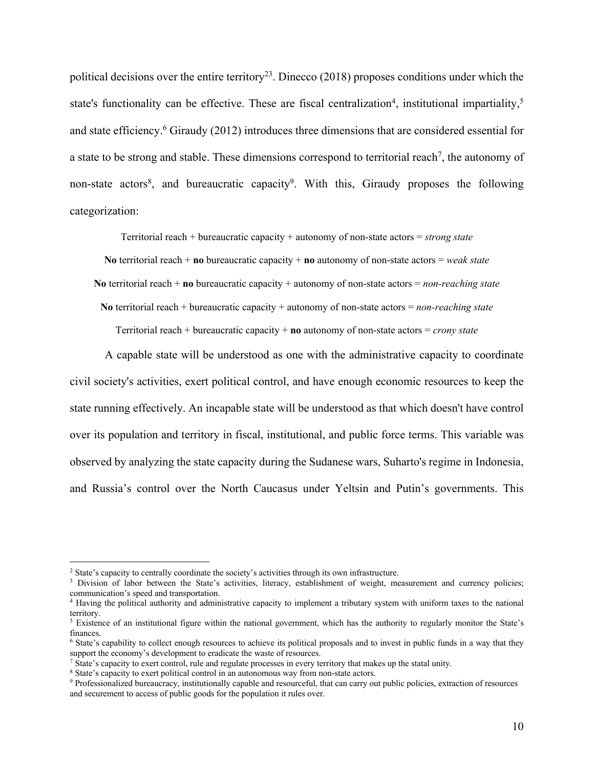political decisions over the entire territory[2][3]. Dinecco (2018) proposes conditions under which the state's functionality can be effective. These are fiscal centralization[4], institutional impartiality,[5] and state efficiency.[6] Giraudy (2012) introduces three dimensions that are considered essential for a state to be strong and stable. These dimensions correspond to territorial reach[7], the autonomy of non-state actors[8], and bureaucratic capacity[9]. With this, Giraudy proposes the following categorization:

Territorial reach + bureaucratic capacity + autonomy of non-state actors = *strong state*

**No** territorial reach + **no** bureaucratic capacity + **no** autonomy of non-state actors = *weak state*

**No** territorial reach + **no** bureaucratic capacity + autonomy of non-state actors = *non-reaching state*

**No** territorial reach + bureaucratic capacity + autonomy of non-state actors = *non-reaching state*

Territorial reach + bureaucratic capacity + **no** autonomy of non-state actors = *crony state*

A capable state will be understood as one with the administrative capacity to coordinate civil society's activities, exert political control, and have enough economic resources to keep the state running effectively. An incapable state will be understood as that which doesn't have control over its population and territory in fiscal, institutional, and public force terms. This variable was observed by analyzing the state capacity during the Sudanese wars, Suharto's regime in Indonesia, and Russia's control over the North Caucasus under Yeltsin and Putin's governments. This

---

[2] State's capacity to centrally coordinate the society's activities through its own infrastructure.

[3] Division of labor between the State's activities, literacy, establishment of weight, measurement and currency policies; communication's speed and transportation.

[4] Having the political authority and administrative capacity to implement a tributary system with uniform taxes to the national territory.

[5] Existence of an institutional figure within the national government, which has the authority to regularly monitor the State's finances.

[6] State's capability to collect enough resources to achieve its political proposals and to invest in public funds in a way that they support the economy's development to eradicate the waste of resources.

[7] State's capacity to exert control, rule and regulate processes in every territory that makes up the statal unity.

[8] State's capacity to exert political control in an autonomous way from non-state actors.

[9] Professionalized bureaucracy, institutionally capable and resourceful, that can carry out public policies, extraction of resources and securement to access of public goods for the population it rules over.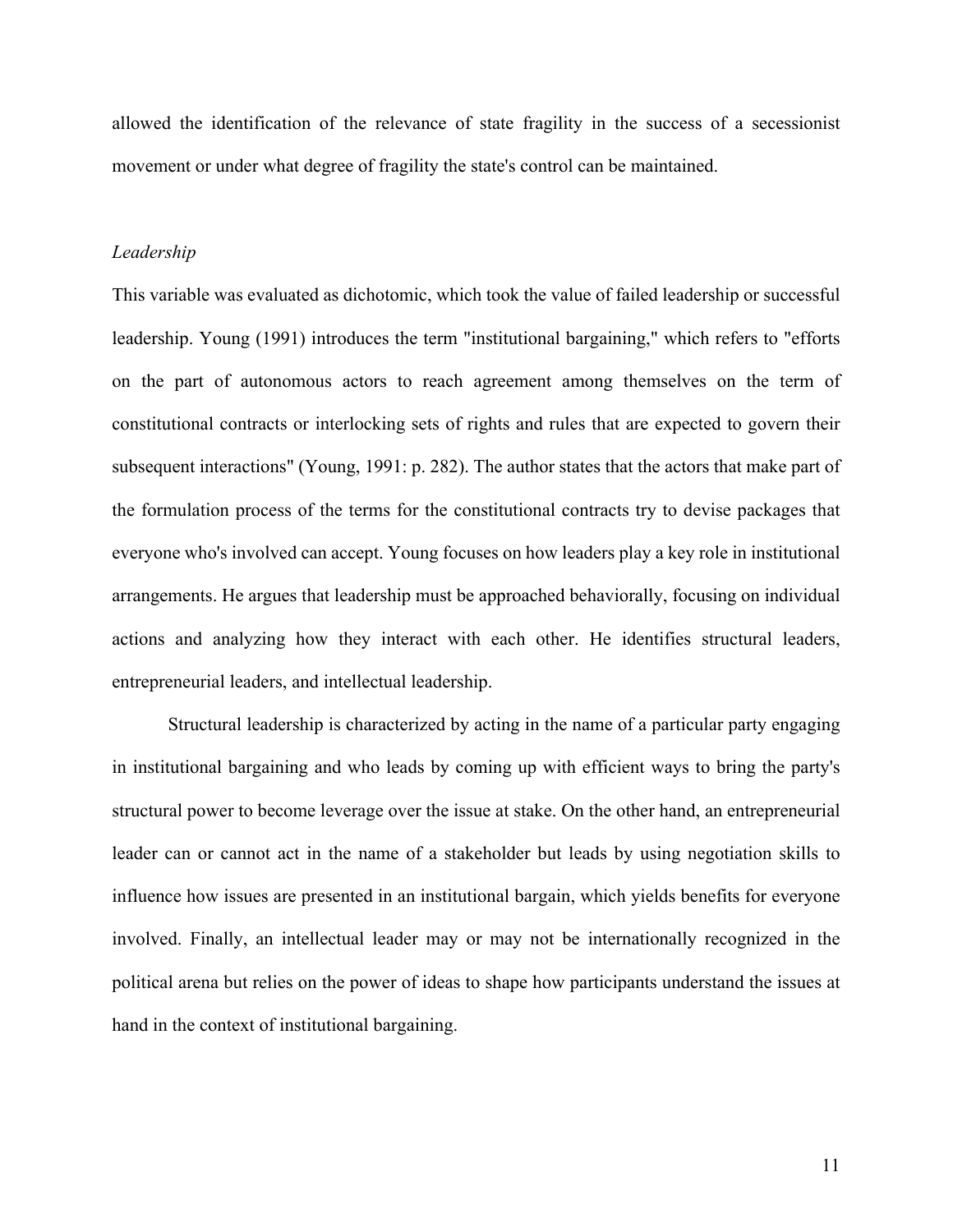allowed the identification of the relevance of state fragility in the success of a secessionist movement or under what degree of fragility the state's control can be maintained.

*Leadership*

This variable was evaluated as dichotomic, which took the value of failed leadership or successful leadership. Young (1991) introduces the term "institutional bargaining," which refers to "efforts on the part of autonomous actors to reach agreement among themselves on the term of constitutional contracts or interlocking sets of rights and rules that are expected to govern their subsequent interactions" (Young, 1991: p. 282). The author states that the actors that make part of the formulation process of the terms for the constitutional contracts try to devise packages that everyone who's involved can accept. Young focuses on how leaders play a key role in institutional arrangements. He argues that leadership must be approached behaviorally, focusing on individual actions and analyzing how they interact with each other. He identifies structural leaders, entrepreneurial leaders, and intellectual leadership.

Structural leadership is characterized by acting in the name of a particular party engaging in institutional bargaining and who leads by coming up with efficient ways to bring the party's structural power to become leverage over the issue at stake. On the other hand, an entrepreneurial leader can or cannot act in the name of a stakeholder but leads by using negotiation skills to influence how issues are presented in an institutional bargain, which yields benefits for everyone involved. Finally, an intellectual leader may or may not be internationally recognized in the political arena but relies on the power of ideas to shape how participants understand the issues at hand in the context of institutional bargaining.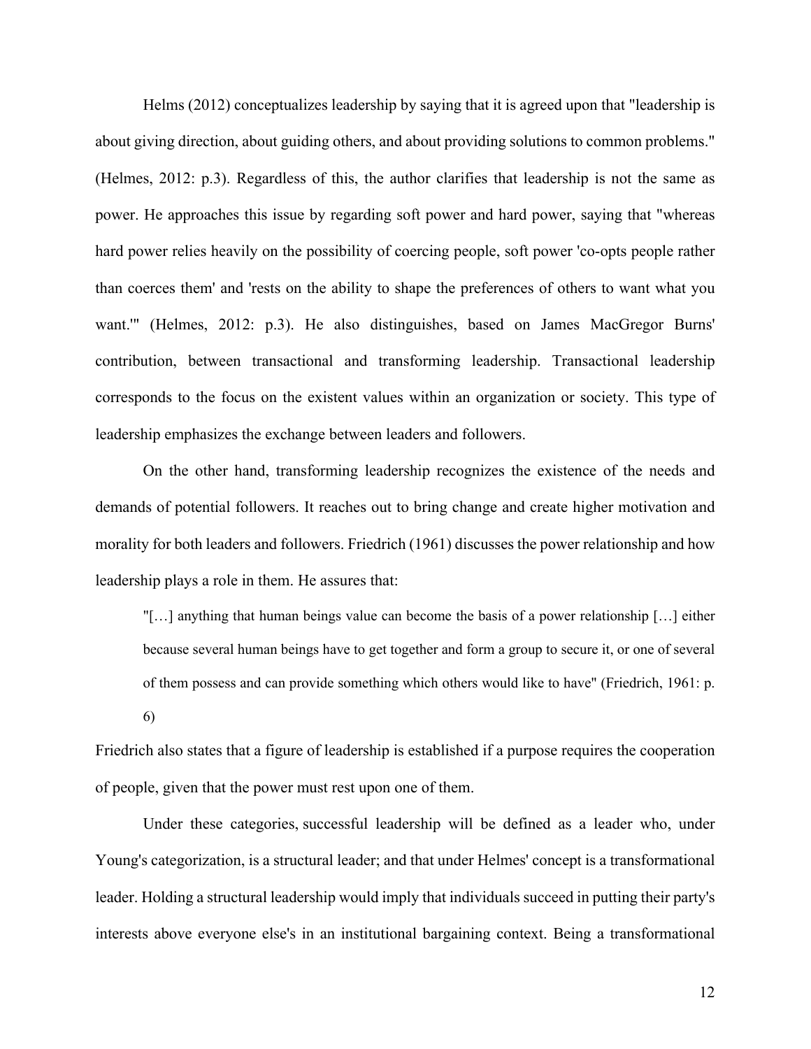Helms (2012) conceptualizes leadership by saying that it is agreed upon that "leadership is about giving direction, about guiding others, and about providing solutions to common problems." (Helmes, 2012: p.3). Regardless of this, the author clarifies that leadership is not the same as power. He approaches this issue by regarding soft power and hard power, saying that "whereas hard power relies heavily on the possibility of coercing people, soft power 'co-opts people rather than coerces them' and 'rests on the ability to shape the preferences of others to want what you want.'" (Helmes, 2012: p.3). He also distinguishes, based on James MacGregor Burns' contribution, between transactional and transforming leadership. Transactional leadership corresponds to the focus on the existent values within an organization or society. This type of leadership emphasizes the exchange between leaders and followers.

On the other hand, transforming leadership recognizes the existence of the needs and demands of potential followers. It reaches out to bring change and create higher motivation and morality for both leaders and followers. Friedrich (1961) discusses the power relationship and how leadership plays a role in them. He assures that:

> "[…] anything that human beings value can become the basis of a power relationship […] either because several human beings have to get together and form a group to secure it, or one of several of them possess and can provide something which others would like to have" (Friedrich, 1961: p. 6)

Friedrich also states that a figure of leadership is established if a purpose requires the cooperation of people, given that the power must rest upon one of them.

Under these categories, successful leadership will be defined as a leader who, under Young's categorization, is a structural leader; and that under Helmes' concept is a transformational leader. Holding a structural leadership would imply that individuals succeed in putting their party's interests above everyone else's in an institutional bargaining context. Being a transformational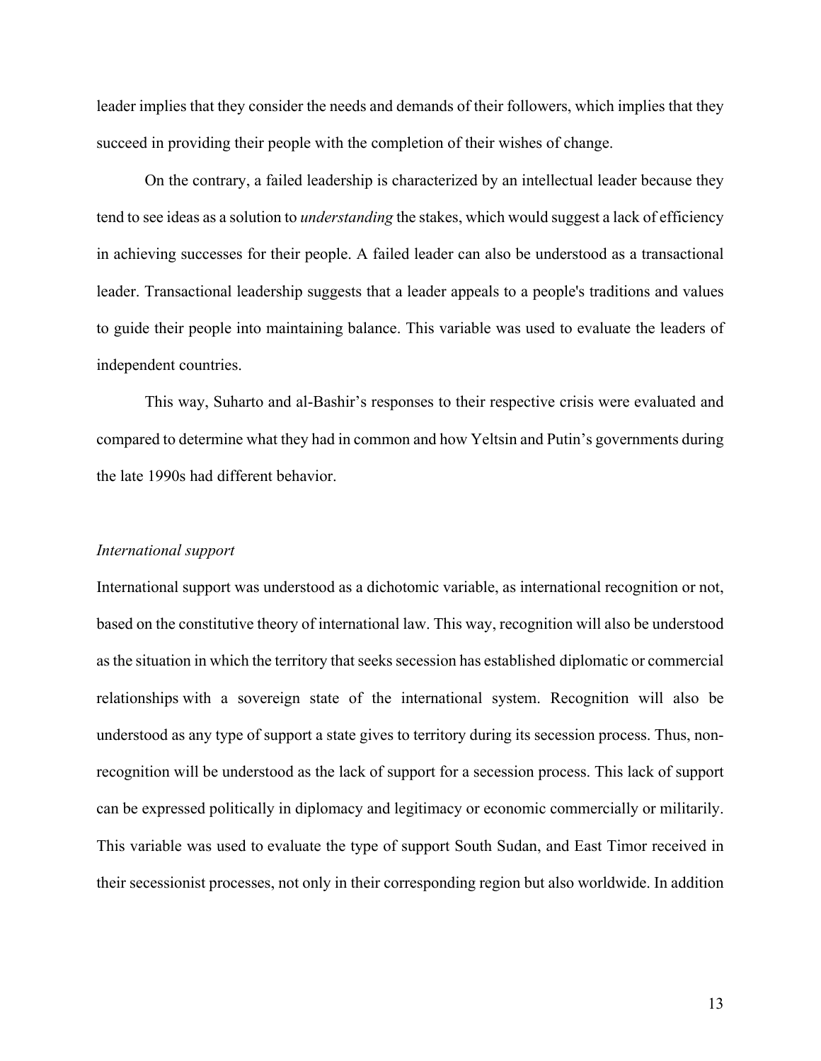leader implies that they consider the needs and demands of their followers, which implies that they succeed in providing their people with the completion of their wishes of change.

On the contrary, a failed leadership is characterized by an intellectual leader because they tend to see ideas as a solution to *understanding* the stakes, which would suggest a lack of efficiency in achieving successes for their people. A failed leader can also be understood as a transactional leader. Transactional leadership suggests that a leader appeals to a people's traditions and values to guide their people into maintaining balance. This variable was used to evaluate the leaders of independent countries.

This way, Suharto and al-Bashir's responses to their respective crisis were evaluated and compared to determine what they had in common and how Yeltsin and Putin's governments during the late 1990s had different behavior.

*International support*

International support was understood as a dichotomic variable, as international recognition or not, based on the constitutive theory of international law. This way, recognition will also be understood as the situation in which the territory that seeks secession has established diplomatic or commercial relationships with a sovereign state of the international system. Recognition will also be understood as any type of support a state gives to territory during its secession process. Thus, non-recognition will be understood as the lack of support for a secession process. This lack of support can be expressed politically in diplomacy and legitimacy or economic commercially or militarily. This variable was used to evaluate the type of support South Sudan, and East Timor received in their secessionist processes, not only in their corresponding region but also worldwide. In addition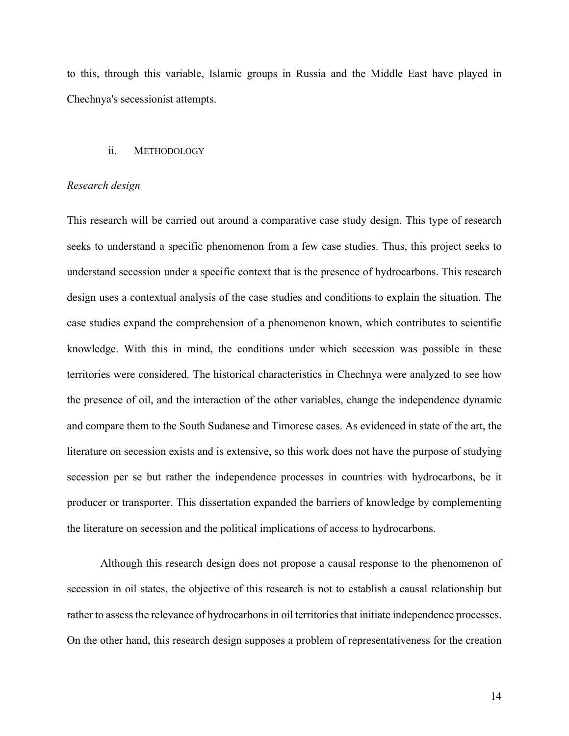to this, through this variable, Islamic groups in Russia and the Middle East have played in Chechnya's secessionist attempts.

### ii. METHODOLOGY

*Research design*

This research will be carried out around a comparative case study design. This type of research seeks to understand a specific phenomenon from a few case studies. Thus, this project seeks to understand secession under a specific context that is the presence of hydrocarbons. This research design uses a contextual analysis of the case studies and conditions to explain the situation. The case studies expand the comprehension of a phenomenon known, which contributes to scientific knowledge. With this in mind, the conditions under which secession was possible in these territories were considered. The historical characteristics in Chechnya were analyzed to see how the presence of oil, and the interaction of the other variables, change the independence dynamic and compare them to the South Sudanese and Timorese cases. As evidenced in state of the art, the literature on secession exists and is extensive, so this work does not have the purpose of studying secession per se but rather the independence processes in countries with hydrocarbons, be it producer or transporter. This dissertation expanded the barriers of knowledge by complementing the literature on secession and the political implications of access to hydrocarbons.

Although this research design does not propose a causal response to the phenomenon of secession in oil states, the objective of this research is not to establish a causal relationship but rather to assess the relevance of hydrocarbons in oil territories that initiate independence processes. On the other hand, this research design supposes a problem of representativeness for the creation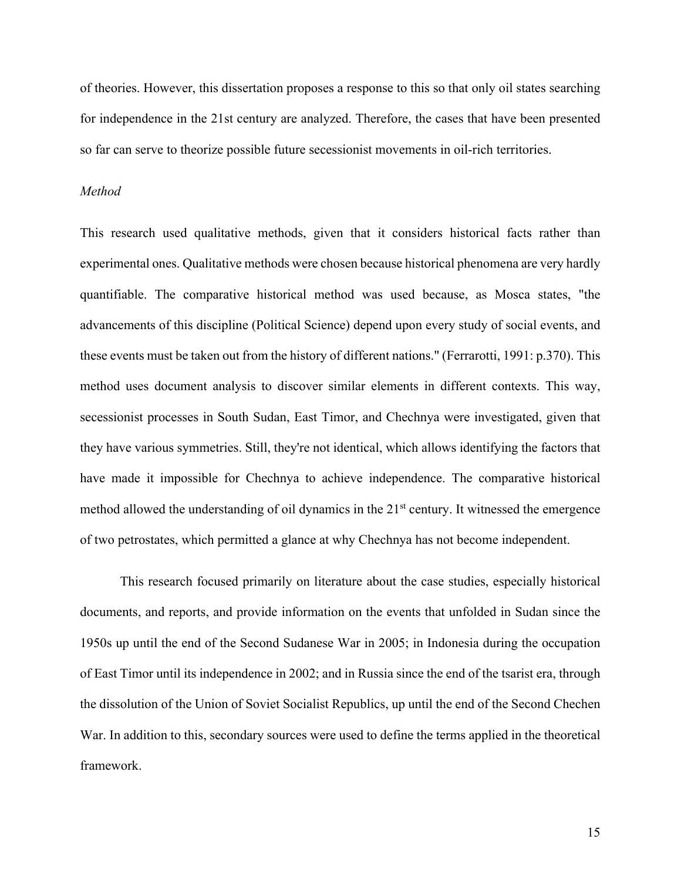of theories. However, this dissertation proposes a response to this so that only oil states searching for independence in the 21st century are analyzed. Therefore, the cases that have been presented so far can serve to theorize possible future secessionist movements in oil-rich territories.

*Method*

This research used qualitative methods, given that it considers historical facts rather than experimental ones. Qualitative methods were chosen because historical phenomena are very hardly quantifiable. The comparative historical method was used because, as Mosca states, "the advancements of this discipline (Political Science) depend upon every study of social events, and these events must be taken out from the history of different nations." (Ferrarotti, 1991: p.370). This method uses document analysis to discover similar elements in different contexts. This way, secessionist processes in South Sudan, East Timor, and Chechnya were investigated, given that they have various symmetries. Still, they're not identical, which allows identifying the factors that have made it impossible for Chechnya to achieve independence. The comparative historical method allowed the understanding of oil dynamics in the 21st century. It witnessed the emergence of two petrostates, which permitted a glance at why Chechnya has not become independent.

This research focused primarily on literature about the case studies, especially historical documents, and reports, and provide information on the events that unfolded in Sudan since the 1950s up until the end of the Second Sudanese War in 2005; in Indonesia during the occupation of East Timor until its independence in 2002; and in Russia since the end of the tsarist era, through the dissolution of the Union of Soviet Socialist Republics, up until the end of the Second Chechen War. In addition to this, secondary sources were used to define the terms applied in the theoretical framework.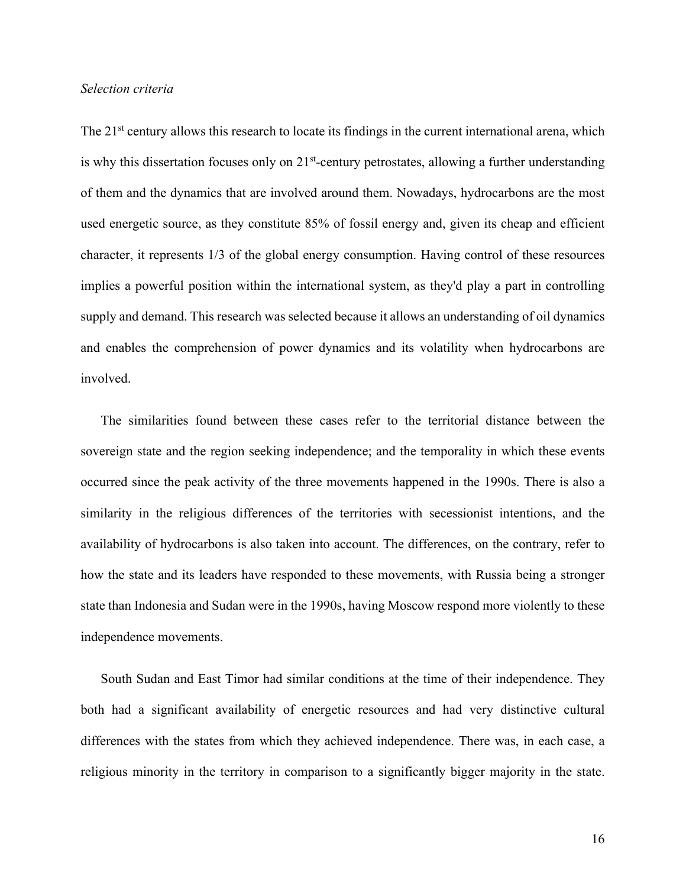*Selection criteria*

The 21st century allows this research to locate its findings in the current international arena, which is why this dissertation focuses only on 21st-century petrostates, allowing a further understanding of them and the dynamics that are involved around them. Nowadays, hydrocarbons are the most used energetic source, as they constitute 85% of fossil energy and, given its cheap and efficient character, it represents 1/3 of the global energy consumption. Having control of these resources implies a powerful position within the international system, as they'd play a part in controlling supply and demand. This research was selected because it allows an understanding of oil dynamics and enables the comprehension of power dynamics and its volatility when hydrocarbons are involved.

The similarities found between these cases refer to the territorial distance between the sovereign state and the region seeking independence; and the temporality in which these events occurred since the peak activity of the three movements happened in the 1990s. There is also a similarity in the religious differences of the territories with secessionist intentions, and the availability of hydrocarbons is also taken into account. The differences, on the contrary, refer to how the state and its leaders have responded to these movements, with Russia being a stronger state than Indonesia and Sudan were in the 1990s, having Moscow respond more violently to these independence movements.

South Sudan and East Timor had similar conditions at the time of their independence. They both had a significant availability of energetic resources and had very distinctive cultural differences with the states from which they achieved independence. There was, in each case, a religious minority in the territory in comparison to a significantly bigger majority in the state.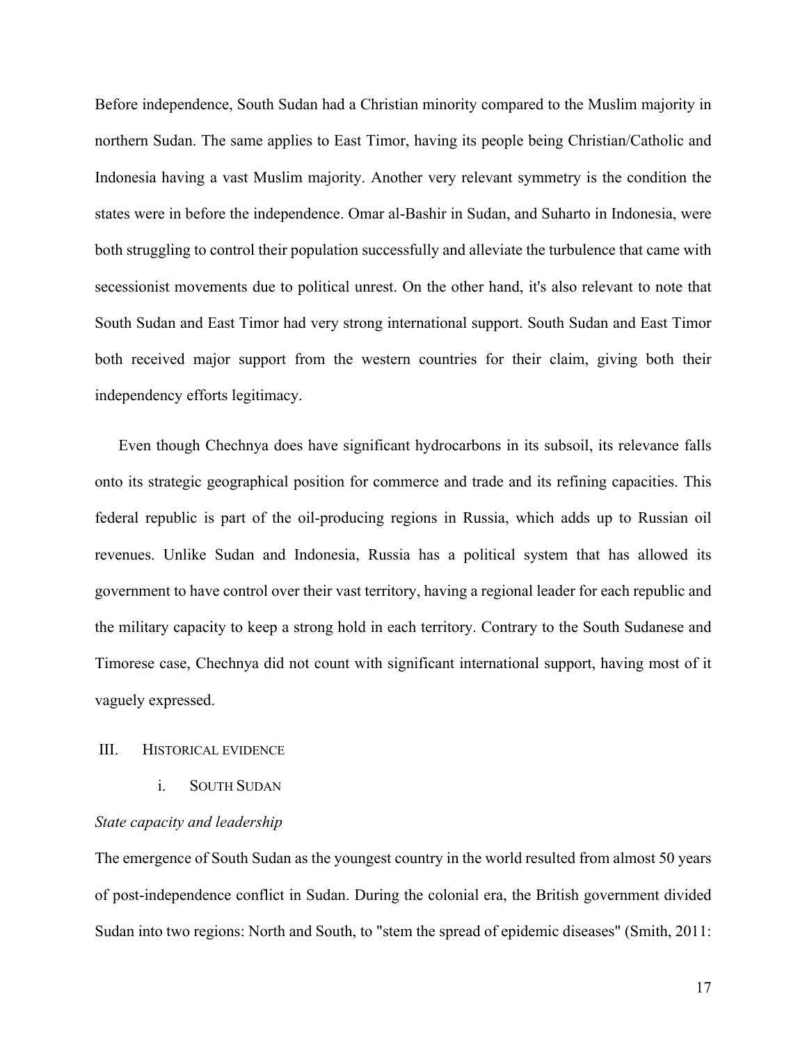Before independence, South Sudan had a Christian minority compared to the Muslim majority in northern Sudan. The same applies to East Timor, having its people being Christian/Catholic and Indonesia having a vast Muslim majority. Another very relevant symmetry is the condition the states were in before the independence. Omar al-Bashir in Sudan, and Suharto in Indonesia, were both struggling to control their population successfully and alleviate the turbulence that came with secessionist movements due to political unrest. On the other hand, it's also relevant to note that South Sudan and East Timor had very strong international support. South Sudan and East Timor both received major support from the western countries for their claim, giving both their independency efforts legitimacy.

Even though Chechnya does have significant hydrocarbons in its subsoil, its relevance falls onto its strategic geographical position for commerce and trade and its refining capacities. This federal republic is part of the oil-producing regions in Russia, which adds up to Russian oil revenues. Unlike Sudan and Indonesia, Russia has a political system that has allowed its government to have control over their vast territory, having a regional leader for each republic and the military capacity to keep a strong hold in each territory. Contrary to the South Sudanese and Timorese case, Chechnya did not count with significant international support, having most of it vaguely expressed.

## III. Historical evidence

### i. South Sudan

*State capacity and leadership*

The emergence of South Sudan as the youngest country in the world resulted from almost 50 years of post-independence conflict in Sudan. During the colonial era, the British government divided Sudan into two regions: North and South, to "stem the spread of epidemic diseases" (Smith, 2011: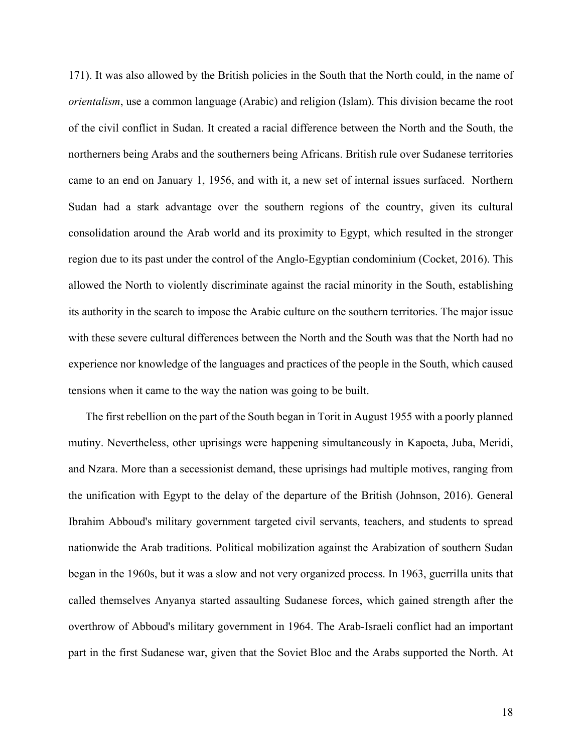171). It was also allowed by the British policies in the South that the North could, in the name of *orientalism*, use a common language (Arabic) and religion (Islam). This division became the root of the civil conflict in Sudan. It created a racial difference between the North and the South, the northerners being Arabs and the southerners being Africans. British rule over Sudanese territories came to an end on January 1, 1956, and with it, a new set of internal issues surfaced. Northern Sudan had a stark advantage over the southern regions of the country, given its cultural consolidation around the Arab world and its proximity to Egypt, which resulted in the stronger region due to its past under the control of the Anglo-Egyptian condominium (Cocket, 2016). This allowed the North to violently discriminate against the racial minority in the South, establishing its authority in the search to impose the Arabic culture on the southern territories. The major issue with these severe cultural differences between the North and the South was that the North had no experience nor knowledge of the languages and practices of the people in the South, which caused tensions when it came to the way the nation was going to be built.

The first rebellion on the part of the South began in Torit in August 1955 with a poorly planned mutiny. Nevertheless, other uprisings were happening simultaneously in Kapoeta, Juba, Meridi, and Nzara. More than a secessionist demand, these uprisings had multiple motives, ranging from the unification with Egypt to the delay of the departure of the British (Johnson, 2016). General Ibrahim Abboud's military government targeted civil servants, teachers, and students to spread nationwide the Arab traditions. Political mobilization against the Arabization of southern Sudan began in the 1960s, but it was a slow and not very organized process. In 1963, guerrilla units that called themselves Anyanya started assaulting Sudanese forces, which gained strength after the overthrow of Abboud's military government in 1964. The Arab-Israeli conflict had an important part in the first Sudanese war, given that the Soviet Bloc and the Arabs supported the North. At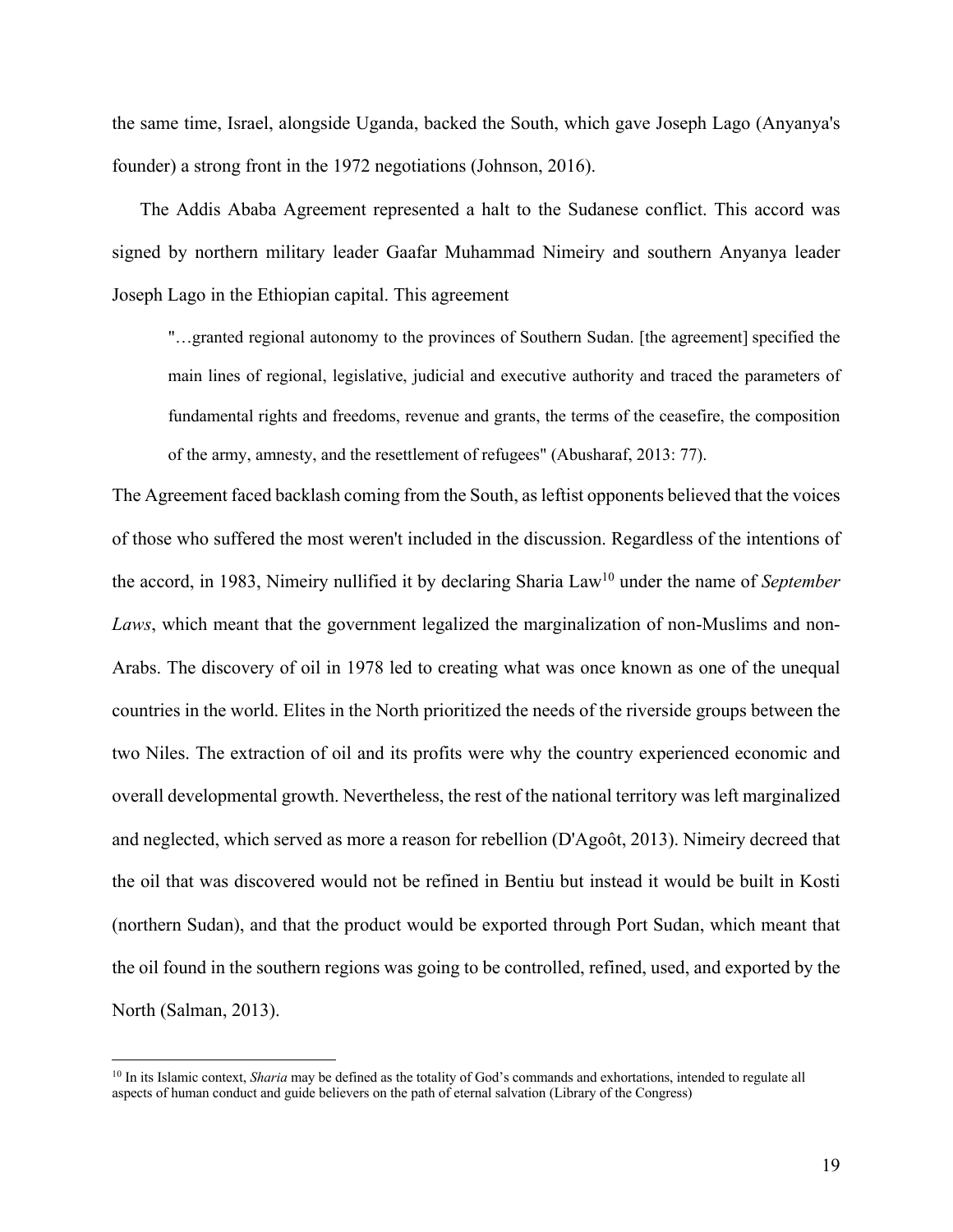the same time, Israel, alongside Uganda, backed the South, which gave Joseph Lago (Anyanya's founder) a strong front in the 1972 negotiations (Johnson, 2016).

The Addis Ababa Agreement represented a halt to the Sudanese conflict. This accord was signed by northern military leader Gaafar Muhammad Nimeiry and southern Anyanya leader Joseph Lago in the Ethiopian capital. This agreement

> "…granted regional autonomy to the provinces of Southern Sudan. [the agreement] specified the main lines of regional, legislative, judicial and executive authority and traced the parameters of fundamental rights and freedoms, revenue and grants, the terms of the ceasefire, the composition of the army, amnesty, and the resettlement of refugees" (Abusharaf, 2013: 77).

The Agreement faced backlash coming from the South, as leftist opponents believed that the voices of those who suffered the most weren't included in the discussion. Regardless of the intentions of the accord, in 1983, Nimeiry nullified it by declaring Sharia Law[10] under the name of *September Laws*, which meant that the government legalized the marginalization of non-Muslims and non-Arabs. The discovery of oil in 1978 led to creating what was once known as one of the unequal countries in the world. Elites in the North prioritized the needs of the riverside groups between the two Niles. The extraction of oil and its profits were why the country experienced economic and overall developmental growth. Nevertheless, the rest of the national territory was left marginalized and neglected, which served as more a reason for rebellion (D'Agoôt, 2013). Nimeiry decreed that the oil that was discovered would not be refined in Bentiu but instead it would be built in Kosti (northern Sudan), and that the product would be exported through Port Sudan, which meant that the oil found in the southern regions was going to be controlled, refined, used, and exported by the North (Salman, 2013).

[10] In its Islamic context, *Sharia* may be defined as the totality of God's commands and exhortations, intended to regulate all aspects of human conduct and guide believers on the path of eternal salvation (Library of the Congress)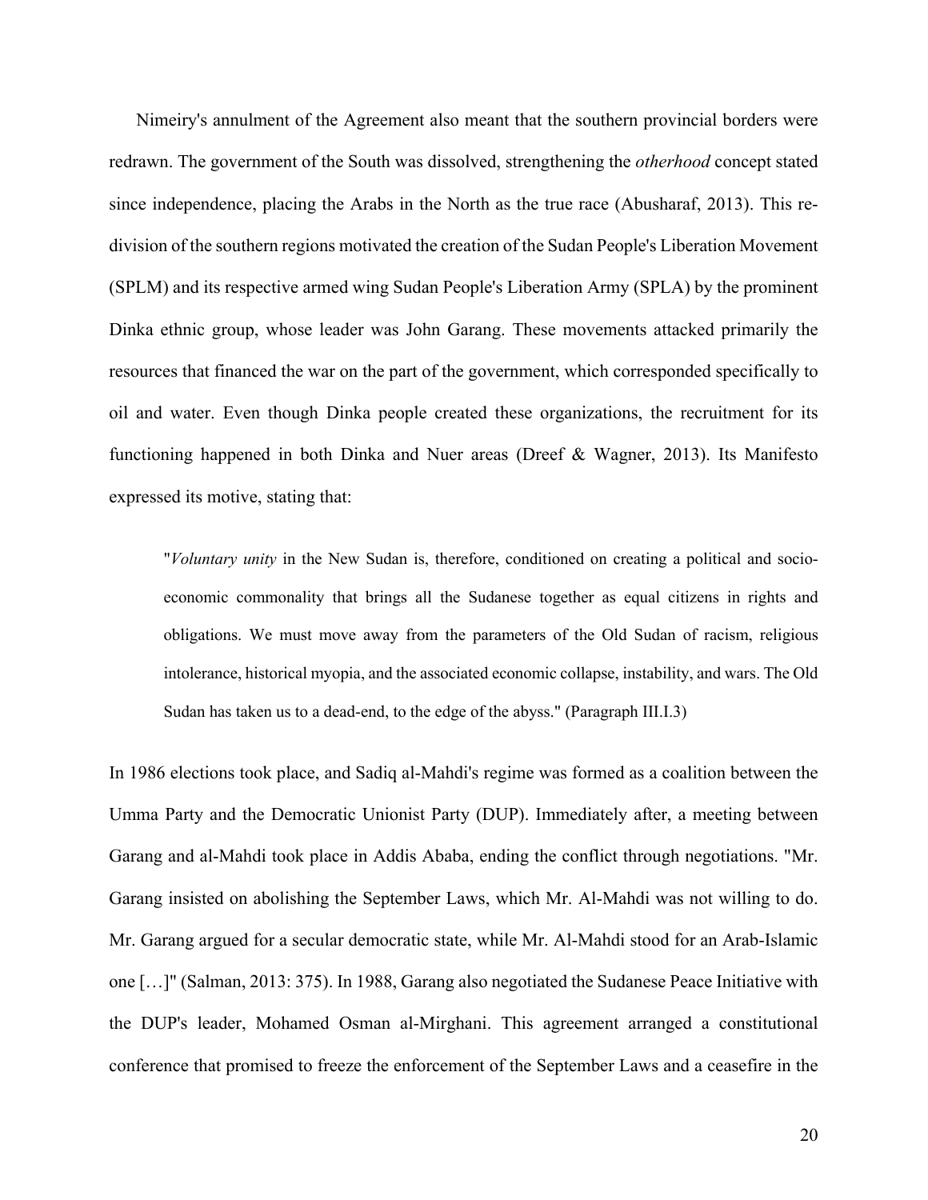Nimeiry's annulment of the Agreement also meant that the southern provincial borders were redrawn. The government of the South was dissolved, strengthening the *otherhood* concept stated since independence, placing the Arabs in the North as the true race (Abusharaf, 2013). This re-division of the southern regions motivated the creation of the Sudan People's Liberation Movement (SPLM) and its respective armed wing Sudan People's Liberation Army (SPLA) by the prominent Dinka ethnic group, whose leader was John Garang. These movements attacked primarily the resources that financed the war on the part of the government, which corresponded specifically to oil and water. Even though Dinka people created these organizations, the recruitment for its functioning happened in both Dinka and Nuer areas (Dreef & Wagner, 2013). Its Manifesto expressed its motive, stating that:

> "*Voluntary unity* in the New Sudan is, therefore, conditioned on creating a political and socio-economic commonality that brings all the Sudanese together as equal citizens in rights and obligations. We must move away from the parameters of the Old Sudan of racism, religious intolerance, historical myopia, and the associated economic collapse, instability, and wars. The Old Sudan has taken us to a dead-end, to the edge of the abyss." (Paragraph III.I.3)

In 1986 elections took place, and Sadiq al-Mahdi's regime was formed as a coalition between the Umma Party and the Democratic Unionist Party (DUP). Immediately after, a meeting between Garang and al-Mahdi took place in Addis Ababa, ending the conflict through negotiations. "Mr. Garang insisted on abolishing the September Laws, which Mr. Al-Mahdi was not willing to do. Mr. Garang argued for a secular democratic state, while Mr. Al-Mahdi stood for an Arab-Islamic one […]" (Salman, 2013: 375). In 1988, Garang also negotiated the Sudanese Peace Initiative with the DUP's leader, Mohamed Osman al-Mirghani. This agreement arranged a constitutional conference that promised to freeze the enforcement of the September Laws and a ceasefire in the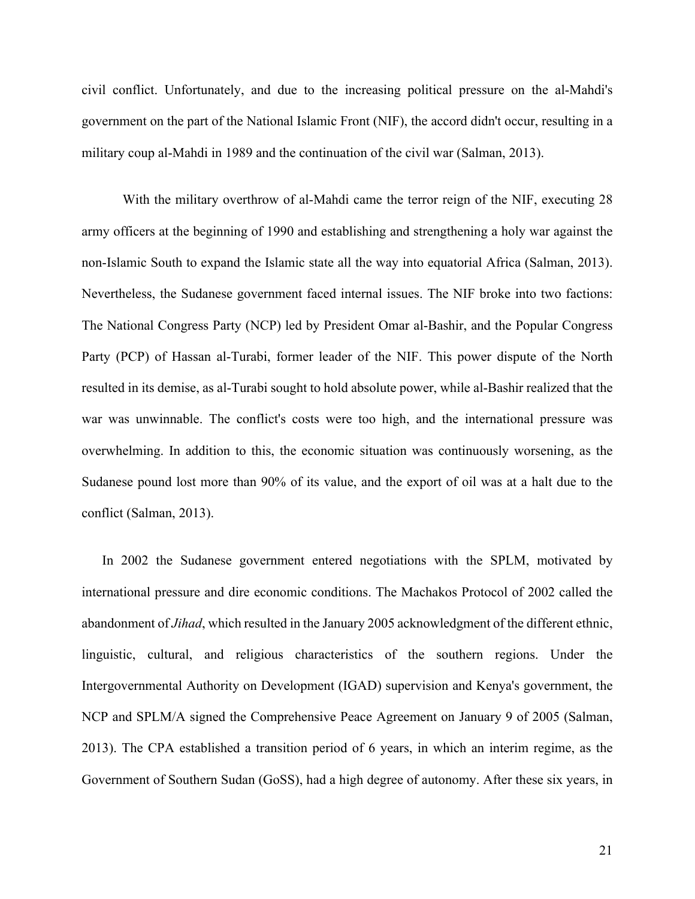civil conflict. Unfortunately, and due to the increasing political pressure on the al-Mahdi's government on the part of the National Islamic Front (NIF), the accord didn't occur, resulting in a military coup al-Mahdi in 1989 and the continuation of the civil war (Salman, 2013).

With the military overthrow of al-Mahdi came the terror reign of the NIF, executing 28 army officers at the beginning of 1990 and establishing and strengthening a holy war against the non-Islamic South to expand the Islamic state all the way into equatorial Africa (Salman, 2013). Nevertheless, the Sudanese government faced internal issues. The NIF broke into two factions: The National Congress Party (NCP) led by President Omar al-Bashir, and the Popular Congress Party (PCP) of Hassan al-Turabi, former leader of the NIF. This power dispute of the North resulted in its demise, as al-Turabi sought to hold absolute power, while al-Bashir realized that the war was unwinnable. The conflict's costs were too high, and the international pressure was overwhelming. In addition to this, the economic situation was continuously worsening, as the Sudanese pound lost more than 90% of its value, and the export of oil was at a halt due to the conflict (Salman, 2013).

In 2002 the Sudanese government entered negotiations with the SPLM, motivated by international pressure and dire economic conditions. The Machakos Protocol of 2002 called the abandonment of *Jihad*, which resulted in the January 2005 acknowledgment of the different ethnic, linguistic, cultural, and religious characteristics of the southern regions. Under the Intergovernmental Authority on Development (IGAD) supervision and Kenya's government, the NCP and SPLM/A signed the Comprehensive Peace Agreement on January 9 of 2005 (Salman, 2013). The CPA established a transition period of 6 years, in which an interim regime, as the Government of Southern Sudan (GoSS), had a high degree of autonomy. After these six years, in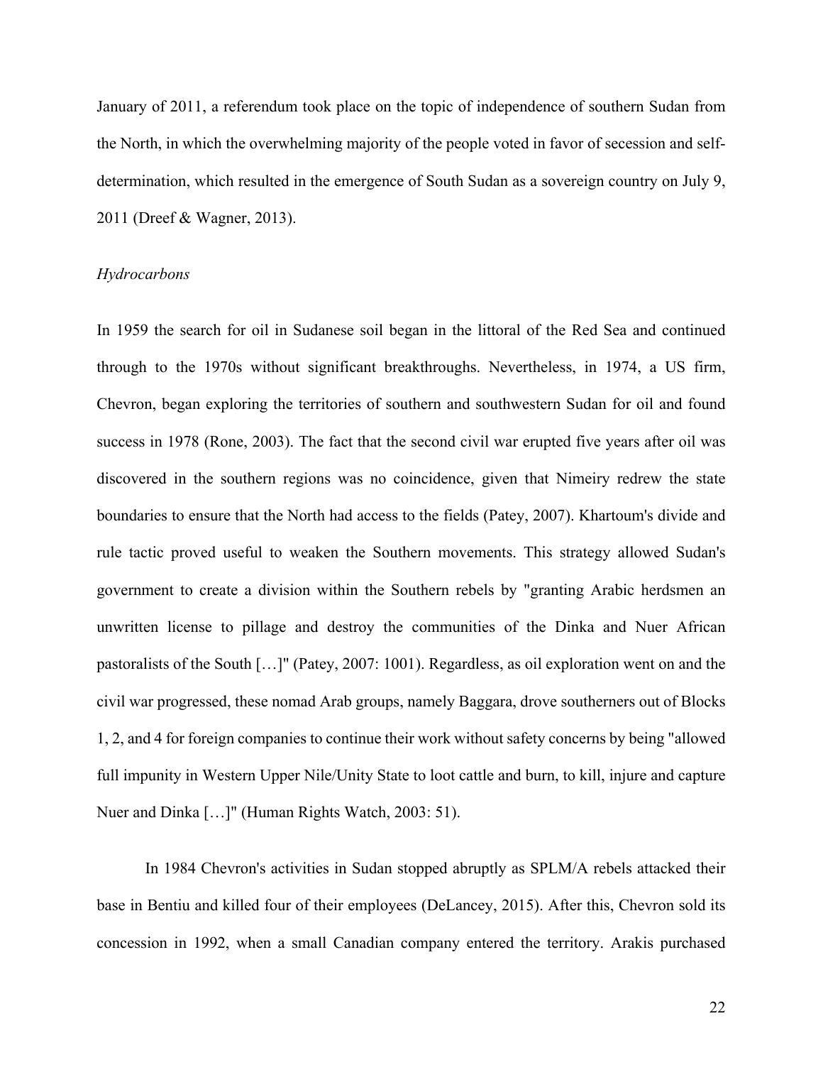January of 2011, a referendum took place on the topic of independence of southern Sudan from the North, in which the overwhelming majority of the people voted in favor of secession and self-determination, which resulted in the emergence of South Sudan as a sovereign country on July 9, 2011 (Dreef & Wagner, 2013).

*Hydrocarbons*

In 1959 the search for oil in Sudanese soil began in the littoral of the Red Sea and continued through to the 1970s without significant breakthroughs. Nevertheless, in 1974, a US firm, Chevron, began exploring the territories of southern and southwestern Sudan for oil and found success in 1978 (Rone, 2003). The fact that the second civil war erupted five years after oil was discovered in the southern regions was no coincidence, given that Nimeiry redrew the state boundaries to ensure that the North had access to the fields (Patey, 2007). Khartoum's divide and rule tactic proved useful to weaken the Southern movements. This strategy allowed Sudan's government to create a division within the Southern rebels by "granting Arabic herdsmen an unwritten license to pillage and destroy the communities of the Dinka and Nuer African pastoralists of the South […]" (Patey, 2007: 1001). Regardless, as oil exploration went on and the civil war progressed, these nomad Arab groups, namely Baggara, drove southerners out of Blocks 1, 2, and 4 for foreign companies to continue their work without safety concerns by being "allowed full impunity in Western Upper Nile/Unity State to loot cattle and burn, to kill, injure and capture Nuer and Dinka […]" (Human Rights Watch, 2003: 51).

In 1984 Chevron's activities in Sudan stopped abruptly as SPLM/A rebels attacked their base in Bentiu and killed four of their employees (DeLancey, 2015). After this, Chevron sold its concession in 1992, when a small Canadian company entered the territory. Arakis purchased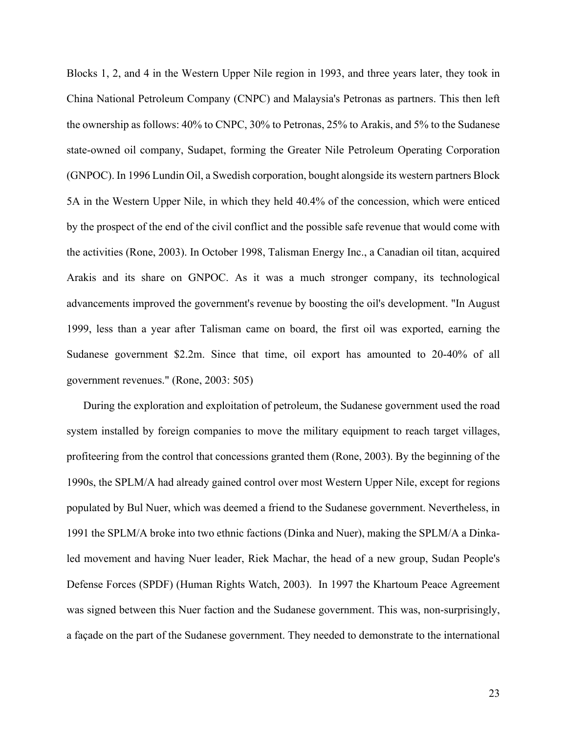Blocks 1, 2, and 4 in the Western Upper Nile region in 1993, and three years later, they took in China National Petroleum Company (CNPC) and Malaysia's Petronas as partners. This then left the ownership as follows: 40% to CNPC, 30% to Petronas, 25% to Arakis, and 5% to the Sudanese state-owned oil company, Sudapet, forming the Greater Nile Petroleum Operating Corporation (GNPOC). In 1996 Lundin Oil, a Swedish corporation, bought alongside its western partners Block 5A in the Western Upper Nile, in which they held 40.4% of the concession, which were enticed by the prospect of the end of the civil conflict and the possible safe revenue that would come with the activities (Rone, 2003). In October 1998, Talisman Energy Inc., a Canadian oil titan, acquired Arakis and its share on GNPOC. As it was a much stronger company, its technological advancements improved the government's revenue by boosting the oil's development. "In August 1999, less than a year after Talisman came on board, the first oil was exported, earning the Sudanese government \$2.2m. Since that time, oil export has amounted to 20-40% of all government revenues." (Rone, 2003: 505)

During the exploration and exploitation of petroleum, the Sudanese government used the road system installed by foreign companies to move the military equipment to reach target villages, profiteering from the control that concessions granted them (Rone, 2003). By the beginning of the 1990s, the SPLM/A had already gained control over most Western Upper Nile, except for regions populated by Bul Nuer, which was deemed a friend to the Sudanese government. Nevertheless, in 1991 the SPLM/A broke into two ethnic factions (Dinka and Nuer), making the SPLM/A a Dinka-led movement and having Nuer leader, Riek Machar, the head of a new group, Sudan People's Defense Forces (SPDF) (Human Rights Watch, 2003). In 1997 the Khartoum Peace Agreement was signed between this Nuer faction and the Sudanese government. This was, non-surprisingly, a façade on the part of the Sudanese government. They needed to demonstrate to the international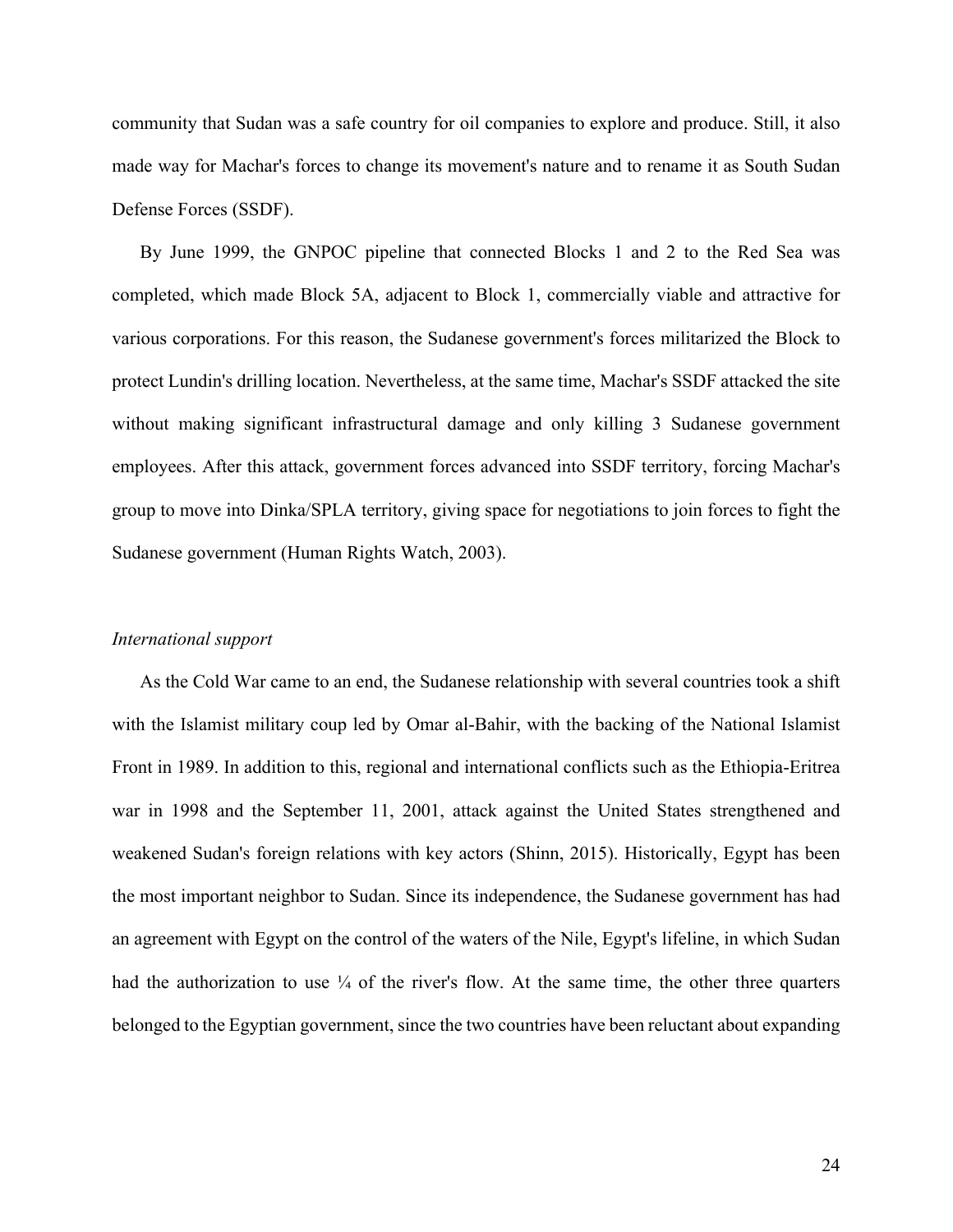community that Sudan was a safe country for oil companies to explore and produce. Still, it also made way for Machar's forces to change its movement's nature and to rename it as South Sudan Defense Forces (SSDF).

By June 1999, the GNPOC pipeline that connected Blocks 1 and 2 to the Red Sea was completed, which made Block 5A, adjacent to Block 1, commercially viable and attractive for various corporations. For this reason, the Sudanese government's forces militarized the Block to protect Lundin's drilling location. Nevertheless, at the same time, Machar's SSDF attacked the site without making significant infrastructural damage and only killing 3 Sudanese government employees. After this attack, government forces advanced into SSDF territory, forcing Machar's group to move into Dinka/SPLA territory, giving space for negotiations to join forces to fight the Sudanese government (Human Rights Watch, 2003).

*International support*

As the Cold War came to an end, the Sudanese relationship with several countries took a shift with the Islamist military coup led by Omar al-Bahir, with the backing of the National Islamist Front in 1989. In addition to this, regional and international conflicts such as the Ethiopia-Eritrea war in 1998 and the September 11, 2001, attack against the United States strengthened and weakened Sudan's foreign relations with key actors (Shinn, 2015). Historically, Egypt has been the most important neighbor to Sudan. Since its independence, the Sudanese government has had an agreement with Egypt on the control of the waters of the Nile, Egypt's lifeline, in which Sudan had the authorization to use ¼ of the river's flow. At the same time, the other three quarters belonged to the Egyptian government, since the two countries have been reluctant about expanding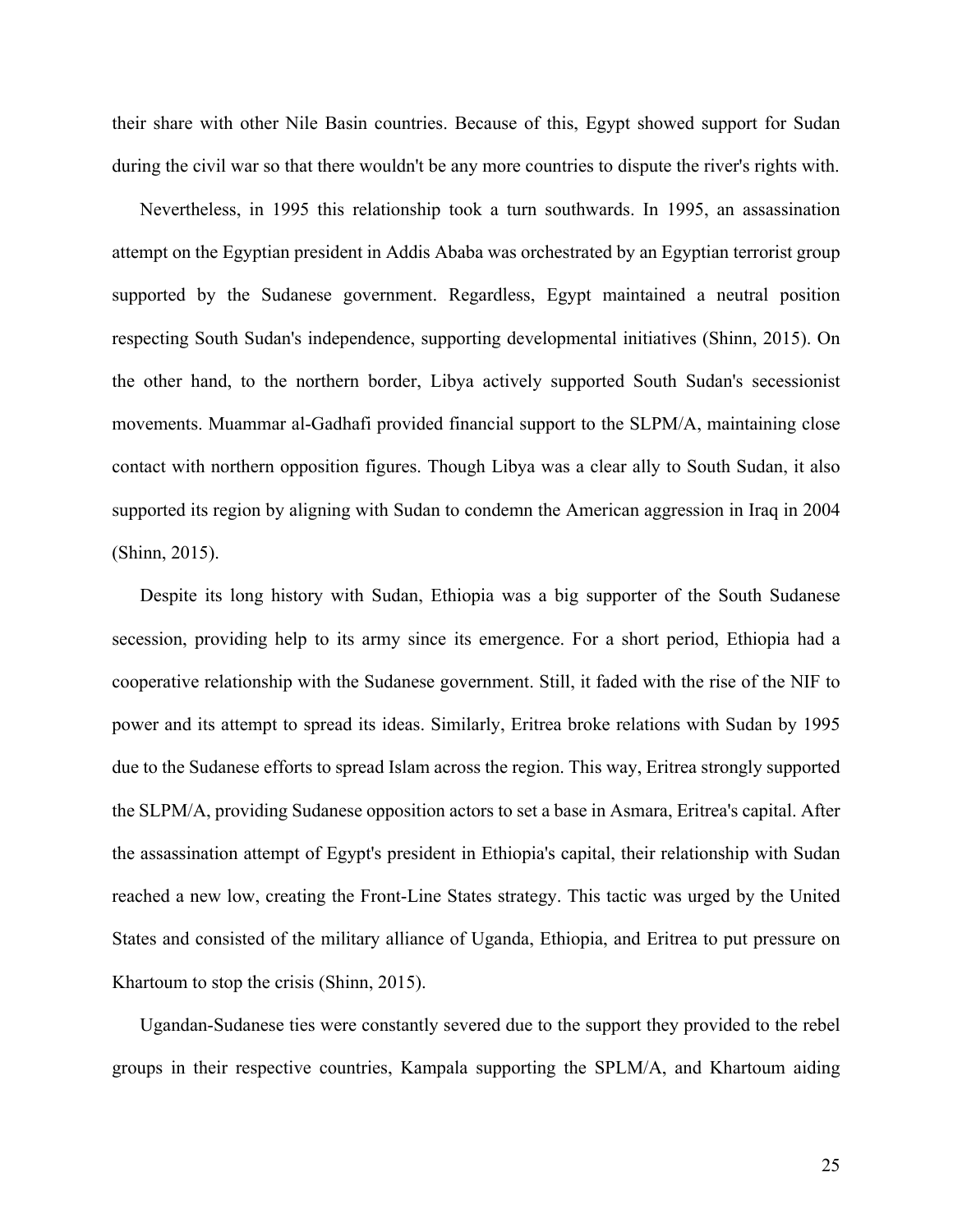their share with other Nile Basin countries. Because of this, Egypt showed support for Sudan during the civil war so that there wouldn't be any more countries to dispute the river's rights with.

Nevertheless, in 1995 this relationship took a turn southwards. In 1995, an assassination attempt on the Egyptian president in Addis Ababa was orchestrated by an Egyptian terrorist group supported by the Sudanese government. Regardless, Egypt maintained a neutral position respecting South Sudan's independence, supporting developmental initiatives (Shinn, 2015). On the other hand, to the northern border, Libya actively supported South Sudan's secessionist movements. Muammar al-Gadhafi provided financial support to the SLPM/A, maintaining close contact with northern opposition figures. Though Libya was a clear ally to South Sudan, it also supported its region by aligning with Sudan to condemn the American aggression in Iraq in 2004 (Shinn, 2015).

Despite its long history with Sudan, Ethiopia was a big supporter of the South Sudanese secession, providing help to its army since its emergence. For a short period, Ethiopia had a cooperative relationship with the Sudanese government. Still, it faded with the rise of the NIF to power and its attempt to spread its ideas. Similarly, Eritrea broke relations with Sudan by 1995 due to the Sudanese efforts to spread Islam across the region. This way, Eritrea strongly supported the SLPM/A, providing Sudanese opposition actors to set a base in Asmara, Eritrea's capital. After the assassination attempt of Egypt's president in Ethiopia's capital, their relationship with Sudan reached a new low, creating the Front-Line States strategy. This tactic was urged by the United States and consisted of the military alliance of Uganda, Ethiopia, and Eritrea to put pressure on Khartoum to stop the crisis (Shinn, 2015).

Ugandan-Sudanese ties were constantly severed due to the support they provided to the rebel groups in their respective countries, Kampala supporting the SPLM/A, and Khartoum aiding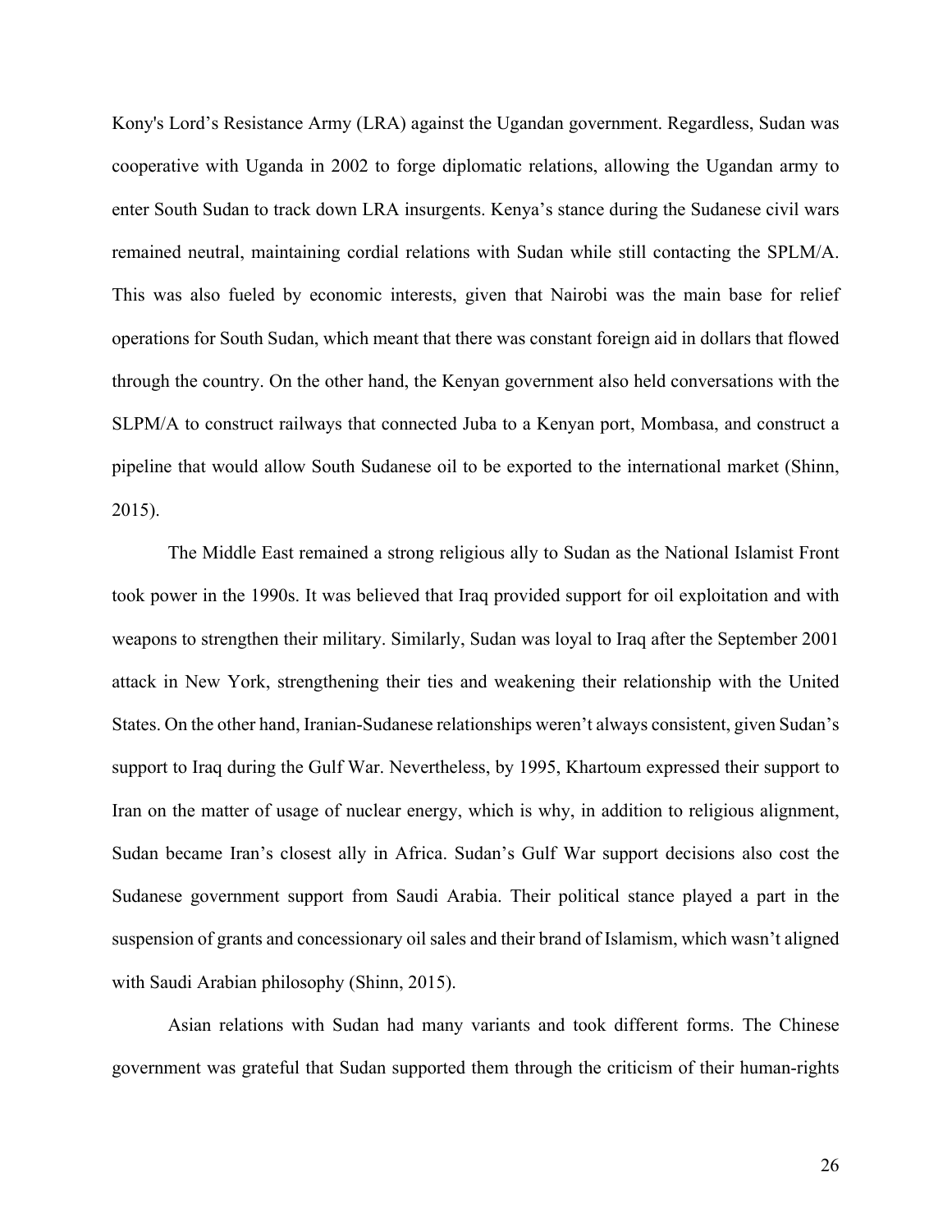Kony's Lord's Resistance Army (LRA) against the Ugandan government. Regardless, Sudan was cooperative with Uganda in 2002 to forge diplomatic relations, allowing the Ugandan army to enter South Sudan to track down LRA insurgents. Kenya's stance during the Sudanese civil wars remained neutral, maintaining cordial relations with Sudan while still contacting the SPLM/A. This was also fueled by economic interests, given that Nairobi was the main base for relief operations for South Sudan, which meant that there was constant foreign aid in dollars that flowed through the country. On the other hand, the Kenyan government also held conversations with the SLPM/A to construct railways that connected Juba to a Kenyan port, Mombasa, and construct a pipeline that would allow South Sudanese oil to be exported to the international market (Shinn, 2015).

The Middle East remained a strong religious ally to Sudan as the National Islamist Front took power in the 1990s. It was believed that Iraq provided support for oil exploitation and with weapons to strengthen their military. Similarly, Sudan was loyal to Iraq after the September 2001 attack in New York, strengthening their ties and weakening their relationship with the United States. On the other hand, Iranian-Sudanese relationships weren't always consistent, given Sudan's support to Iraq during the Gulf War. Nevertheless, by 1995, Khartoum expressed their support to Iran on the matter of usage of nuclear energy, which is why, in addition to religious alignment, Sudan became Iran's closest ally in Africa. Sudan's Gulf War support decisions also cost the Sudanese government support from Saudi Arabia. Their political stance played a part in the suspension of grants and concessionary oil sales and their brand of Islamism, which wasn't aligned with Saudi Arabian philosophy (Shinn, 2015).

Asian relations with Sudan had many variants and took different forms. The Chinese government was grateful that Sudan supported them through the criticism of their human-rights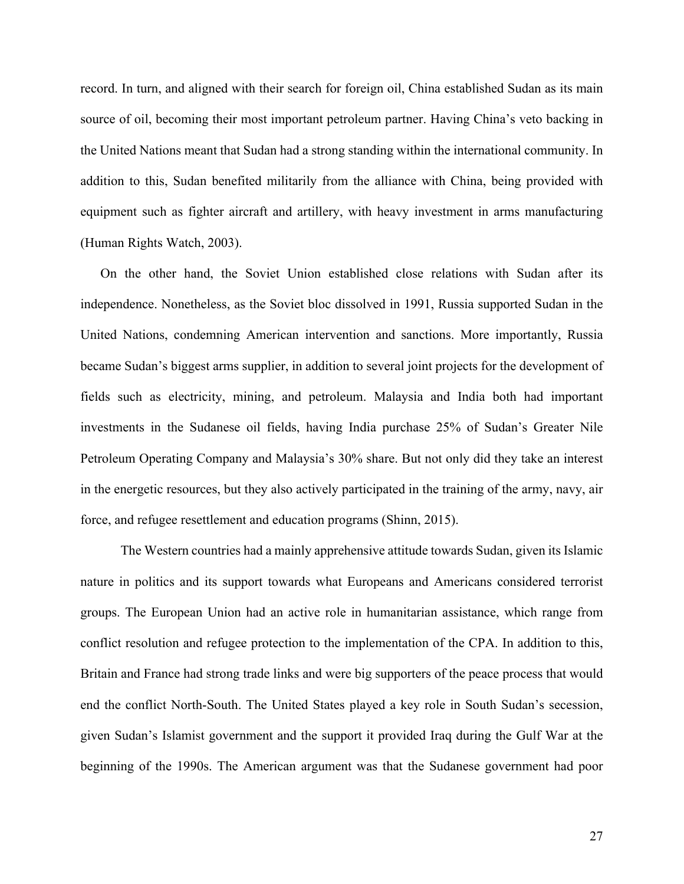record. In turn, and aligned with their search for foreign oil, China established Sudan as its main source of oil, becoming their most important petroleum partner. Having China's veto backing in the United Nations meant that Sudan had a strong standing within the international community. In addition to this, Sudan benefited militarily from the alliance with China, being provided with equipment such as fighter aircraft and artillery, with heavy investment in arms manufacturing (Human Rights Watch, 2003).

On the other hand, the Soviet Union established close relations with Sudan after its independence. Nonetheless, as the Soviet bloc dissolved in 1991, Russia supported Sudan in the United Nations, condemning American intervention and sanctions. More importantly, Russia became Sudan's biggest arms supplier, in addition to several joint projects for the development of fields such as electricity, mining, and petroleum. Malaysia and India both had important investments in the Sudanese oil fields, having India purchase 25% of Sudan's Greater Nile Petroleum Operating Company and Malaysia's 30% share. But not only did they take an interest in the energetic resources, but they also actively participated in the training of the army, navy, air force, and refugee resettlement and education programs (Shinn, 2015).

The Western countries had a mainly apprehensive attitude towards Sudan, given its Islamic nature in politics and its support towards what Europeans and Americans considered terrorist groups. The European Union had an active role in humanitarian assistance, which range from conflict resolution and refugee protection to the implementation of the CPA. In addition to this, Britain and France had strong trade links and were big supporters of the peace process that would end the conflict North-South. The United States played a key role in South Sudan's secession, given Sudan's Islamist government and the support it provided Iraq during the Gulf War at the beginning of the 1990s. The American argument was that the Sudanese government had poor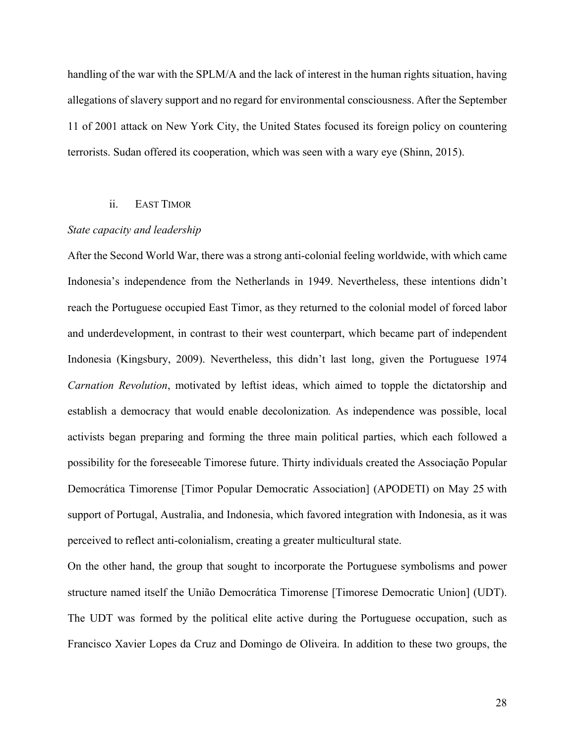handling of the war with the SPLM/A and the lack of interest in the human rights situation, having allegations of slavery support and no regard for environmental consciousness. After the September 11 of 2001 attack on New York City, the United States focused its foreign policy on countering terrorists. Sudan offered its cooperation, which was seen with a wary eye (Shinn, 2015).

### ii. East Timor

*State capacity and leadership*

After the Second World War, there was a strong anti-colonial feeling worldwide, with which came Indonesia's independence from the Netherlands in 1949. Nevertheless, these intentions didn't reach the Portuguese occupied East Timor, as they returned to the colonial model of forced labor and underdevelopment, in contrast to their west counterpart, which became part of independent Indonesia (Kingsbury, 2009). Nevertheless, this didn't last long, given the Portuguese 1974 *Carnation Revolution*, motivated by leftist ideas, which aimed to topple the dictatorship and establish a democracy that would enable decolonization. As independence was possible, local activists began preparing and forming the three main political parties, which each followed a possibility for the foreseeable Timorese future. Thirty individuals created the Associação Popular Democrática Timorense [Timor Popular Democratic Association] (APODETI) on May 25 with support of Portugal, Australia, and Indonesia, which favored integration with Indonesia, as it was perceived to reflect anti-colonialism, creating a greater multicultural state.

On the other hand, the group that sought to incorporate the Portuguese symbolisms and power structure named itself the União Democrática Timorense [Timorese Democratic Union] (UDT). The UDT was formed by the political elite active during the Portuguese occupation, such as Francisco Xavier Lopes da Cruz and Domingo de Oliveira. In addition to these two groups, the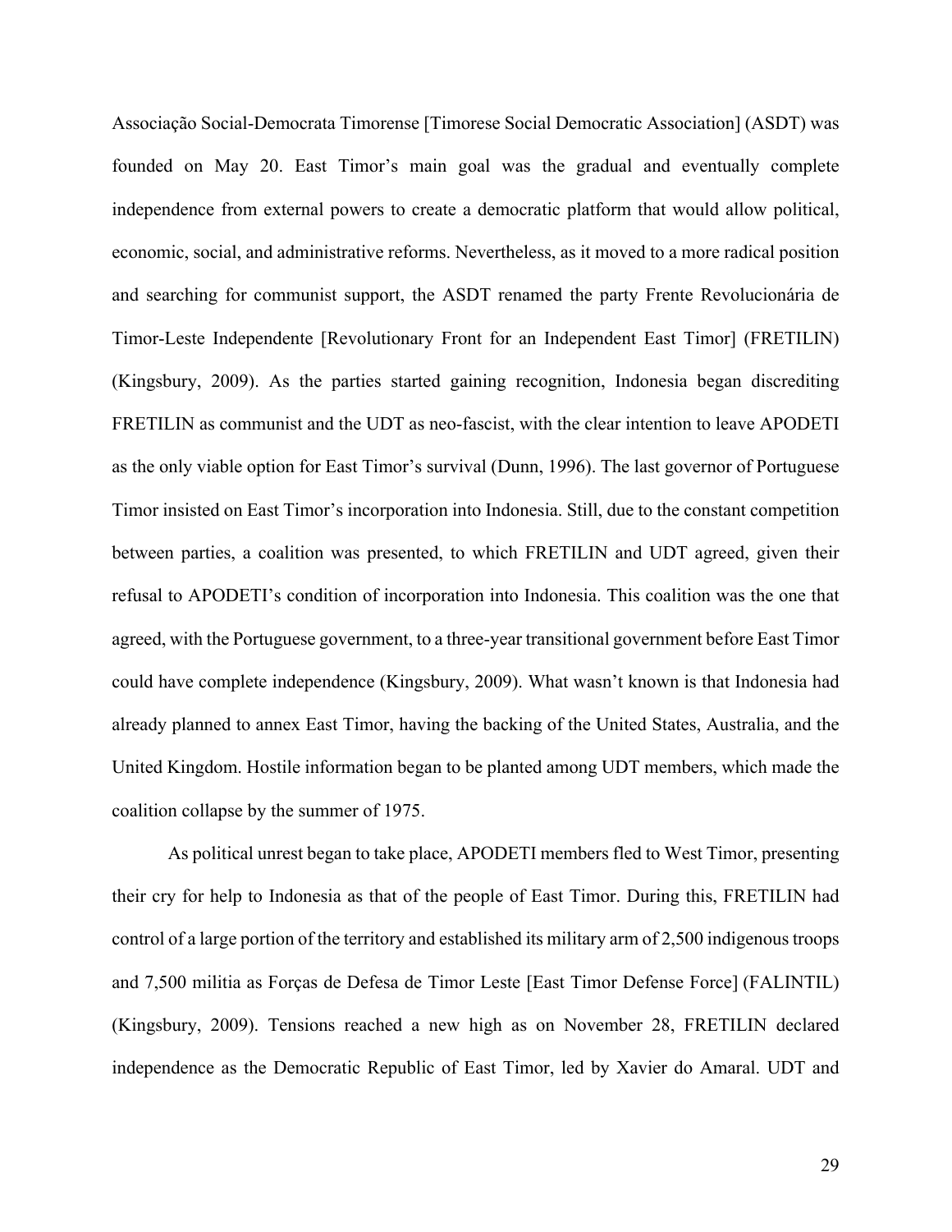Associação Social-Democrata Timorense [Timorese Social Democratic Association] (ASDT) was founded on May 20. East Timor's main goal was the gradual and eventually complete independence from external powers to create a democratic platform that would allow political, economic, social, and administrative reforms. Nevertheless, as it moved to a more radical position and searching for communist support, the ASDT renamed the party Frente Revolucionária de Timor-Leste Independente [Revolutionary Front for an Independent East Timor] (FRETILIN) (Kingsbury, 2009). As the parties started gaining recognition, Indonesia began discrediting FRETILIN as communist and the UDT as neo-fascist, with the clear intention to leave APODETI as the only viable option for East Timor's survival (Dunn, 1996). The last governor of Portuguese Timor insisted on East Timor's incorporation into Indonesia. Still, due to the constant competition between parties, a coalition was presented, to which FRETILIN and UDT agreed, given their refusal to APODETI's condition of incorporation into Indonesia. This coalition was the one that agreed, with the Portuguese government, to a three-year transitional government before East Timor could have complete independence (Kingsbury, 2009). What wasn't known is that Indonesia had already planned to annex East Timor, having the backing of the United States, Australia, and the United Kingdom. Hostile information began to be planted among UDT members, which made the coalition collapse by the summer of 1975.

As political unrest began to take place, APODETI members fled to West Timor, presenting their cry for help to Indonesia as that of the people of East Timor. During this, FRETILIN had control of a large portion of the territory and established its military arm of 2,500 indigenous troops and 7,500 militia as Forças de Defesa de Timor Leste [East Timor Defense Force] (FALINTIL) (Kingsbury, 2009). Tensions reached a new high as on November 28, FRETILIN declared independence as the Democratic Republic of East Timor, led by Xavier do Amaral. UDT and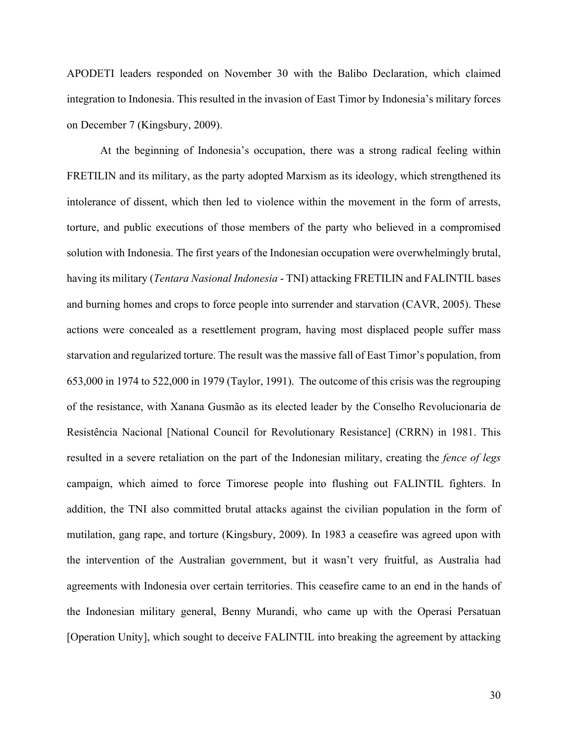APODETI leaders responded on November 30 with the Balibo Declaration, which claimed integration to Indonesia. This resulted in the invasion of East Timor by Indonesia's military forces on December 7 (Kingsbury, 2009).

At the beginning of Indonesia's occupation, there was a strong radical feeling within FRETILIN and its military, as the party adopted Marxism as its ideology, which strengthened its intolerance of dissent, which then led to violence within the movement in the form of arrests, torture, and public executions of those members of the party who believed in a compromised solution with Indonesia. The first years of the Indonesian occupation were overwhelmingly brutal, having its military (*Tentara Nasional Indonesia* - TNI) attacking FRETILIN and FALINTIL bases and burning homes and crops to force people into surrender and starvation (CAVR, 2005). These actions were concealed as a resettlement program, having most displaced people suffer mass starvation and regularized torture. The result was the massive fall of East Timor's population, from 653,000 in 1974 to 522,000 in 1979 (Taylor, 1991). The outcome of this crisis was the regrouping of the resistance, with Xanana Gusmão as its elected leader by the Conselho Revolucionaria de Resistência Nacional [National Council for Revolutionary Resistance] (CRRN) in 1981. This resulted in a severe retaliation on the part of the Indonesian military, creating the *fence of legs* campaign, which aimed to force Timorese people into flushing out FALINTIL fighters. In addition, the TNI also committed brutal attacks against the civilian population in the form of mutilation, gang rape, and torture (Kingsbury, 2009). In 1983 a ceasefire was agreed upon with the intervention of the Australian government, but it wasn't very fruitful, as Australia had agreements with Indonesia over certain territories. This ceasefire came to an end in the hands of the Indonesian military general, Benny Murandi, who came up with the Operasi Persatuan [Operation Unity], which sought to deceive FALINTIL into breaking the agreement by attacking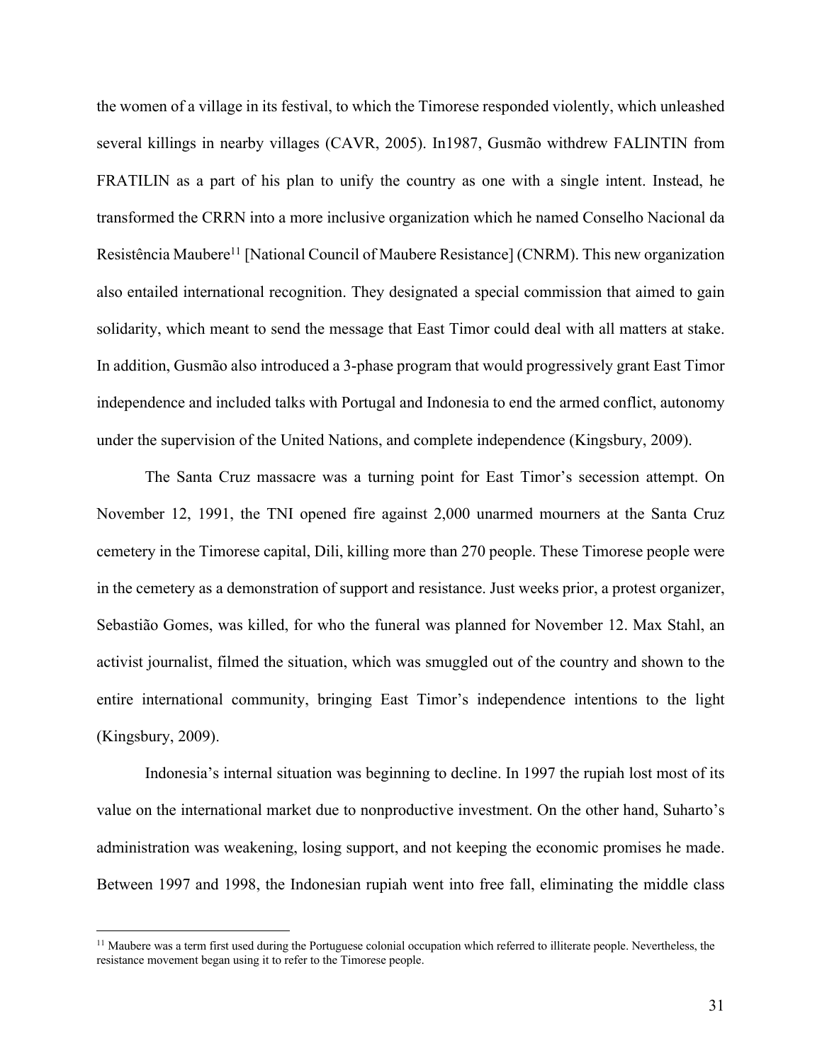the women of a village in its festival, to which the Timorese responded violently, which unleashed several killings in nearby villages (CAVR, 2005). In1987, Gusmão withdrew FALINTIN from FRATILIN as a part of his plan to unify the country as one with a single intent. Instead, he transformed the CRRN into a more inclusive organization which he named Conselho Nacional da Resistência Maubere[11] [National Council of Maubere Resistance] (CNRM). This new organization also entailed international recognition. They designated a special commission that aimed to gain solidarity, which meant to send the message that East Timor could deal with all matters at stake. In addition, Gusmão also introduced a 3-phase program that would progressively grant East Timor independence and included talks with Portugal and Indonesia to end the armed conflict, autonomy under the supervision of the United Nations, and complete independence (Kingsbury, 2009).

The Santa Cruz massacre was a turning point for East Timor's secession attempt. On November 12, 1991, the TNI opened fire against 2,000 unarmed mourners at the Santa Cruz cemetery in the Timorese capital, Dili, killing more than 270 people. These Timorese people were in the cemetery as a demonstration of support and resistance. Just weeks prior, a protest organizer, Sebastião Gomes, was killed, for who the funeral was planned for November 12. Max Stahl, an activist journalist, filmed the situation, which was smuggled out of the country and shown to the entire international community, bringing East Timor's independence intentions to the light (Kingsbury, 2009).

Indonesia's internal situation was beginning to decline. In 1997 the rupiah lost most of its value on the international market due to nonproductive investment. On the other hand, Suharto's administration was weakening, losing support, and not keeping the economic promises he made. Between 1997 and 1998, the Indonesian rupiah went into free fall, eliminating the middle class

[11] Maubere was a term first used during the Portuguese colonial occupation which referred to illiterate people. Nevertheless, the resistance movement began using it to refer to the Timorese people.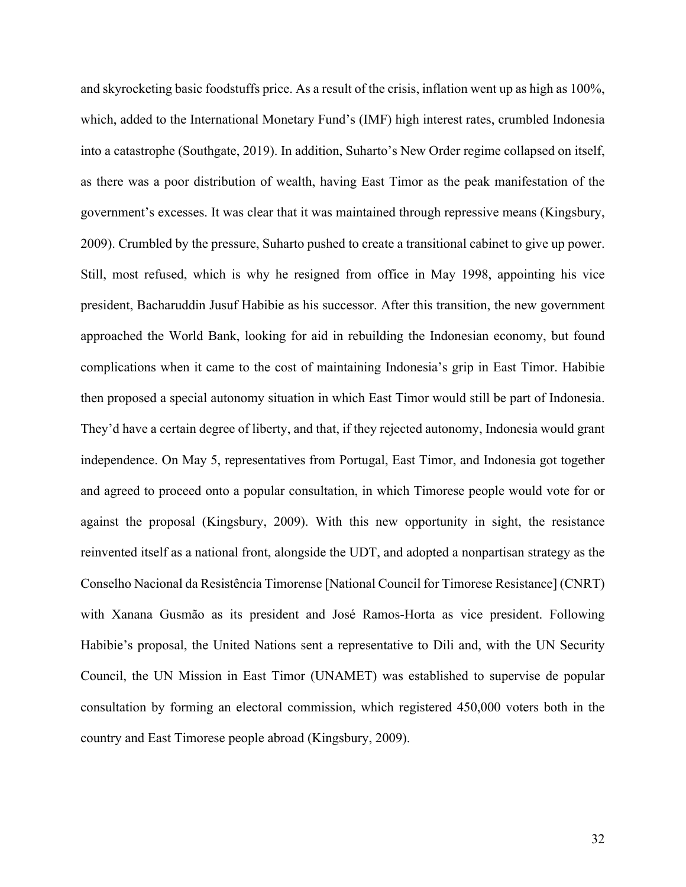and skyrocketing basic foodstuffs price. As a result of the crisis, inflation went up as high as 100%, which, added to the International Monetary Fund's (IMF) high interest rates, crumbled Indonesia into a catastrophe (Southgate, 2019). In addition, Suharto's New Order regime collapsed on itself, as there was a poor distribution of wealth, having East Timor as the peak manifestation of the government's excesses. It was clear that it was maintained through repressive means (Kingsbury, 2009). Crumbled by the pressure, Suharto pushed to create a transitional cabinet to give up power. Still, most refused, which is why he resigned from office in May 1998, appointing his vice president, Bacharuddin Jusuf Habibie as his successor. After this transition, the new government approached the World Bank, looking for aid in rebuilding the Indonesian economy, but found complications when it came to the cost of maintaining Indonesia's grip in East Timor. Habibie then proposed a special autonomy situation in which East Timor would still be part of Indonesia. They'd have a certain degree of liberty, and that, if they rejected autonomy, Indonesia would grant independence. On May 5, representatives from Portugal, East Timor, and Indonesia got together and agreed to proceed onto a popular consultation, in which Timorese people would vote for or against the proposal (Kingsbury, 2009). With this new opportunity in sight, the resistance reinvented itself as a national front, alongside the UDT, and adopted a nonpartisan strategy as the Conselho Nacional da Resistência Timorense [National Council for Timorese Resistance] (CNRT) with Xanana Gusmão as its president and José Ramos-Horta as vice president. Following Habibie's proposal, the United Nations sent a representative to Dili and, with the UN Security Council, the UN Mission in East Timor (UNAMET) was established to supervise de popular consultation by forming an electoral commission, which registered 450,000 voters both in the country and East Timorese people abroad (Kingsbury, 2009).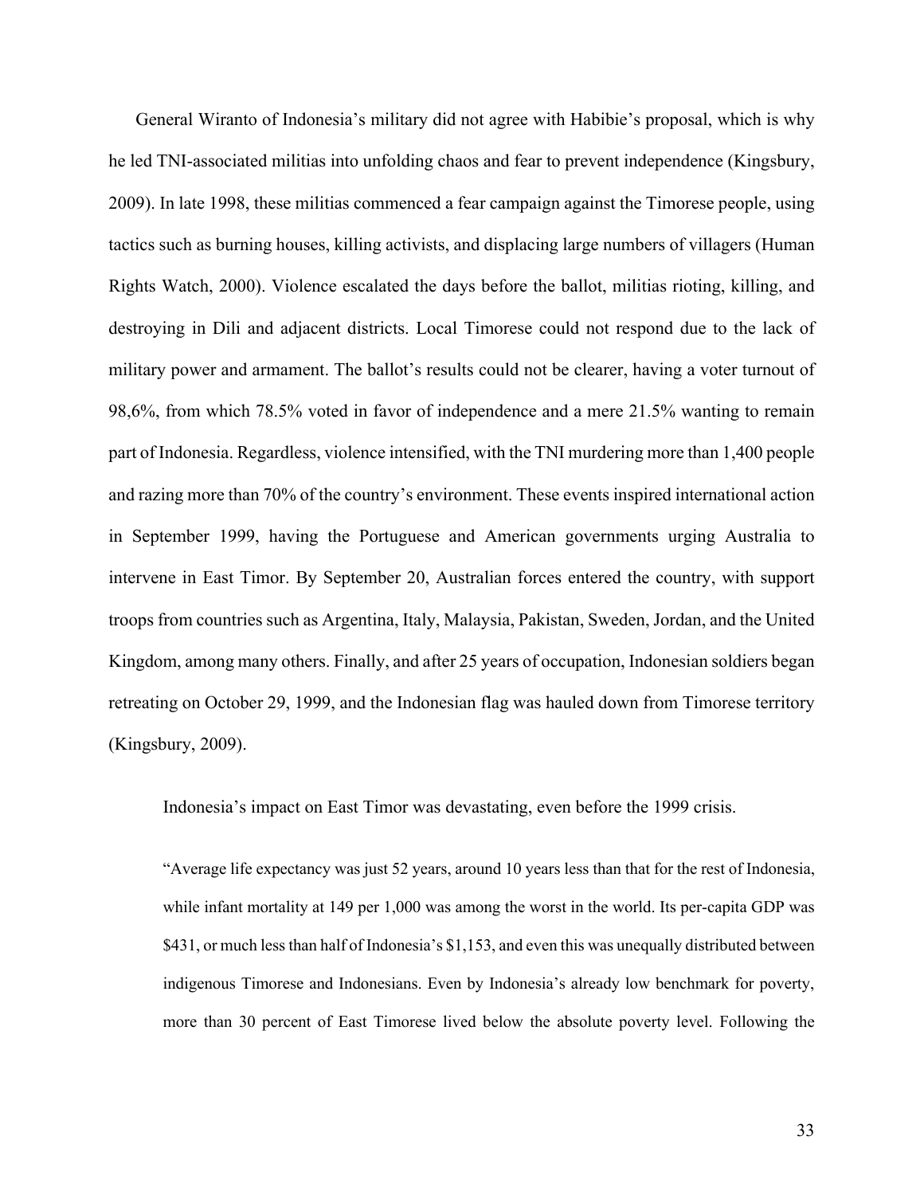General Wiranto of Indonesia's military did not agree with Habibie's proposal, which is why he led TNI-associated militias into unfolding chaos and fear to prevent independence (Kingsbury, 2009). In late 1998, these militias commenced a fear campaign against the Timorese people, using tactics such as burning houses, killing activists, and displacing large numbers of villagers (Human Rights Watch, 2000). Violence escalated the days before the ballot, militias rioting, killing, and destroying in Dili and adjacent districts. Local Timorese could not respond due to the lack of military power and armament. The ballot's results could not be clearer, having a voter turnout of 98,6%, from which 78.5% voted in favor of independence and a mere 21.5% wanting to remain part of Indonesia. Regardless, violence intensified, with the TNI murdering more than 1,400 people and razing more than 70% of the country's environment. These events inspired international action in September 1999, having the Portuguese and American governments urging Australia to intervene in East Timor. By September 20, Australian forces entered the country, with support troops from countries such as Argentina, Italy, Malaysia, Pakistan, Sweden, Jordan, and the United Kingdom, among many others. Finally, and after 25 years of occupation, Indonesian soldiers began retreating on October 29, 1999, and the Indonesian flag was hauled down from Timorese territory (Kingsbury, 2009).

Indonesia's impact on East Timor was devastating, even before the 1999 crisis.

> "Average life expectancy was just 52 years, around 10 years less than that for the rest of Indonesia, while infant mortality at 149 per 1,000 was among the worst in the world. Its per-capita GDP was $431, or much less than half of Indonesia's $1,153, and even this was unequally distributed between indigenous Timorese and Indonesians. Even by Indonesia's already low benchmark for poverty, more than 30 percent of East Timorese lived below the absolute poverty level. Following the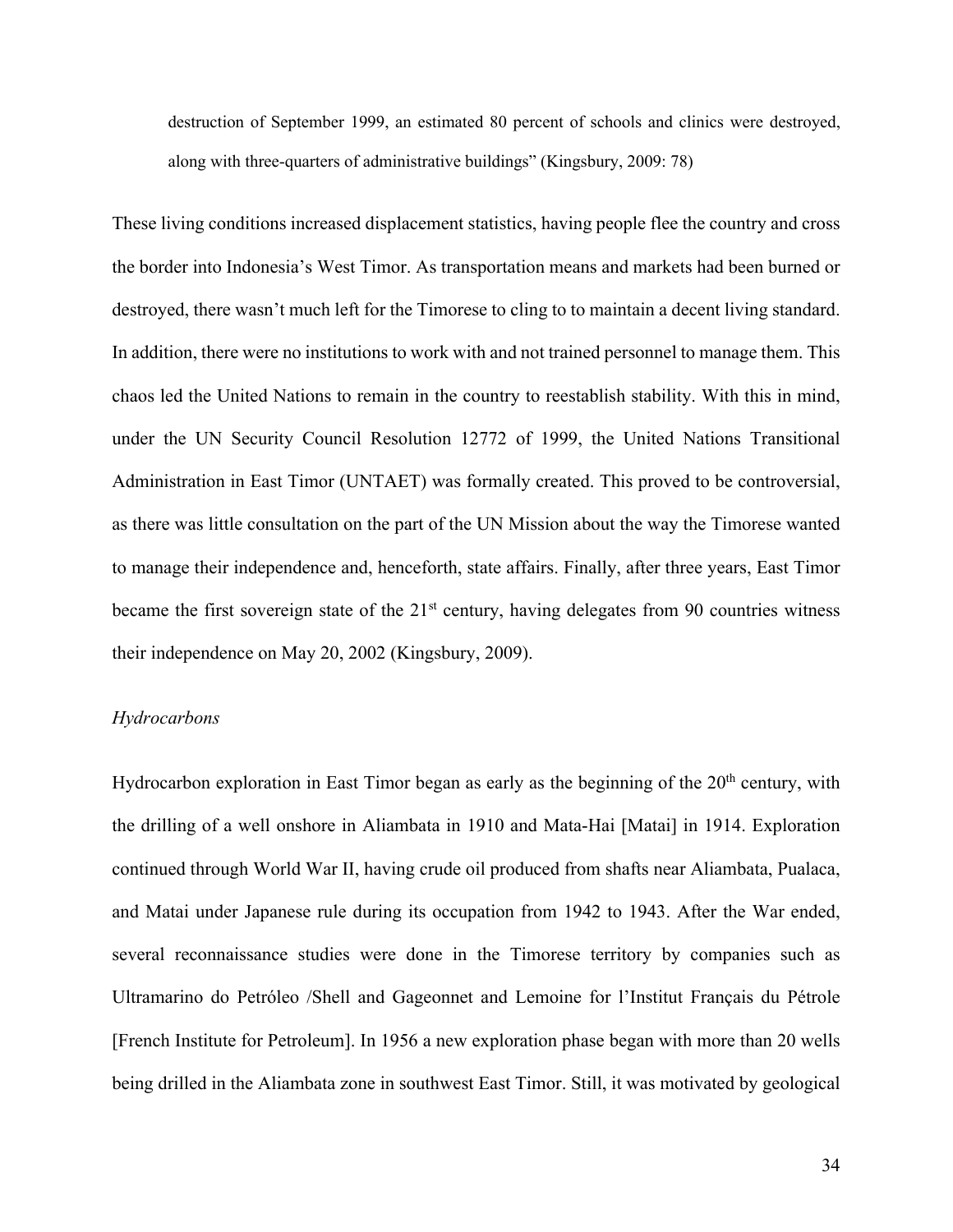destruction of September 1999, an estimated 80 percent of schools and clinics were destroyed, along with three-quarters of administrative buildings" (Kingsbury, 2009: 78)

These living conditions increased displacement statistics, having people flee the country and cross the border into Indonesia's West Timor. As transportation means and markets had been burned or destroyed, there wasn't much left for the Timorese to cling to to maintain a decent living standard. In addition, there were no institutions to work with and not trained personnel to manage them. This chaos led the United Nations to remain in the country to reestablish stability. With this in mind, under the UN Security Council Resolution 12772 of 1999, the United Nations Transitional Administration in East Timor (UNTAET) was formally created. This proved to be controversial, as there was little consultation on the part of the UN Mission about the way the Timorese wanted to manage their independence and, henceforth, state affairs. Finally, after three years, East Timor became the first sovereign state of the 21st century, having delegates from 90 countries witness their independence on May 20, 2002 (Kingsbury, 2009).

*Hydrocarbons*

Hydrocarbon exploration in East Timor began as early as the beginning of the 20th century, with the drilling of a well onshore in Aliambata in 1910 and Mata-Hai [Matai] in 1914. Exploration continued through World War II, having crude oil produced from shafts near Aliambata, Pualaca, and Matai under Japanese rule during its occupation from 1942 to 1943. After the War ended, several reconnaissance studies were done in the Timorese territory by companies such as Ultramarino do Petróleo /Shell and Gageonnet and Lemoine for l'Institut Français du Pétrole [French Institute for Petroleum]. In 1956 a new exploration phase began with more than 20 wells being drilled in the Aliambata zone in southwest East Timor. Still, it was motivated by geological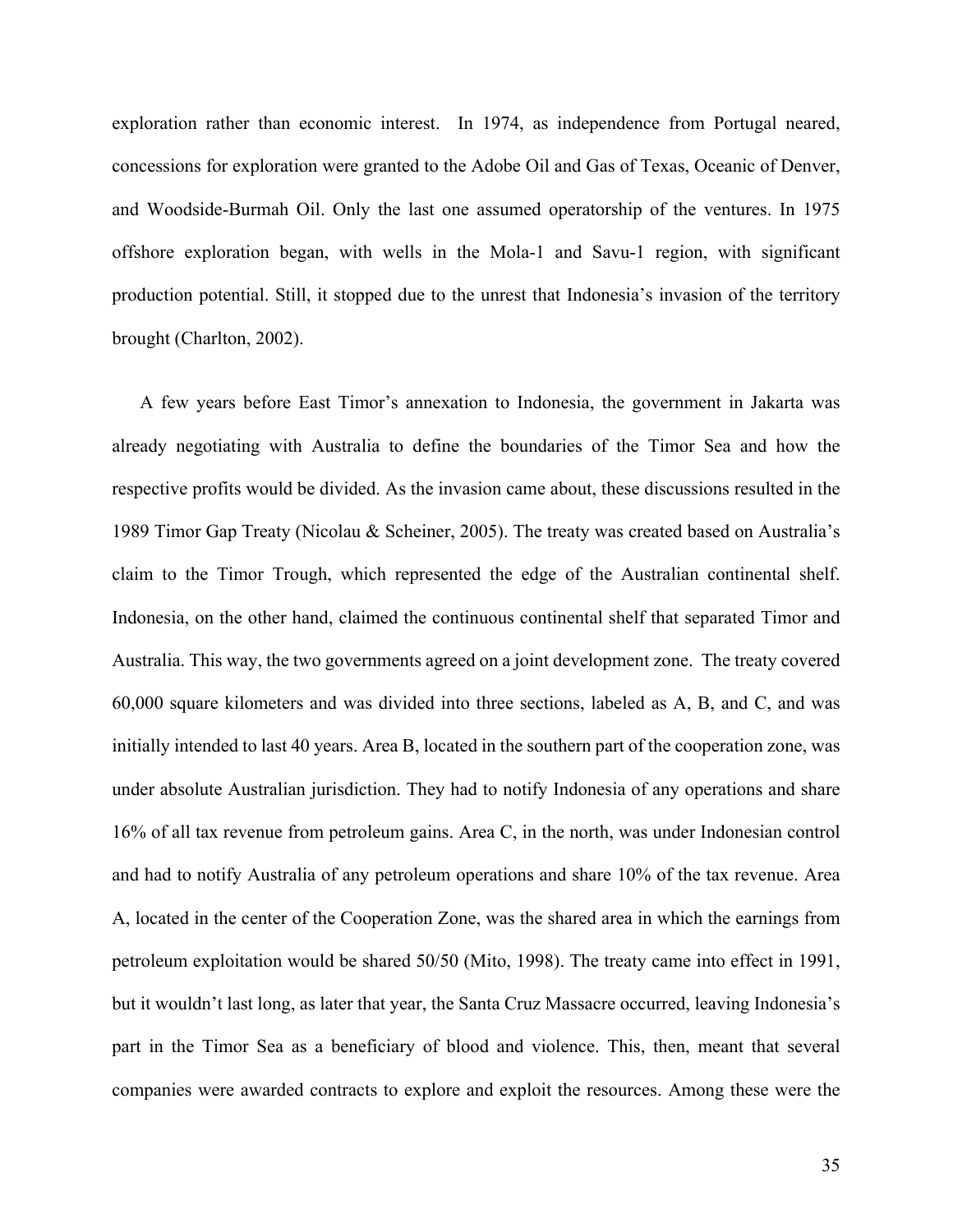exploration rather than economic interest. In 1974, as independence from Portugal neared, concessions for exploration were granted to the Adobe Oil and Gas of Texas, Oceanic of Denver, and Woodside-Burmah Oil. Only the last one assumed operatorship of the ventures. In 1975 offshore exploration began, with wells in the Mola-1 and Savu-1 region, with significant production potential. Still, it stopped due to the unrest that Indonesia's invasion of the territory brought (Charlton, 2002).

A few years before East Timor's annexation to Indonesia, the government in Jakarta was already negotiating with Australia to define the boundaries of the Timor Sea and how the respective profits would be divided. As the invasion came about, these discussions resulted in the 1989 Timor Gap Treaty (Nicolau & Scheiner, 2005). The treaty was created based on Australia's claim to the Timor Trough, which represented the edge of the Australian continental shelf. Indonesia, on the other hand, claimed the continuous continental shelf that separated Timor and Australia. This way, the two governments agreed on a joint development zone. The treaty covered 60,000 square kilometers and was divided into three sections, labeled as A, B, and C, and was initially intended to last 40 years. Area B, located in the southern part of the cooperation zone, was under absolute Australian jurisdiction. They had to notify Indonesia of any operations and share 16% of all tax revenue from petroleum gains. Area C, in the north, was under Indonesian control and had to notify Australia of any petroleum operations and share 10% of the tax revenue. Area A, located in the center of the Cooperation Zone, was the shared area in which the earnings from petroleum exploitation would be shared 50/50 (Mito, 1998). The treaty came into effect in 1991, but it wouldn't last long, as later that year, the Santa Cruz Massacre occurred, leaving Indonesia's part in the Timor Sea as a beneficiary of blood and violence. This, then, meant that several companies were awarded contracts to explore and exploit the resources. Among these were the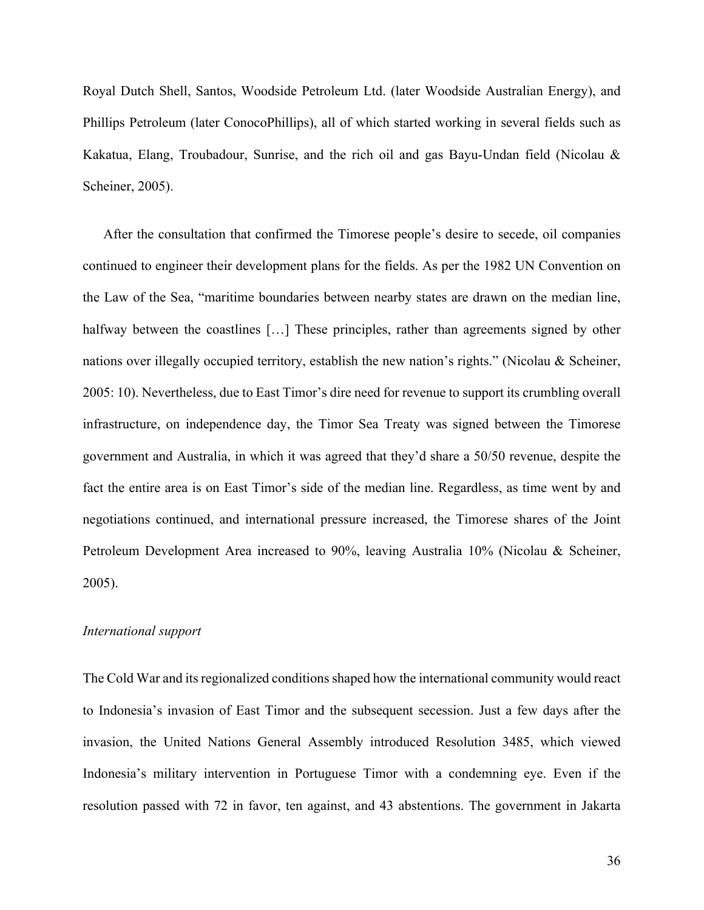Royal Dutch Shell, Santos, Woodside Petroleum Ltd. (later Woodside Australian Energy), and Phillips Petroleum (later ConocoPhillips), all of which started working in several fields such as Kakatua, Elang, Troubadour, Sunrise, and the rich oil and gas Bayu-Undan field (Nicolau & Scheiner, 2005).

After the consultation that confirmed the Timorese people's desire to secede, oil companies continued to engineer their development plans for the fields. As per the 1982 UN Convention on the Law of the Sea, "maritime boundaries between nearby states are drawn on the median line, halfway between the coastlines […] These principles, rather than agreements signed by other nations over illegally occupied territory, establish the new nation's rights." (Nicolau & Scheiner, 2005: 10). Nevertheless, due to East Timor's dire need for revenue to support its crumbling overall infrastructure, on independence day, the Timor Sea Treaty was signed between the Timorese government and Australia, in which it was agreed that they'd share a 50/50 revenue, despite the fact the entire area is on East Timor's side of the median line. Regardless, as time went by and negotiations continued, and international pressure increased, the Timorese shares of the Joint Petroleum Development Area increased to 90%, leaving Australia 10% (Nicolau & Scheiner, 2005).

*International support*

The Cold War and its regionalized conditions shaped how the international community would react to Indonesia's invasion of East Timor and the subsequent secession. Just a few days after the invasion, the United Nations General Assembly introduced Resolution 3485, which viewed Indonesia's military intervention in Portuguese Timor with a condemning eye. Even if the resolution passed with 72 in favor, ten against, and 43 abstentions. The government in Jakarta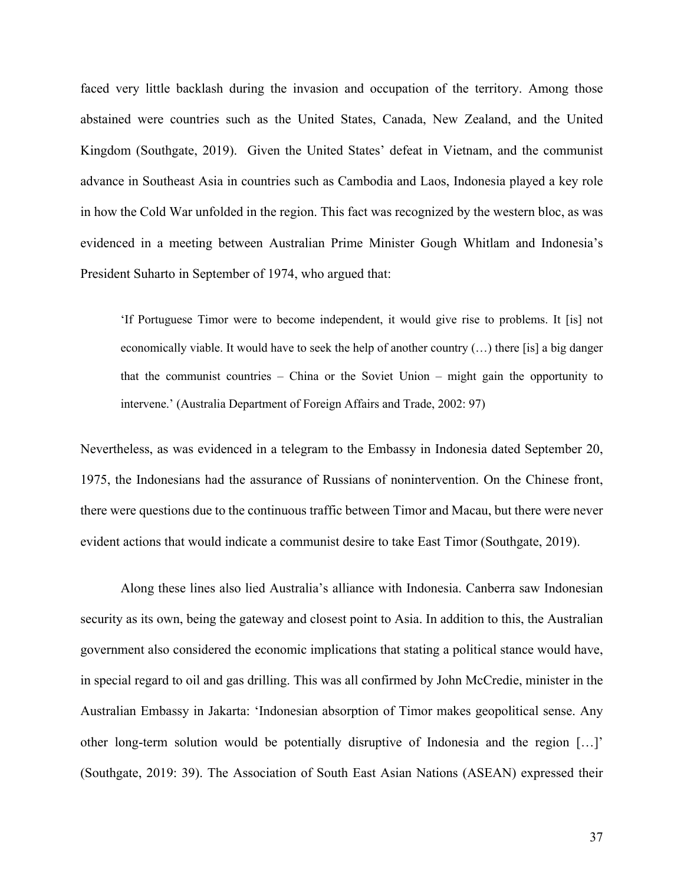faced very little backlash during the invasion and occupation of the territory. Among those abstained were countries such as the United States, Canada, New Zealand, and the United Kingdom (Southgate, 2019). Given the United States' defeat in Vietnam, and the communist advance in Southeast Asia in countries such as Cambodia and Laos, Indonesia played a key role in how the Cold War unfolded in the region. This fact was recognized by the western bloc, as was evidenced in a meeting between Australian Prime Minister Gough Whitlam and Indonesia's President Suharto in September of 1974, who argued that:

> 'If Portuguese Timor were to become independent, it would give rise to problems. It [is] not economically viable. It would have to seek the help of another country (…) there [is] a big danger that the communist countries – China or the Soviet Union – might gain the opportunity to intervene.' (Australia Department of Foreign Affairs and Trade, 2002: 97)

Nevertheless, as was evidenced in a telegram to the Embassy in Indonesia dated September 20, 1975, the Indonesians had the assurance of Russians of nonintervention. On the Chinese front, there were questions due to the continuous traffic between Timor and Macau, but there were never evident actions that would indicate a communist desire to take East Timor (Southgate, 2019).

Along these lines also lied Australia's alliance with Indonesia. Canberra saw Indonesian security as its own, being the gateway and closest point to Asia. In addition to this, the Australian government also considered the economic implications that stating a political stance would have, in special regard to oil and gas drilling. This was all confirmed by John McCredie, minister in the Australian Embassy in Jakarta: 'Indonesian absorption of Timor makes geopolitical sense. Any other long-term solution would be potentially disruptive of Indonesia and the region […]' (Southgate, 2019: 39). The Association of South East Asian Nations (ASEAN) expressed their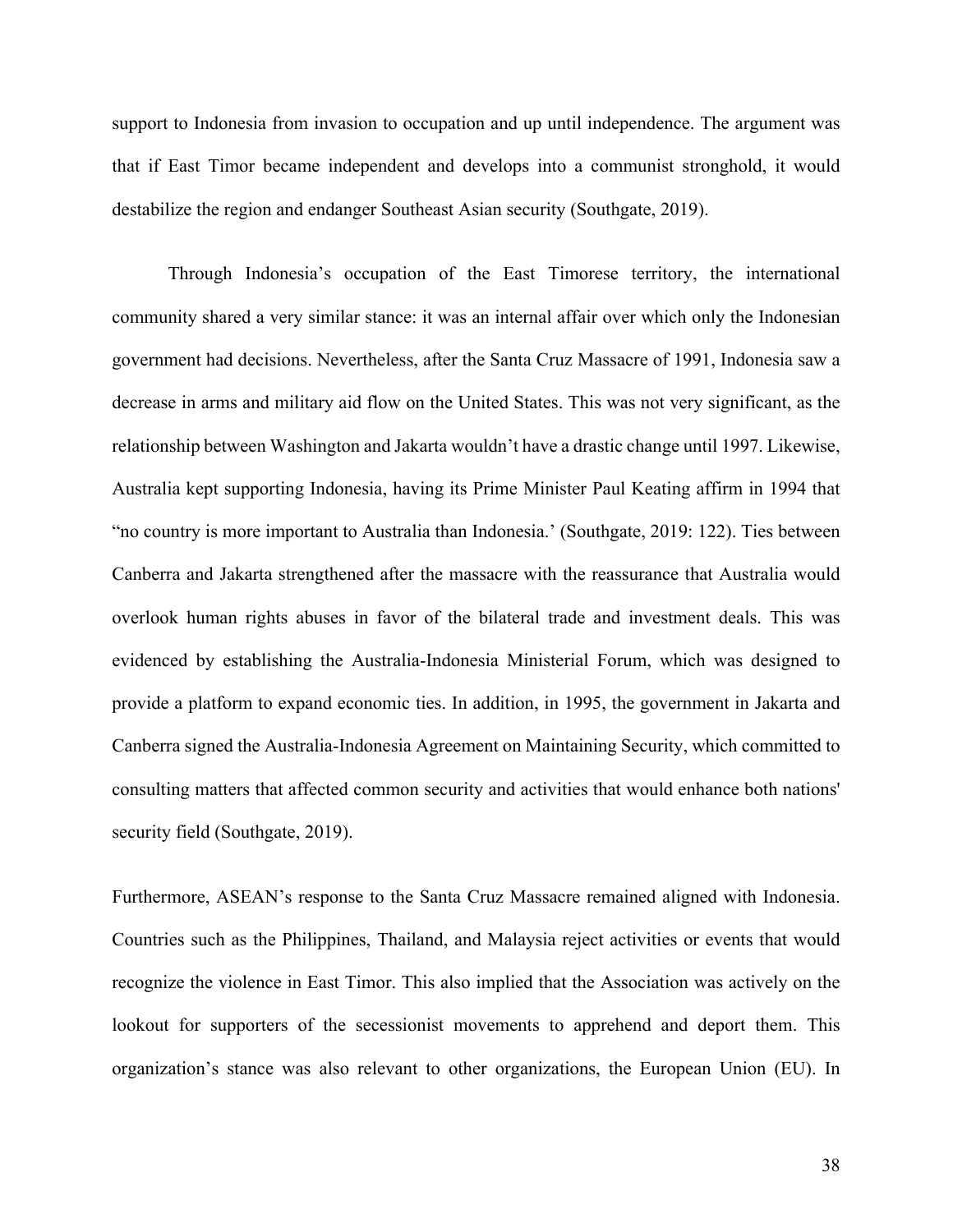support to Indonesia from invasion to occupation and up until independence. The argument was that if East Timor became independent and develops into a communist stronghold, it would destabilize the region and endanger Southeast Asian security (Southgate, 2019).

Through Indonesia's occupation of the East Timorese territory, the international community shared a very similar stance: it was an internal affair over which only the Indonesian government had decisions. Nevertheless, after the Santa Cruz Massacre of 1991, Indonesia saw a decrease in arms and military aid flow on the United States. This was not very significant, as the relationship between Washington and Jakarta wouldn't have a drastic change until 1997. Likewise, Australia kept supporting Indonesia, having its Prime Minister Paul Keating affirm in 1994 that "no country is more important to Australia than Indonesia.' (Southgate, 2019: 122). Ties between Canberra and Jakarta strengthened after the massacre with the reassurance that Australia would overlook human rights abuses in favor of the bilateral trade and investment deals. This was evidenced by establishing the Australia-Indonesia Ministerial Forum, which was designed to provide a platform to expand economic ties. In addition, in 1995, the government in Jakarta and Canberra signed the Australia-Indonesia Agreement on Maintaining Security, which committed to consulting matters that affected common security and activities that would enhance both nations' security field (Southgate, 2019).

Furthermore, ASEAN's response to the Santa Cruz Massacre remained aligned with Indonesia. Countries such as the Philippines, Thailand, and Malaysia reject activities or events that would recognize the violence in East Timor. This also implied that the Association was actively on the lookout for supporters of the secessionist movements to apprehend and deport them. This organization's stance was also relevant to other organizations, the European Union (EU). In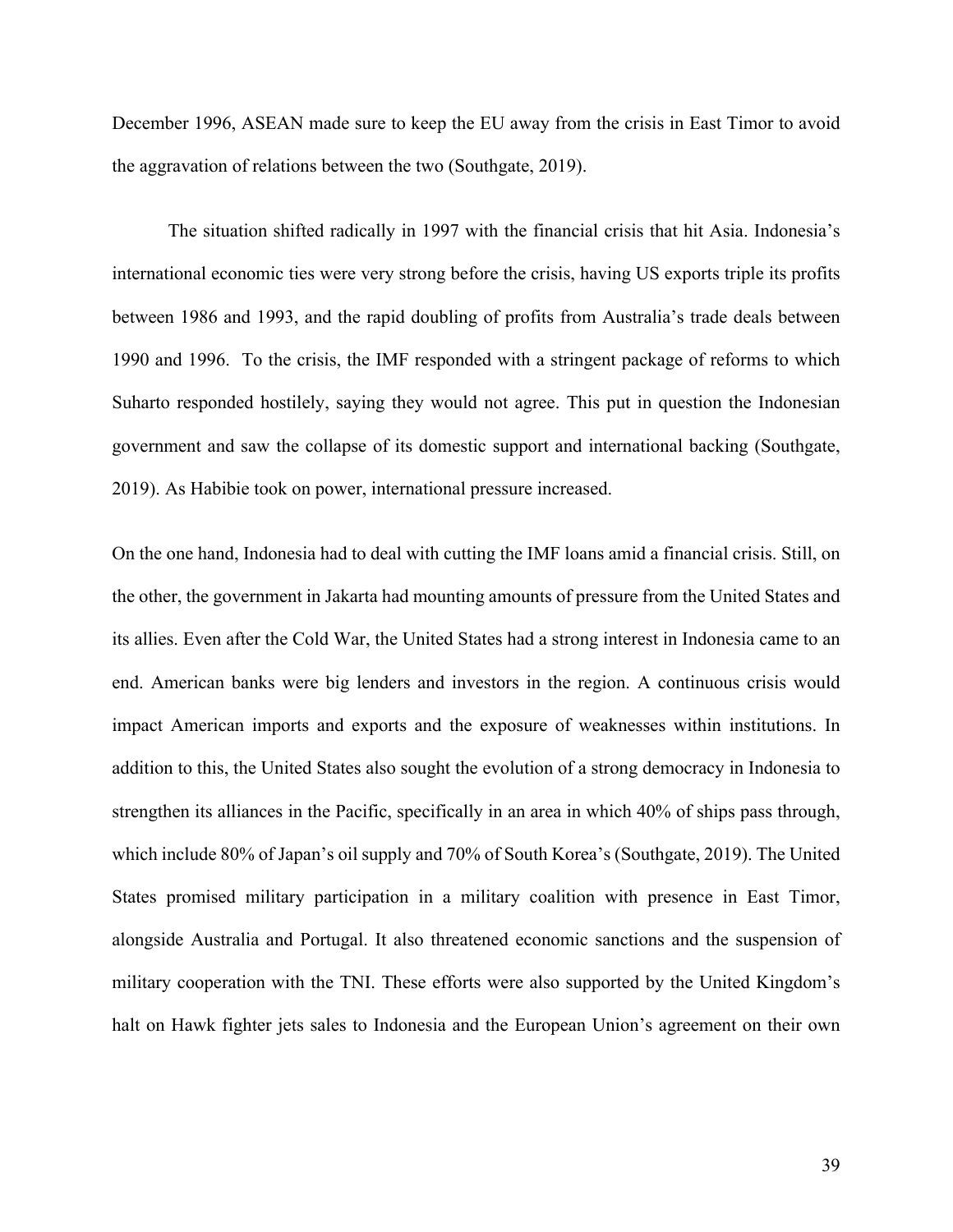December 1996, ASEAN made sure to keep the EU away from the crisis in East Timor to avoid the aggravation of relations between the two (Southgate, 2019).

The situation shifted radically in 1997 with the financial crisis that hit Asia. Indonesia's international economic ties were very strong before the crisis, having US exports triple its profits between 1986 and 1993, and the rapid doubling of profits from Australia's trade deals between 1990 and 1996. To the crisis, the IMF responded with a stringent package of reforms to which Suharto responded hostilely, saying they would not agree. This put in question the Indonesian government and saw the collapse of its domestic support and international backing (Southgate, 2019). As Habibie took on power, international pressure increased.

On the one hand, Indonesia had to deal with cutting the IMF loans amid a financial crisis. Still, on the other, the government in Jakarta had mounting amounts of pressure from the United States and its allies. Even after the Cold War, the United States had a strong interest in Indonesia came to an end. American banks were big lenders and investors in the region. A continuous crisis would impact American imports and exports and the exposure of weaknesses within institutions. In addition to this, the United States also sought the evolution of a strong democracy in Indonesia to strengthen its alliances in the Pacific, specifically in an area in which 40% of ships pass through, which include 80% of Japan's oil supply and 70% of South Korea's (Southgate, 2019). The United States promised military participation in a military coalition with presence in East Timor, alongside Australia and Portugal. It also threatened economic sanctions and the suspension of military cooperation with the TNI. These efforts were also supported by the United Kingdom's halt on Hawk fighter jets sales to Indonesia and the European Union's agreement on their own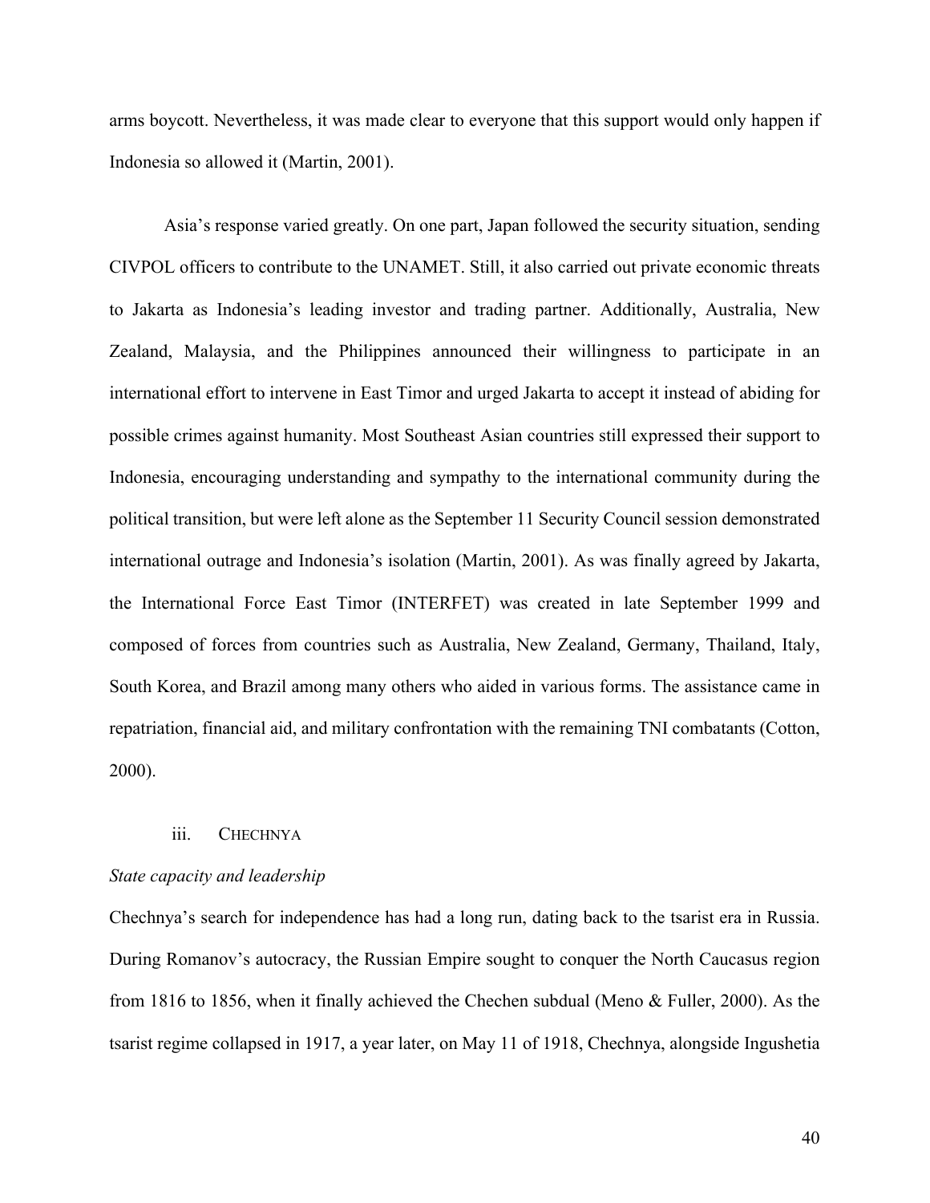arms boycott. Nevertheless, it was made clear to everyone that this support would only happen if Indonesia so allowed it (Martin, 2001).

Asia's response varied greatly. On one part, Japan followed the security situation, sending CIVPOL officers to contribute to the UNAMET. Still, it also carried out private economic threats to Jakarta as Indonesia's leading investor and trading partner. Additionally, Australia, New Zealand, Malaysia, and the Philippines announced their willingness to participate in an international effort to intervene in East Timor and urged Jakarta to accept it instead of abiding for possible crimes against humanity. Most Southeast Asian countries still expressed their support to Indonesia, encouraging understanding and sympathy to the international community during the political transition, but were left alone as the September 11 Security Council session demonstrated international outrage and Indonesia's isolation (Martin, 2001). As was finally agreed by Jakarta, the International Force East Timor (INTERFET) was created in late September 1999 and composed of forces from countries such as Australia, New Zealand, Germany, Thailand, Italy, South Korea, and Brazil among many others who aided in various forms. The assistance came in repatriation, financial aid, and military confrontation with the remaining TNI combatants (Cotton, 2000).

### iii. CHECHNYA

*State capacity and leadership*

Chechnya's search for independence has had a long run, dating back to the tsarist era in Russia. During Romanov's autocracy, the Russian Empire sought to conquer the North Caucasus region from 1816 to 1856, when it finally achieved the Chechen subdual (Meno & Fuller, 2000). As the tsarist regime collapsed in 1917, a year later, on May 11 of 1918, Chechnya, alongside Ingushetia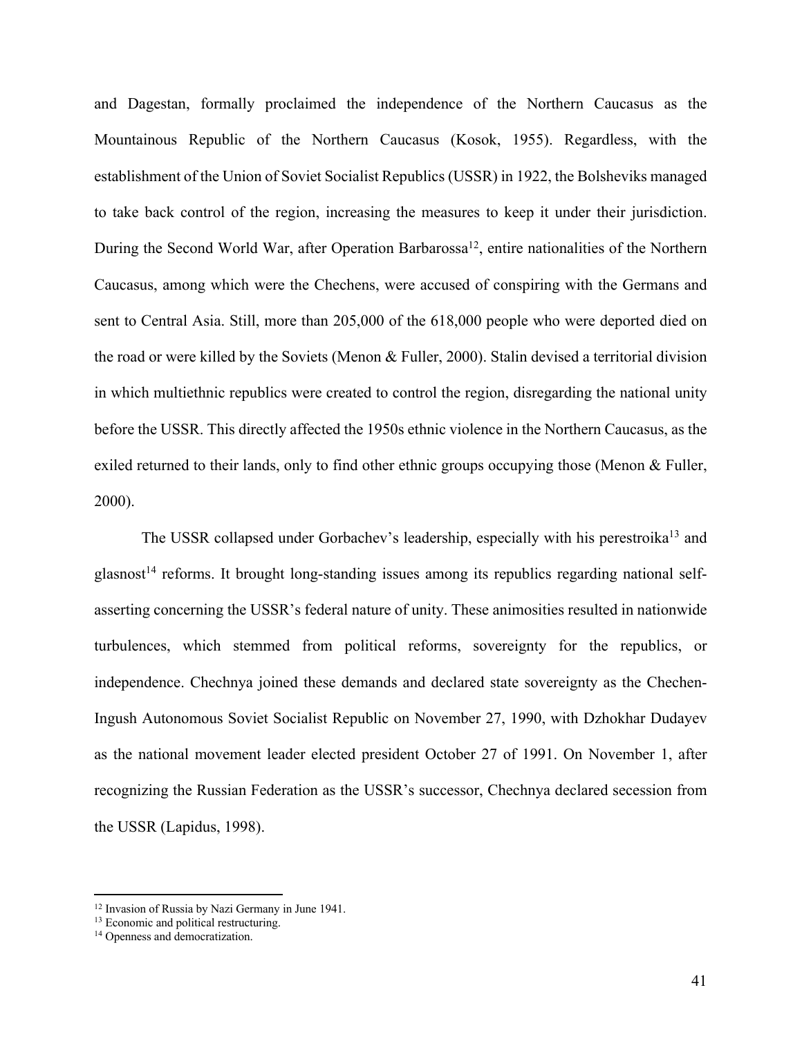and Dagestan, formally proclaimed the independence of the Northern Caucasus as the Mountainous Republic of the Northern Caucasus (Kosok, 1955). Regardless, with the establishment of the Union of Soviet Socialist Republics (USSR) in 1922, the Bolsheviks managed to take back control of the region, increasing the measures to keep it under their jurisdiction. During the Second World War, after Operation Barbarossa[12], entire nationalities of the Northern Caucasus, among which were the Chechens, were accused of conspiring with the Germans and sent to Central Asia. Still, more than 205,000 of the 618,000 people who were deported died on the road or were killed by the Soviets (Menon & Fuller, 2000). Stalin devised a territorial division in which multiethnic republics were created to control the region, disregarding the national unity before the USSR. This directly affected the 1950s ethnic violence in the Northern Caucasus, as the exiled returned to their lands, only to find other ethnic groups occupying those (Menon & Fuller, 2000).

The USSR collapsed under Gorbachev's leadership, especially with his perestroika[13] and glasnost[14] reforms. It brought long-standing issues among its republics regarding national self-asserting concerning the USSR's federal nature of unity. These animosities resulted in nationwide turbulences, which stemmed from political reforms, sovereignty for the republics, or independence. Chechnya joined these demands and declared state sovereignty as the Chechen-Ingush Autonomous Soviet Socialist Republic on November 27, 1990, with Dzhokhar Dudayev as the national movement leader elected president October 27 of 1991. On November 1, after recognizing the Russian Federation as the USSR's successor, Chechnya declared secession from the USSR (Lapidus, 1998).

---

[12] Invasion of Russia by Nazi Germany in June 1941.

[13] Economic and political restructuring.

[14] Openness and democratization.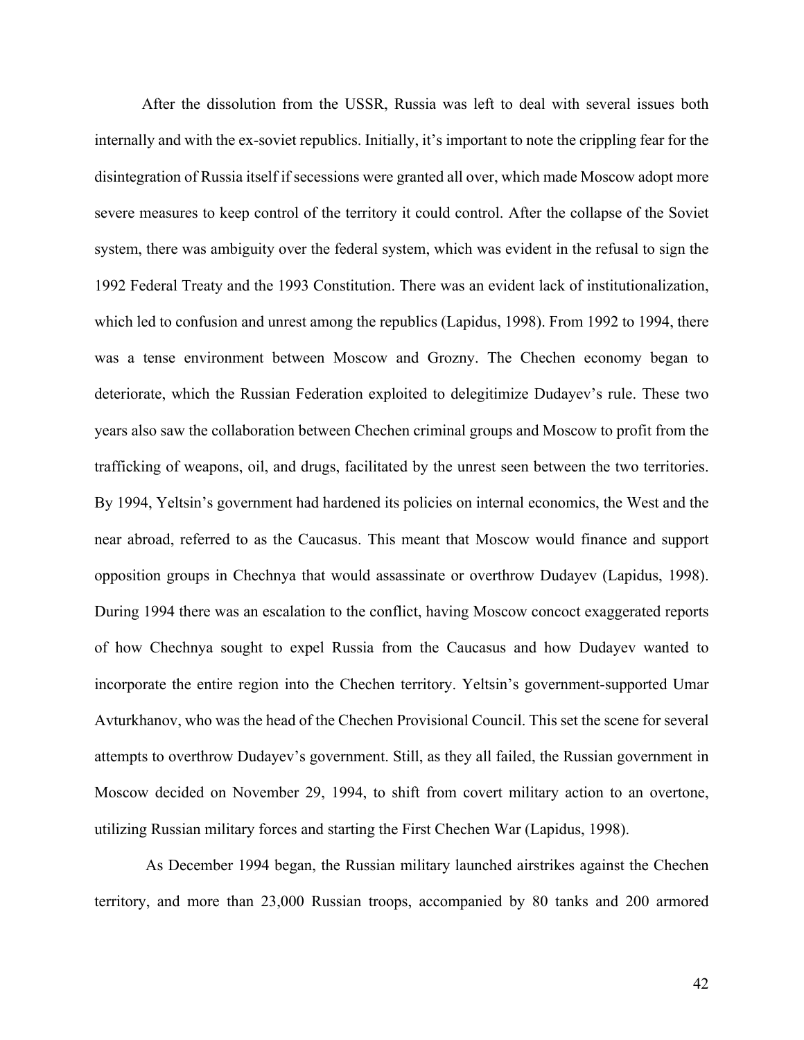After the dissolution from the USSR, Russia was left to deal with several issues both internally and with the ex-soviet republics. Initially, it's important to note the crippling fear for the disintegration of Russia itself if secessions were granted all over, which made Moscow adopt more severe measures to keep control of the territory it could control. After the collapse of the Soviet system, there was ambiguity over the federal system, which was evident in the refusal to sign the 1992 Federal Treaty and the 1993 Constitution. There was an evident lack of institutionalization, which led to confusion and unrest among the republics (Lapidus, 1998). From 1992 to 1994, there was a tense environment between Moscow and Grozny. The Chechen economy began to deteriorate, which the Russian Federation exploited to delegitimize Dudayev's rule. These two years also saw the collaboration between Chechen criminal groups and Moscow to profit from the trafficking of weapons, oil, and drugs, facilitated by the unrest seen between the two territories. By 1994, Yeltsin's government had hardened its policies on internal economics, the West and the near abroad, referred to as the Caucasus. This meant that Moscow would finance and support opposition groups in Chechnya that would assassinate or overthrow Dudayev (Lapidus, 1998). During 1994 there was an escalation to the conflict, having Moscow concoct exaggerated reports of how Chechnya sought to expel Russia from the Caucasus and how Dudayev wanted to incorporate the entire region into the Chechen territory. Yeltsin's government-supported Umar Avturkhanov, who was the head of the Chechen Provisional Council. This set the scene for several attempts to overthrow Dudayev's government. Still, as they all failed, the Russian government in Moscow decided on November 29, 1994, to shift from covert military action to an overtone, utilizing Russian military forces and starting the First Chechen War (Lapidus, 1998).

As December 1994 began, the Russian military launched airstrikes against the Chechen territory, and more than 23,000 Russian troops, accompanied by 80 tanks and 200 armored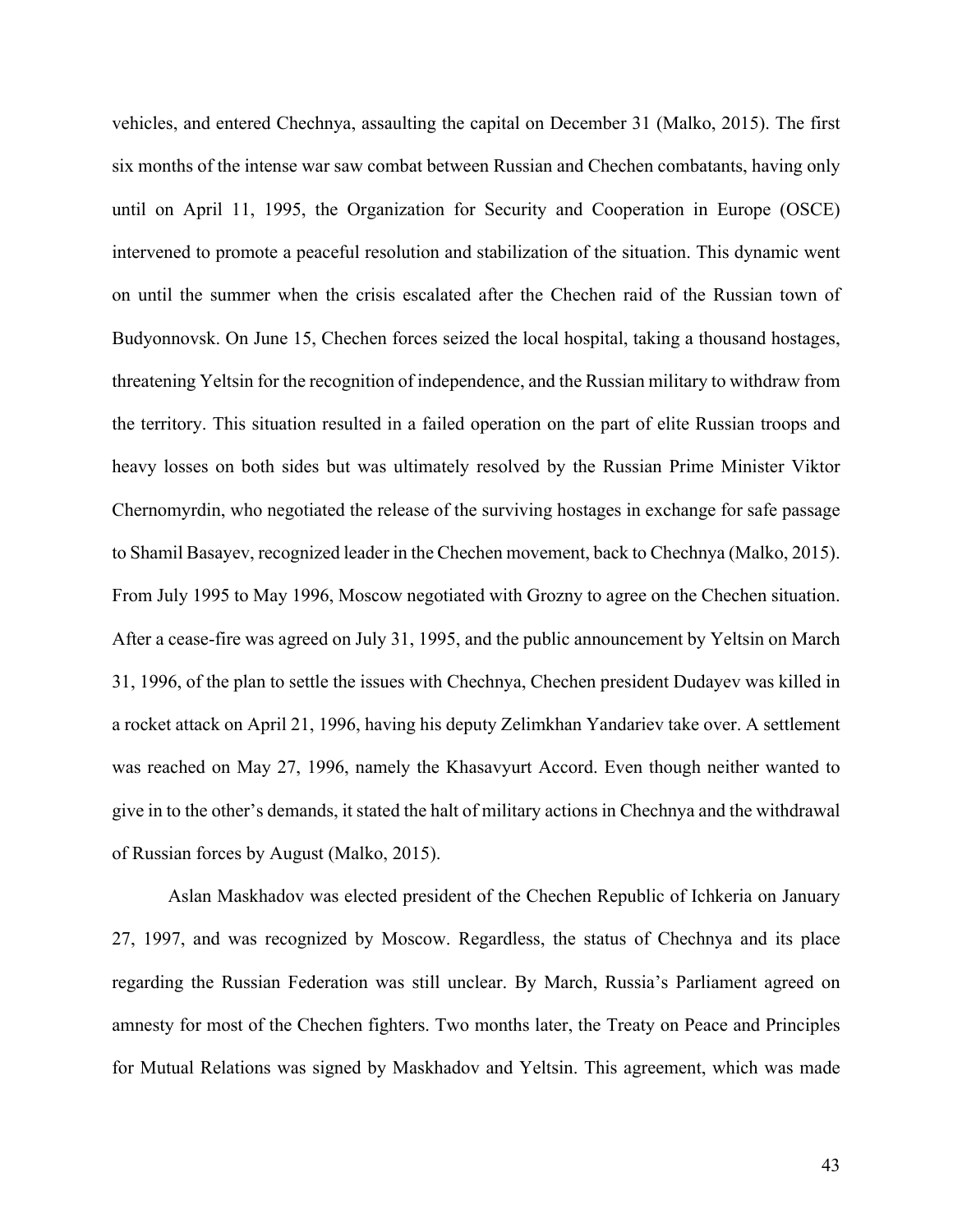vehicles, and entered Chechnya, assaulting the capital on December 31 (Malko, 2015). The first six months of the intense war saw combat between Russian and Chechen combatants, having only until on April 11, 1995, the Organization for Security and Cooperation in Europe (OSCE) intervened to promote a peaceful resolution and stabilization of the situation. This dynamic went on until the summer when the crisis escalated after the Chechen raid of the Russian town of Budyonnovsk. On June 15, Chechen forces seized the local hospital, taking a thousand hostages, threatening Yeltsin for the recognition of independence, and the Russian military to withdraw from the territory. This situation resulted in a failed operation on the part of elite Russian troops and heavy losses on both sides but was ultimately resolved by the Russian Prime Minister Viktor Chernomyrdin, who negotiated the release of the surviving hostages in exchange for safe passage to Shamil Basayev, recognized leader in the Chechen movement, back to Chechnya (Malko, 2015). From July 1995 to May 1996, Moscow negotiated with Grozny to agree on the Chechen situation. After a cease-fire was agreed on July 31, 1995, and the public announcement by Yeltsin on March 31, 1996, of the plan to settle the issues with Chechnya, Chechen president Dudayev was killed in a rocket attack on April 21, 1996, having his deputy Zelimkhan Yandariev take over. A settlement was reached on May 27, 1996, namely the Khasavyurt Accord. Even though neither wanted to give in to the other's demands, it stated the halt of military actions in Chechnya and the withdrawal of Russian forces by August (Malko, 2015).

Aslan Maskhadov was elected president of the Chechen Republic of Ichkeria on January 27, 1997, and was recognized by Moscow. Regardless, the status of Chechnya and its place regarding the Russian Federation was still unclear. By March, Russia's Parliament agreed on amnesty for most of the Chechen fighters. Two months later, the Treaty on Peace and Principles for Mutual Relations was signed by Maskhadov and Yeltsin. This agreement, which was made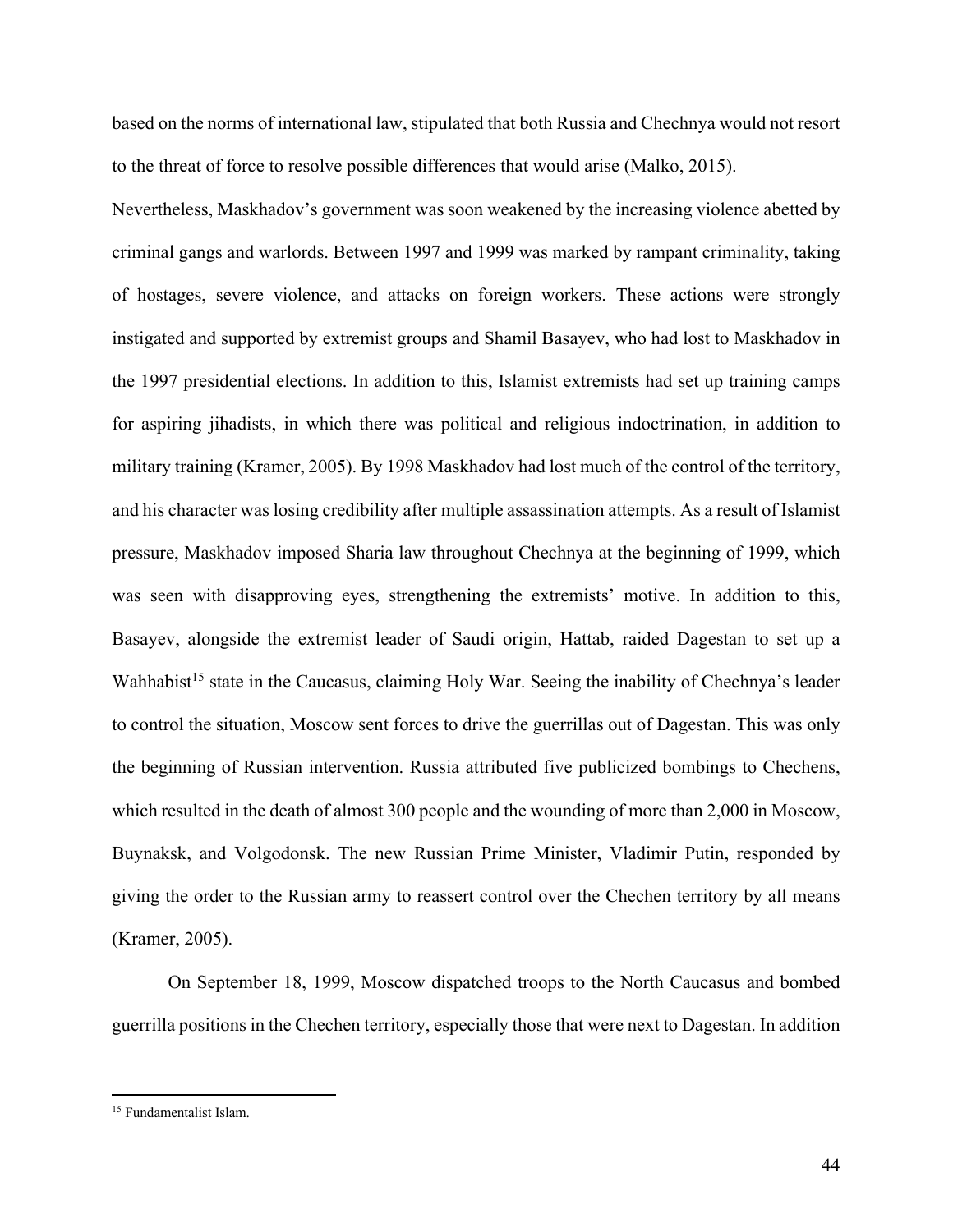based on the norms of international law, stipulated that both Russia and Chechnya would not resort to the threat of force to resolve possible differences that would arise (Malko, 2015).

Nevertheless, Maskhadov's government was soon weakened by the increasing violence abetted by criminal gangs and warlords. Between 1997 and 1999 was marked by rampant criminality, taking of hostages, severe violence, and attacks on foreign workers. These actions were strongly instigated and supported by extremist groups and Shamil Basayev, who had lost to Maskhadov in the 1997 presidential elections. In addition to this, Islamist extremists had set up training camps for aspiring jihadists, in which there was political and religious indoctrination, in addition to military training (Kramer, 2005). By 1998 Maskhadov had lost much of the control of the territory, and his character was losing credibility after multiple assassination attempts. As a result of Islamist pressure, Maskhadov imposed Sharia law throughout Chechnya at the beginning of 1999, which was seen with disapproving eyes, strengthening the extremists' motive. In addition to this, Basayev, alongside the extremist leader of Saudi origin, Hattab, raided Dagestan to set up a Wahhabist[15] state in the Caucasus, claiming Holy War. Seeing the inability of Chechnya's leader to control the situation, Moscow sent forces to drive the guerrillas out of Dagestan. This was only the beginning of Russian intervention. Russia attributed five publicized bombings to Chechens, which resulted in the death of almost 300 people and the wounding of more than 2,000 in Moscow, Buynaksk, and Volgodonsk. The new Russian Prime Minister, Vladimir Putin, responded by giving the order to the Russian army to reassert control over the Chechen territory by all means (Kramer, 2005).

On September 18, 1999, Moscow dispatched troops to the North Caucasus and bombed guerrilla positions in the Chechen territory, especially those that were next to Dagestan. In addition

[15] Fundamentalist Islam.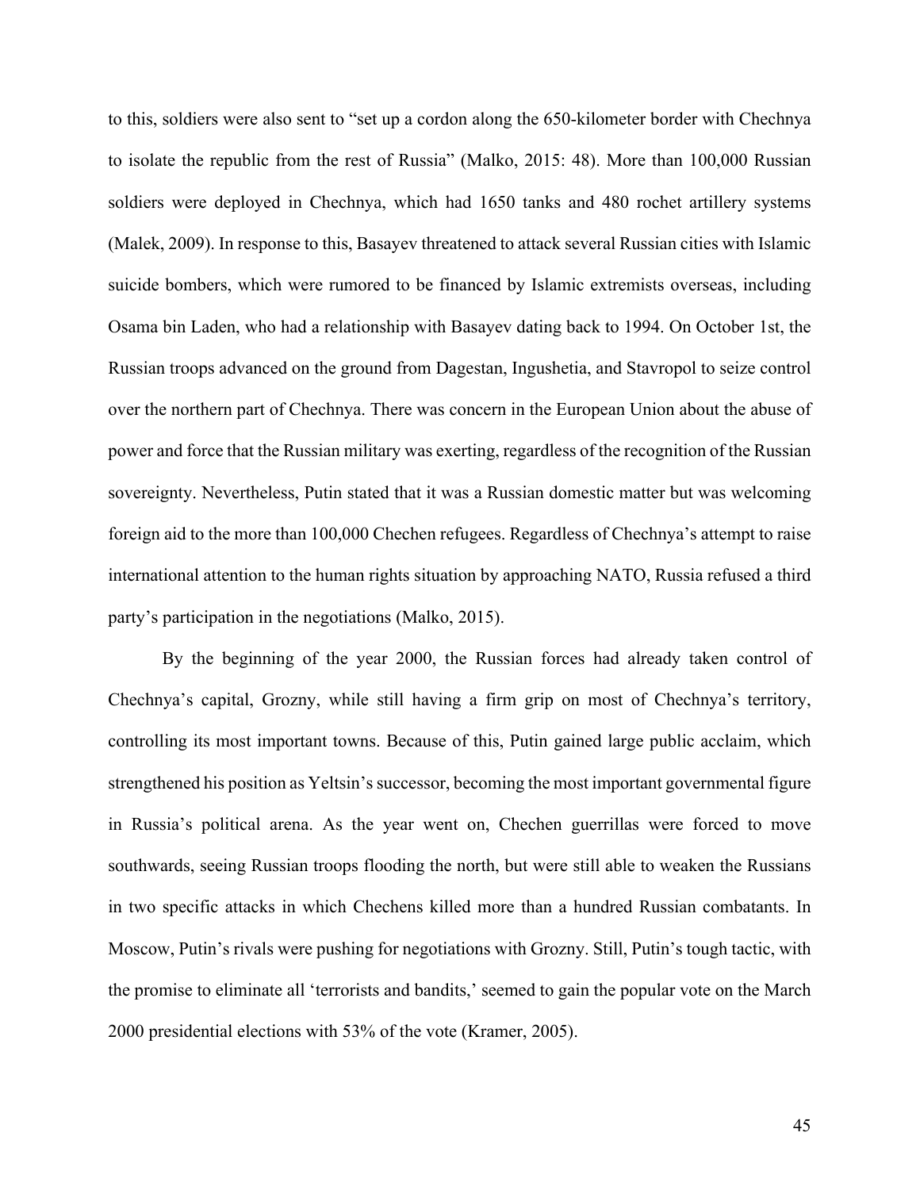to this, soldiers were also sent to "set up a cordon along the 650-kilometer border with Chechnya to isolate the republic from the rest of Russia" (Malko, 2015: 48). More than 100,000 Russian soldiers were deployed in Chechnya, which had 1650 tanks and 480 rochet artillery systems (Malek, 2009). In response to this, Basayev threatened to attack several Russian cities with Islamic suicide bombers, which were rumored to be financed by Islamic extremists overseas, including Osama bin Laden, who had a relationship with Basayev dating back to 1994. On October 1st, the Russian troops advanced on the ground from Dagestan, Ingushetia, and Stavropol to seize control over the northern part of Chechnya. There was concern in the European Union about the abuse of power and force that the Russian military was exerting, regardless of the recognition of the Russian sovereignty. Nevertheless, Putin stated that it was a Russian domestic matter but was welcoming foreign aid to the more than 100,000 Chechen refugees. Regardless of Chechnya's attempt to raise international attention to the human rights situation by approaching NATO, Russia refused a third party's participation in the negotiations (Malko, 2015).

By the beginning of the year 2000, the Russian forces had already taken control of Chechnya's capital, Grozny, while still having a firm grip on most of Chechnya's territory, controlling its most important towns. Because of this, Putin gained large public acclaim, which strengthened his position as Yeltsin's successor, becoming the most important governmental figure in Russia's political arena. As the year went on, Chechen guerrillas were forced to move southwards, seeing Russian troops flooding the north, but were still able to weaken the Russians in two specific attacks in which Chechens killed more than a hundred Russian combatants. In Moscow, Putin's rivals were pushing for negotiations with Grozny. Still, Putin's tough tactic, with the promise to eliminate all 'terrorists and bandits,' seemed to gain the popular vote on the March 2000 presidential elections with 53% of the vote (Kramer, 2005).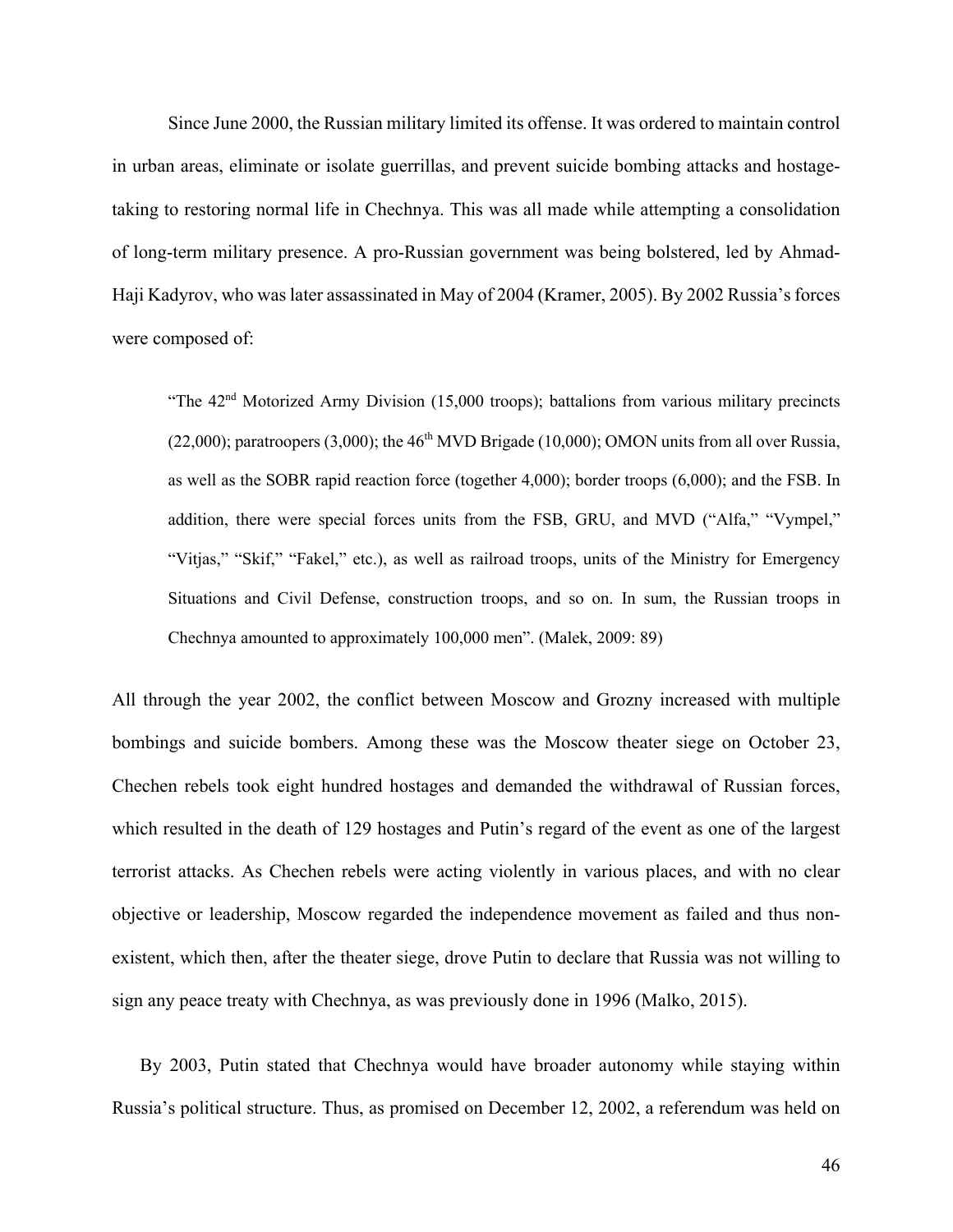Since June 2000, the Russian military limited its offense. It was ordered to maintain control in urban areas, eliminate or isolate guerrillas, and prevent suicide bombing attacks and hostage-taking to restoring normal life in Chechnya. This was all made while attempting a consolidation of long-term military presence. A pro-Russian government was being bolstered, led by Ahmad-Haji Kadyrov, who was later assassinated in May of 2004 (Kramer, 2005). By 2002 Russia's forces were composed of:

> "The 42nd Motorized Army Division (15,000 troops); battalions from various military precincts (22,000); paratroopers (3,000); the 46th MVD Brigade (10,000); OMON units from all over Russia, as well as the SOBR rapid reaction force (together 4,000); border troops (6,000); and the FSB. In addition, there were special forces units from the FSB, GRU, and MVD ("Alfa," "Vympel," "Vitjas," "Skif," "Fakel," etc.), as well as railroad troops, units of the Ministry for Emergency Situations and Civil Defense, construction troops, and so on. In sum, the Russian troops in Chechnya amounted to approximately 100,000 men". (Malek, 2009: 89)

All through the year 2002, the conflict between Moscow and Grozny increased with multiple bombings and suicide bombers. Among these was the Moscow theater siege on October 23, Chechen rebels took eight hundred hostages and demanded the withdrawal of Russian forces, which resulted in the death of 129 hostages and Putin's regard of the event as one of the largest terrorist attacks. As Chechen rebels were acting violently in various places, and with no clear objective or leadership, Moscow regarded the independence movement as failed and thus non-existent, which then, after the theater siege, drove Putin to declare that Russia was not willing to sign any peace treaty with Chechnya, as was previously done in 1996 (Malko, 2015).

By 2003, Putin stated that Chechnya would have broader autonomy while staying within Russia's political structure. Thus, as promised on December 12, 2002, a referendum was held on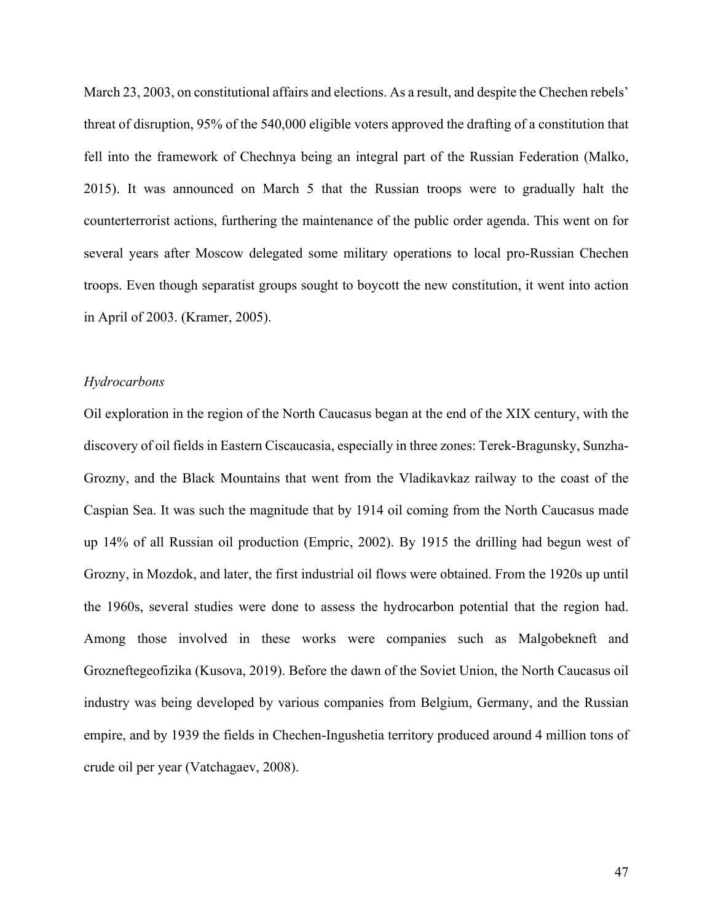March 23, 2003, on constitutional affairs and elections. As a result, and despite the Chechen rebels' threat of disruption, 95% of the 540,000 eligible voters approved the drafting of a constitution that fell into the framework of Chechnya being an integral part of the Russian Federation (Malko, 2015). It was announced on March 5 that the Russian troops were to gradually halt the counterterrorist actions, furthering the maintenance of the public order agenda. This went on for several years after Moscow delegated some military operations to local pro-Russian Chechen troops. Even though separatist groups sought to boycott the new constitution, it went into action in April of 2003. (Kramer, 2005).

*Hydrocarbons*

Oil exploration in the region of the North Caucasus began at the end of the XIX century, with the discovery of oil fields in Eastern Ciscaucasia, especially in three zones: Terek-Bragunsky, Sunzha-Grozny, and the Black Mountains that went from the Vladikavkaz railway to the coast of the Caspian Sea. It was such the magnitude that by 1914 oil coming from the North Caucasus made up 14% of all Russian oil production (Empric, 2002). By 1915 the drilling had begun west of Grozny, in Mozdok, and later, the first industrial oil flows were obtained. From the 1920s up until the 1960s, several studies were done to assess the hydrocarbon potential that the region had. Among those involved in these works were companies such as Malgobekneft and Grozneftegeofizika (Kusova, 2019). Before the dawn of the Soviet Union, the North Caucasus oil industry was being developed by various companies from Belgium, Germany, and the Russian empire, and by 1939 the fields in Chechen-Ingushetia territory produced around 4 million tons of crude oil per year (Vatchagaev, 2008).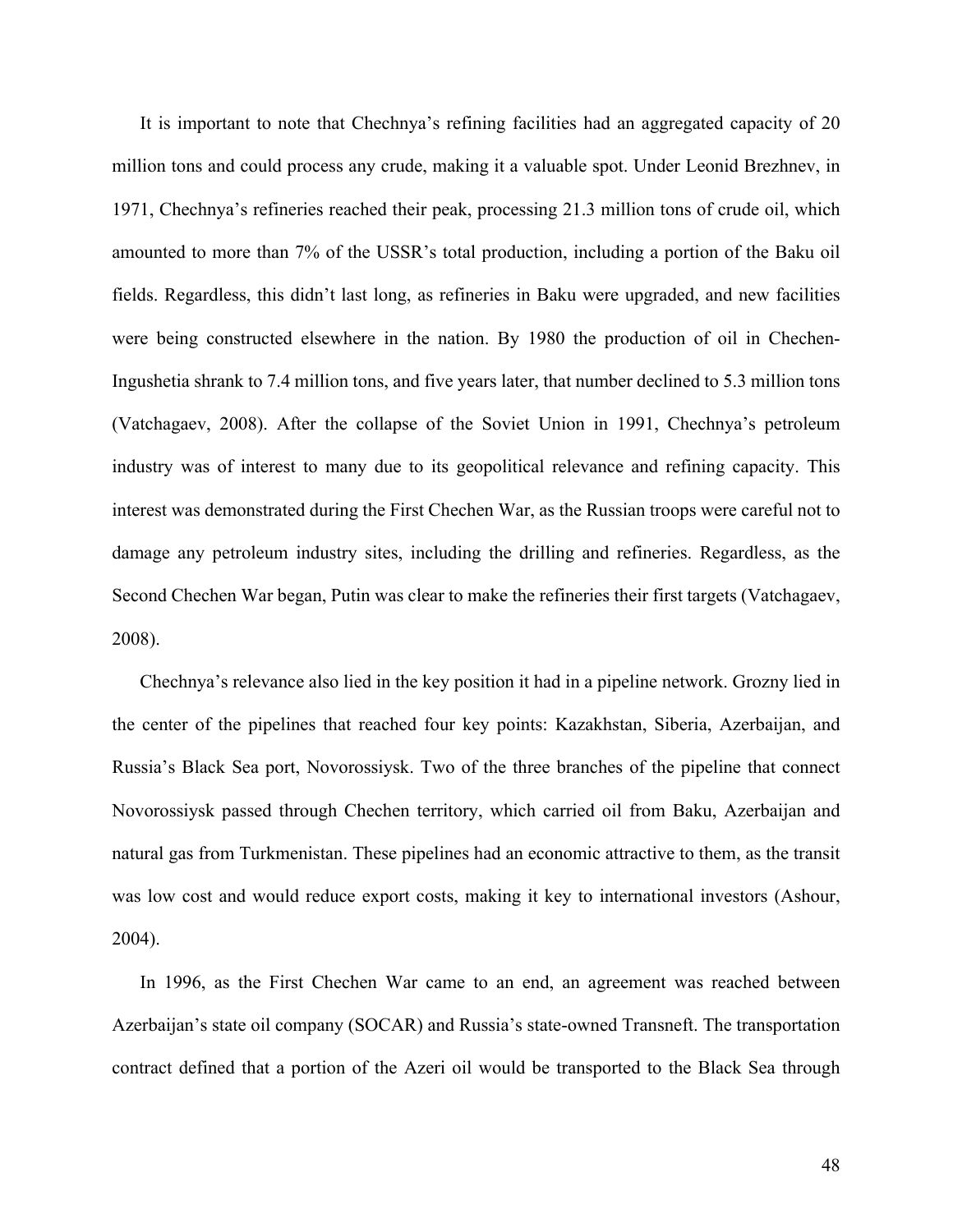It is important to note that Chechnya's refining facilities had an aggregated capacity of 20 million tons and could process any crude, making it a valuable spot. Under Leonid Brezhnev, in 1971, Chechnya's refineries reached their peak, processing 21.3 million tons of crude oil, which amounted to more than 7% of the USSR's total production, including a portion of the Baku oil fields. Regardless, this didn't last long, as refineries in Baku were upgraded, and new facilities were being constructed elsewhere in the nation. By 1980 the production of oil in Chechen-Ingushetia shrank to 7.4 million tons, and five years later, that number declined to 5.3 million tons (Vatchagaev, 2008). After the collapse of the Soviet Union in 1991, Chechnya's petroleum industry was of interest to many due to its geopolitical relevance and refining capacity. This interest was demonstrated during the First Chechen War, as the Russian troops were careful not to damage any petroleum industry sites, including the drilling and refineries. Regardless, as the Second Chechen War began, Putin was clear to make the refineries their first targets (Vatchagaev, 2008).

Chechnya's relevance also lied in the key position it had in a pipeline network. Grozny lied in the center of the pipelines that reached four key points: Kazakhstan, Siberia, Azerbaijan, and Russia's Black Sea port, Novorossiysk. Two of the three branches of the pipeline that connect Novorossiysk passed through Chechen territory, which carried oil from Baku, Azerbaijan and natural gas from Turkmenistan. These pipelines had an economic attractive to them, as the transit was low cost and would reduce export costs, making it key to international investors (Ashour, 2004).

In 1996, as the First Chechen War came to an end, an agreement was reached between Azerbaijan's state oil company (SOCAR) and Russia's state-owned Transneft. The transportation contract defined that a portion of the Azeri oil would be transported to the Black Sea through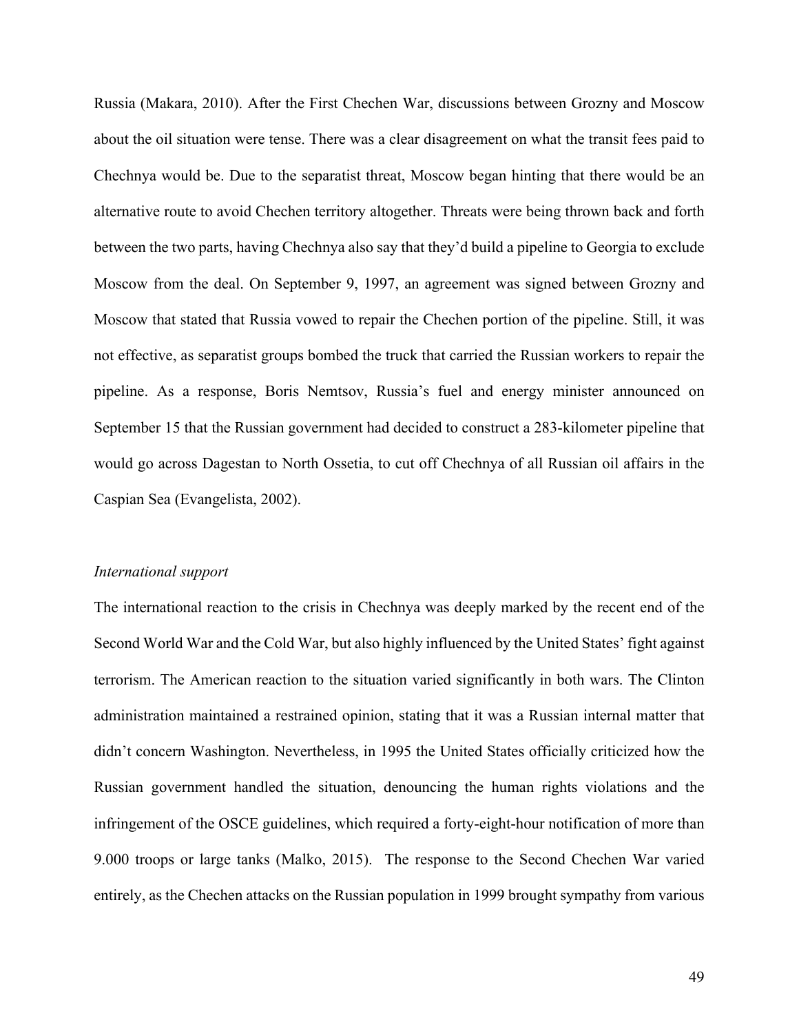Russia (Makara, 2010). After the First Chechen War, discussions between Grozny and Moscow about the oil situation were tense. There was a clear disagreement on what the transit fees paid to Chechnya would be. Due to the separatist threat, Moscow began hinting that there would be an alternative route to avoid Chechen territory altogether. Threats were being thrown back and forth between the two parts, having Chechnya also say that they'd build a pipeline to Georgia to exclude Moscow from the deal. On September 9, 1997, an agreement was signed between Grozny and Moscow that stated that Russia vowed to repair the Chechen portion of the pipeline. Still, it was not effective, as separatist groups bombed the truck that carried the Russian workers to repair the pipeline. As a response, Boris Nemtsov, Russia's fuel and energy minister announced on September 15 that the Russian government had decided to construct a 283-kilometer pipeline that would go across Dagestan to North Ossetia, to cut off Chechnya of all Russian oil affairs in the Caspian Sea (Evangelista, 2002).

*International support*

The international reaction to the crisis in Chechnya was deeply marked by the recent end of the Second World War and the Cold War, but also highly influenced by the United States' fight against terrorism. The American reaction to the situation varied significantly in both wars. The Clinton administration maintained a restrained opinion, stating that it was a Russian internal matter that didn't concern Washington. Nevertheless, in 1995 the United States officially criticized how the Russian government handled the situation, denouncing the human rights violations and the infringement of the OSCE guidelines, which required a forty-eight-hour notification of more than 9.000 troops or large tanks (Malko, 2015). The response to the Second Chechen War varied entirely, as the Chechen attacks on the Russian population in 1999 brought sympathy from various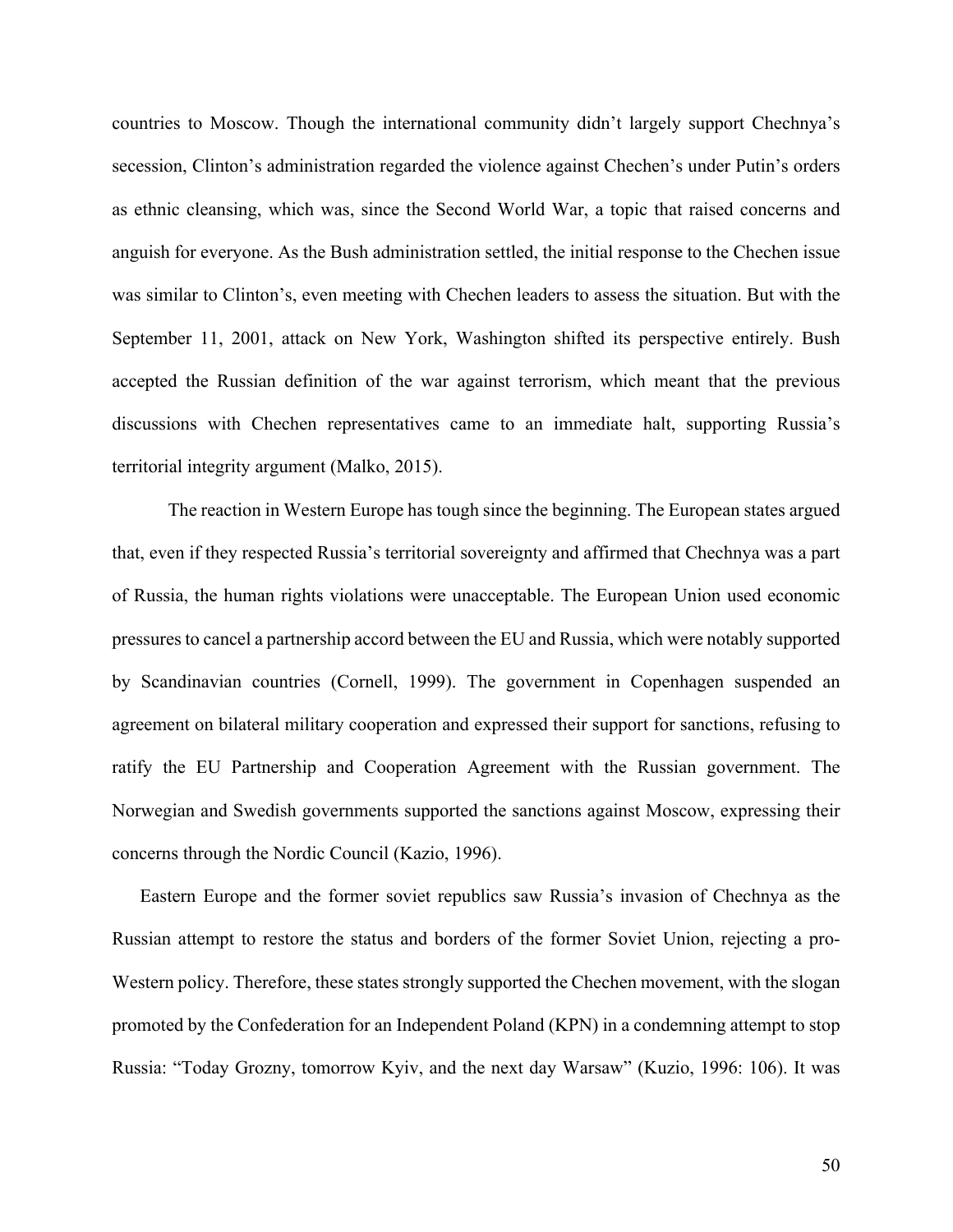countries to Moscow. Though the international community didn't largely support Chechnya's secession, Clinton's administration regarded the violence against Chechen's under Putin's orders as ethnic cleansing, which was, since the Second World War, a topic that raised concerns and anguish for everyone. As the Bush administration settled, the initial response to the Chechen issue was similar to Clinton's, even meeting with Chechen leaders to assess the situation. But with the September 11, 2001, attack on New York, Washington shifted its perspective entirely. Bush accepted the Russian definition of the war against terrorism, which meant that the previous discussions with Chechen representatives came to an immediate halt, supporting Russia's territorial integrity argument (Malko, 2015).

The reaction in Western Europe has tough since the beginning. The European states argued that, even if they respected Russia's territorial sovereignty and affirmed that Chechnya was a part of Russia, the human rights violations were unacceptable. The European Union used economic pressures to cancel a partnership accord between the EU and Russia, which were notably supported by Scandinavian countries (Cornell, 1999). The government in Copenhagen suspended an agreement on bilateral military cooperation and expressed their support for sanctions, refusing to ratify the EU Partnership and Cooperation Agreement with the Russian government. The Norwegian and Swedish governments supported the sanctions against Moscow, expressing their concerns through the Nordic Council (Kazio, 1996).

Eastern Europe and the former soviet republics saw Russia's invasion of Chechnya as the Russian attempt to restore the status and borders of the former Soviet Union, rejecting a pro-Western policy. Therefore, these states strongly supported the Chechen movement, with the slogan promoted by the Confederation for an Independent Poland (KPN) in a condemning attempt to stop Russia: "Today Grozny, tomorrow Kyiv, and the next day Warsaw" (Kuzio, 1996: 106). It was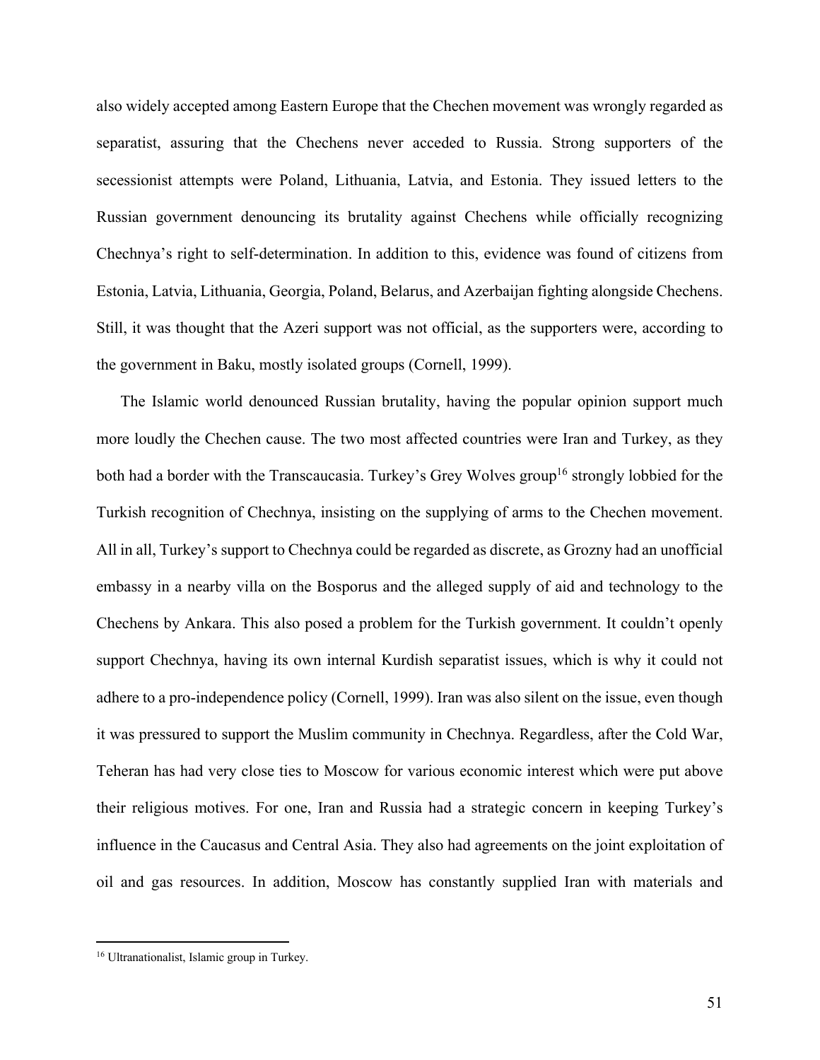also widely accepted among Eastern Europe that the Chechen movement was wrongly regarded as separatist, assuring that the Chechens never acceded to Russia. Strong supporters of the secessionist attempts were Poland, Lithuania, Latvia, and Estonia. They issued letters to the Russian government denouncing its brutality against Chechens while officially recognizing Chechnya's right to self-determination. In addition to this, evidence was found of citizens from Estonia, Latvia, Lithuania, Georgia, Poland, Belarus, and Azerbaijan fighting alongside Chechens. Still, it was thought that the Azeri support was not official, as the supporters were, according to the government in Baku, mostly isolated groups (Cornell, 1999).

The Islamic world denounced Russian brutality, having the popular opinion support much more loudly the Chechen cause. The two most affected countries were Iran and Turkey, as they both had a border with the Transcaucasia. Turkey's Grey Wolves group[16] strongly lobbied for the Turkish recognition of Chechnya, insisting on the supplying of arms to the Chechen movement. All in all, Turkey's support to Chechnya could be regarded as discrete, as Grozny had an unofficial embassy in a nearby villa on the Bosporus and the alleged supply of aid and technology to the Chechens by Ankara. This also posed a problem for the Turkish government. It couldn't openly support Chechnya, having its own internal Kurdish separatist issues, which is why it could not adhere to a pro-independence policy (Cornell, 1999). Iran was also silent on the issue, even though it was pressured to support the Muslim community in Chechnya. Regardless, after the Cold War, Teheran has had very close ties to Moscow for various economic interest which were put above their religious motives. For one, Iran and Russia had a strategic concern in keeping Turkey's influence in the Caucasus and Central Asia. They also had agreements on the joint exploitation of oil and gas resources. In addition, Moscow has constantly supplied Iran with materials and

[16] Ultranationalist, Islamic group in Turkey.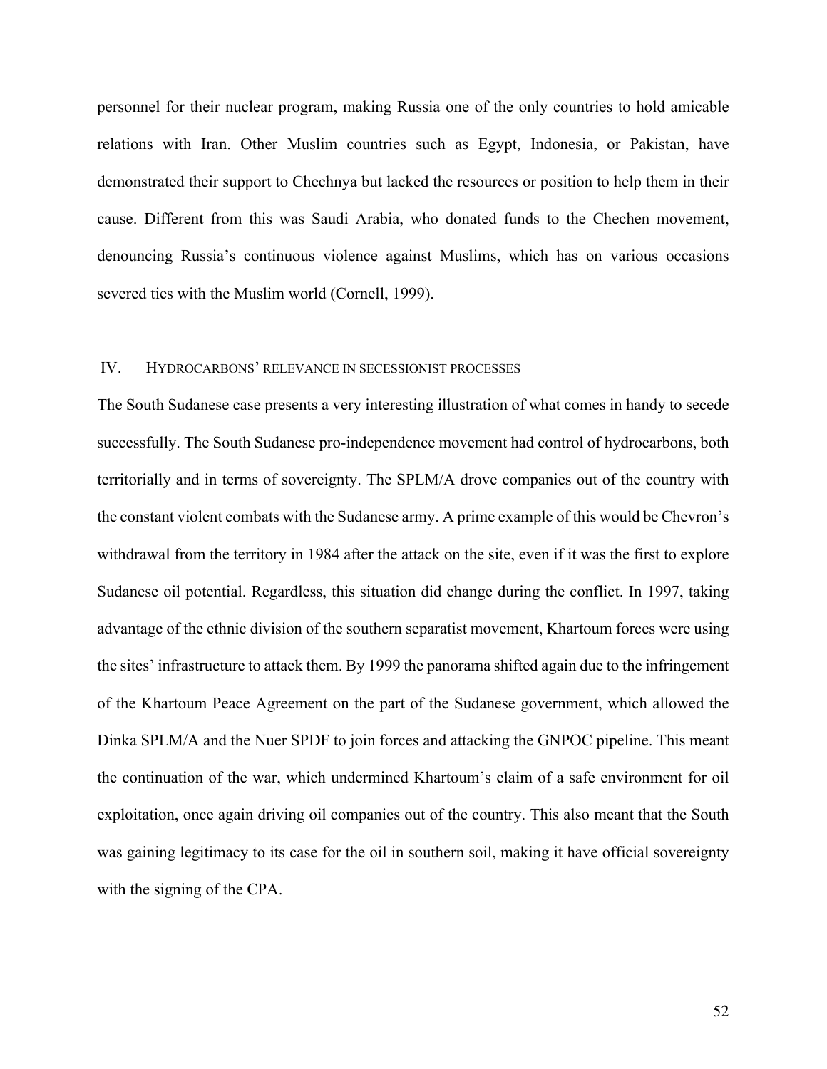personnel for their nuclear program, making Russia one of the only countries to hold amicable relations with Iran. Other Muslim countries such as Egypt, Indonesia, or Pakistan, have demonstrated their support to Chechnya but lacked the resources or position to help them in their cause. Different from this was Saudi Arabia, who donated funds to the Chechen movement, denouncing Russia's continuous violence against Muslims, which has on various occasions severed ties with the Muslim world (Cornell, 1999).

## IV. HYDROCARBONS' RELEVANCE IN SECESSIONIST PROCESSES

The South Sudanese case presents a very interesting illustration of what comes in handy to secede successfully. The South Sudanese pro-independence movement had control of hydrocarbons, both territorially and in terms of sovereignty. The SPLM/A drove companies out of the country with the constant violent combats with the Sudanese army. A prime example of this would be Chevron's withdrawal from the territory in 1984 after the attack on the site, even if it was the first to explore Sudanese oil potential. Regardless, this situation did change during the conflict. In 1997, taking advantage of the ethnic division of the southern separatist movement, Khartoum forces were using the sites' infrastructure to attack them. By 1999 the panorama shifted again due to the infringement of the Khartoum Peace Agreement on the part of the Sudanese government, which allowed the Dinka SPLM/A and the Nuer SPDF to join forces and attacking the GNPOC pipeline. This meant the continuation of the war, which undermined Khartoum's claim of a safe environment for oil exploitation, once again driving oil companies out of the country. This also meant that the South was gaining legitimacy to its case for the oil in southern soil, making it have official sovereignty with the signing of the CPA.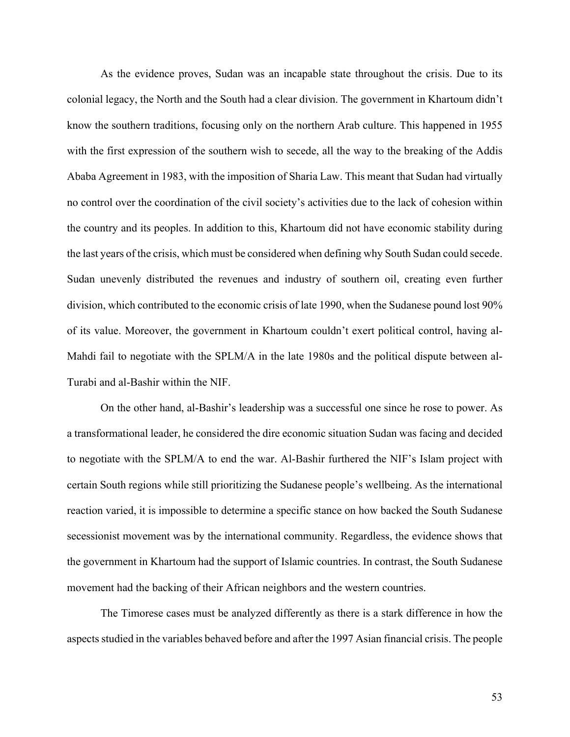As the evidence proves, Sudan was an incapable state throughout the crisis. Due to its colonial legacy, the North and the South had a clear division. The government in Khartoum didn't know the southern traditions, focusing only on the northern Arab culture. This happened in 1955 with the first expression of the southern wish to secede, all the way to the breaking of the Addis Ababa Agreement in 1983, with the imposition of Sharia Law. This meant that Sudan had virtually no control over the coordination of the civil society's activities due to the lack of cohesion within the country and its peoples. In addition to this, Khartoum did not have economic stability during the last years of the crisis, which must be considered when defining why South Sudan could secede. Sudan unevenly distributed the revenues and industry of southern oil, creating even further division, which contributed to the economic crisis of late 1990, when the Sudanese pound lost 90% of its value. Moreover, the government in Khartoum couldn't exert political control, having al-Mahdi fail to negotiate with the SPLM/A in the late 1980s and the political dispute between al-Turabi and al-Bashir within the NIF.

On the other hand, al-Bashir's leadership was a successful one since he rose to power. As a transformational leader, he considered the dire economic situation Sudan was facing and decided to negotiate with the SPLM/A to end the war. Al-Bashir furthered the NIF's Islam project with certain South regions while still prioritizing the Sudanese people's wellbeing. As the international reaction varied, it is impossible to determine a specific stance on how backed the South Sudanese secessionist movement was by the international community. Regardless, the evidence shows that the government in Khartoum had the support of Islamic countries. In contrast, the South Sudanese movement had the backing of their African neighbors and the western countries.

The Timorese cases must be analyzed differently as there is a stark difference in how the aspects studied in the variables behaved before and after the 1997 Asian financial crisis. The people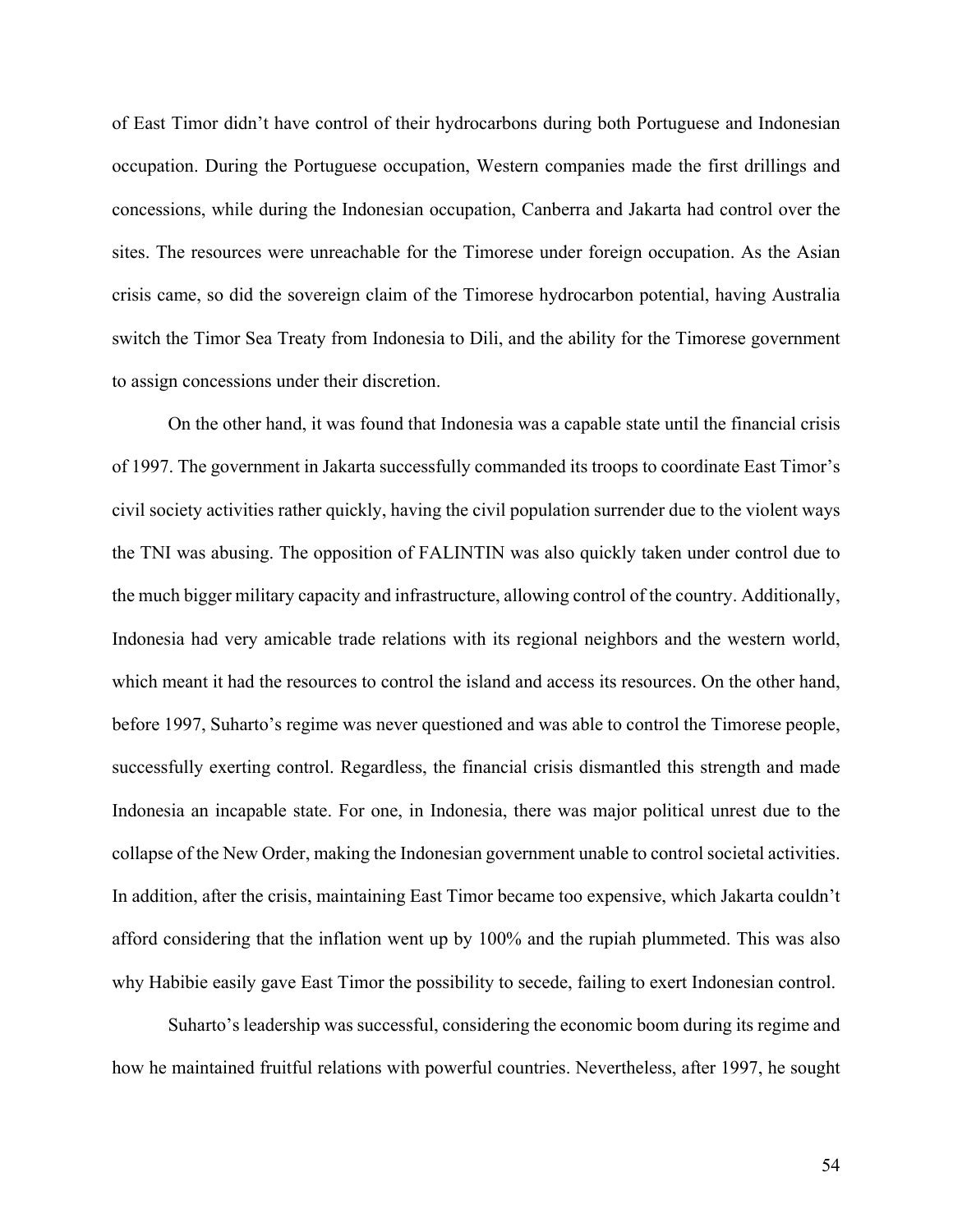of East Timor didn't have control of their hydrocarbons during both Portuguese and Indonesian occupation. During the Portuguese occupation, Western companies made the first drillings and concessions, while during the Indonesian occupation, Canberra and Jakarta had control over the sites. The resources were unreachable for the Timorese under foreign occupation. As the Asian crisis came, so did the sovereign claim of the Timorese hydrocarbon potential, having Australia switch the Timor Sea Treaty from Indonesia to Dili, and the ability for the Timorese government to assign concessions under their discretion.

On the other hand, it was found that Indonesia was a capable state until the financial crisis of 1997. The government in Jakarta successfully commanded its troops to coordinate East Timor's civil society activities rather quickly, having the civil population surrender due to the violent ways the TNI was abusing. The opposition of FALINTIN was also quickly taken under control due to the much bigger military capacity and infrastructure, allowing control of the country. Additionally, Indonesia had very amicable trade relations with its regional neighbors and the western world, which meant it had the resources to control the island and access its resources. On the other hand, before 1997, Suharto's regime was never questioned and was able to control the Timorese people, successfully exerting control. Regardless, the financial crisis dismantled this strength and made Indonesia an incapable state. For one, in Indonesia, there was major political unrest due to the collapse of the New Order, making the Indonesian government unable to control societal activities. In addition, after the crisis, maintaining East Timor became too expensive, which Jakarta couldn't afford considering that the inflation went up by 100% and the rupiah plummeted. This was also why Habibie easily gave East Timor the possibility to secede, failing to exert Indonesian control.

Suharto's leadership was successful, considering the economic boom during its regime and how he maintained fruitful relations with powerful countries. Nevertheless, after 1997, he sought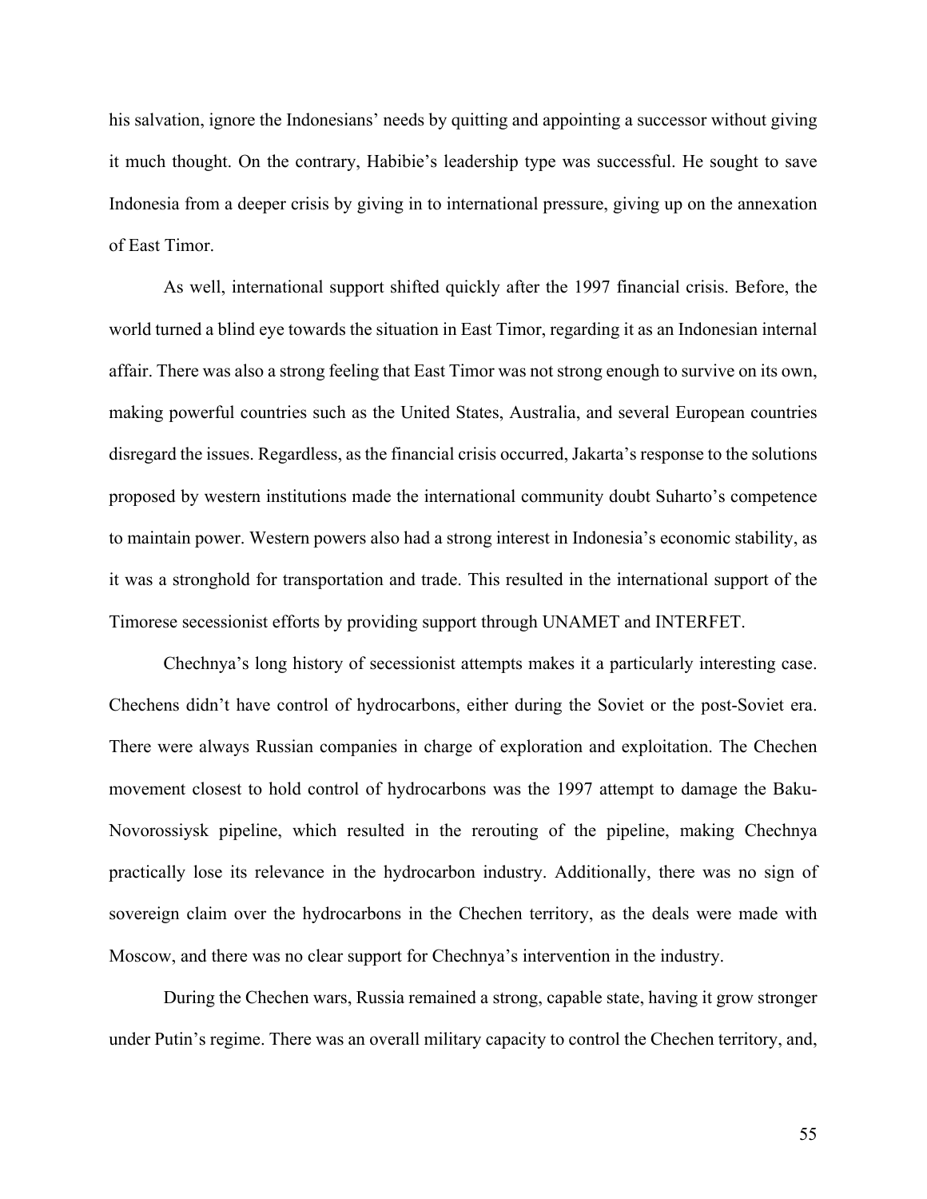his salvation, ignore the Indonesians' needs by quitting and appointing a successor without giving it much thought. On the contrary, Habibie's leadership type was successful. He sought to save Indonesia from a deeper crisis by giving in to international pressure, giving up on the annexation of East Timor.

As well, international support shifted quickly after the 1997 financial crisis. Before, the world turned a blind eye towards the situation in East Timor, regarding it as an Indonesian internal affair. There was also a strong feeling that East Timor was not strong enough to survive on its own, making powerful countries such as the United States, Australia, and several European countries disregard the issues. Regardless, as the financial crisis occurred, Jakarta's response to the solutions proposed by western institutions made the international community doubt Suharto's competence to maintain power. Western powers also had a strong interest in Indonesia's economic stability, as it was a stronghold for transportation and trade. This resulted in the international support of the Timorese secessionist efforts by providing support through UNAMET and INTERFET.

Chechnya's long history of secessionist attempts makes it a particularly interesting case. Chechens didn't have control of hydrocarbons, either during the Soviet or the post-Soviet era. There were always Russian companies in charge of exploration and exploitation. The Chechen movement closest to hold control of hydrocarbons was the 1997 attempt to damage the Baku-Novorossiysk pipeline, which resulted in the rerouting of the pipeline, making Chechnya practically lose its relevance in the hydrocarbon industry. Additionally, there was no sign of sovereign claim over the hydrocarbons in the Chechen territory, as the deals were made with Moscow, and there was no clear support for Chechnya's intervention in the industry.

During the Chechen wars, Russia remained a strong, capable state, having it grow stronger under Putin's regime. There was an overall military capacity to control the Chechen territory, and,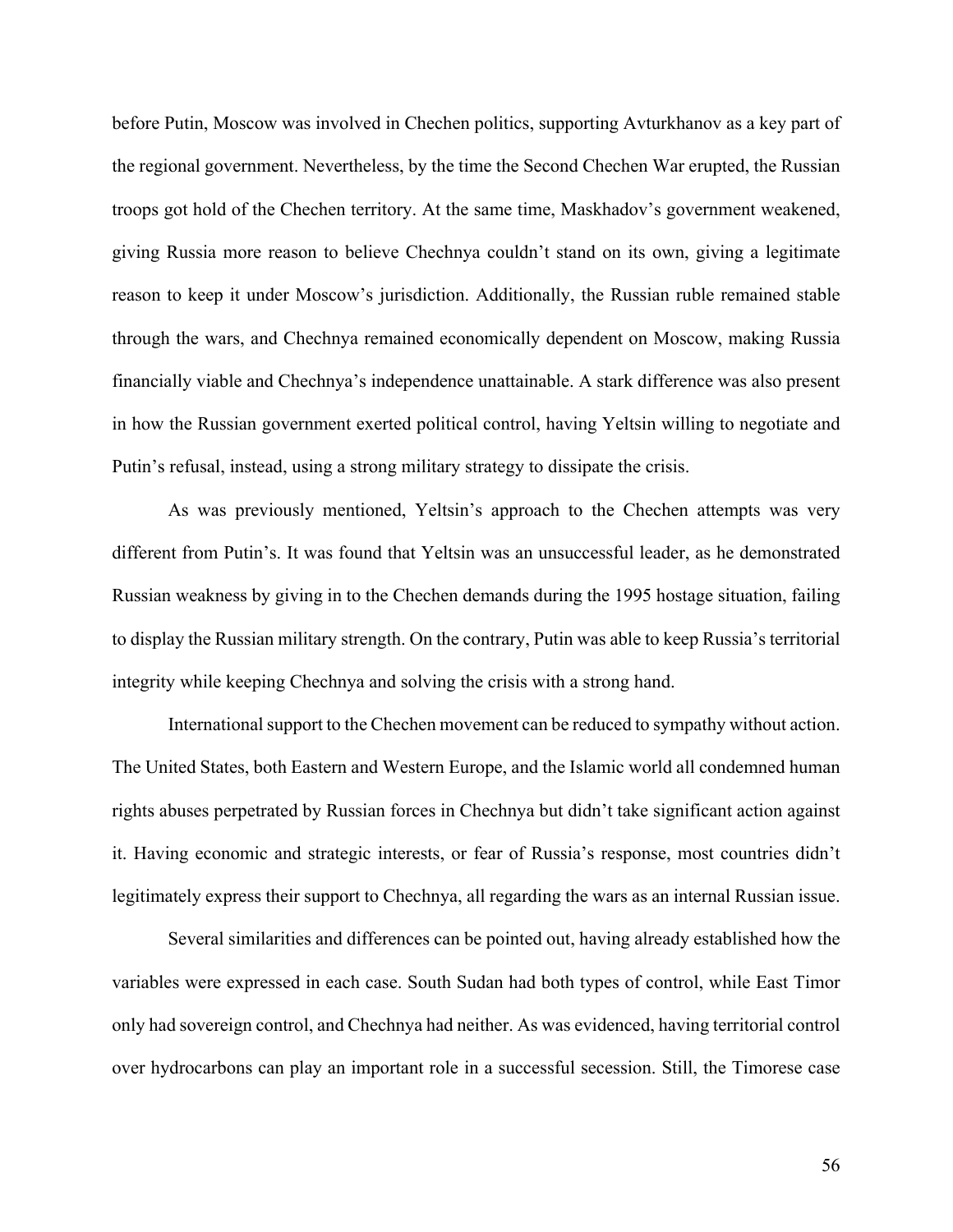before Putin, Moscow was involved in Chechen politics, supporting Avturkhanov as a key part of the regional government. Nevertheless, by the time the Second Chechen War erupted, the Russian troops got hold of the Chechen territory. At the same time, Maskhadov's government weakened, giving Russia more reason to believe Chechnya couldn't stand on its own, giving a legitimate reason to keep it under Moscow's jurisdiction. Additionally, the Russian ruble remained stable through the wars, and Chechnya remained economically dependent on Moscow, making Russia financially viable and Chechnya's independence unattainable. A stark difference was also present in how the Russian government exerted political control, having Yeltsin willing to negotiate and Putin's refusal, instead, using a strong military strategy to dissipate the crisis.

As was previously mentioned, Yeltsin's approach to the Chechen attempts was very different from Putin's. It was found that Yeltsin was an unsuccessful leader, as he demonstrated Russian weakness by giving in to the Chechen demands during the 1995 hostage situation, failing to display the Russian military strength. On the contrary, Putin was able to keep Russia's territorial integrity while keeping Chechnya and solving the crisis with a strong hand.

International support to the Chechen movement can be reduced to sympathy without action. The United States, both Eastern and Western Europe, and the Islamic world all condemned human rights abuses perpetrated by Russian forces in Chechnya but didn't take significant action against it. Having economic and strategic interests, or fear of Russia's response, most countries didn't legitimately express their support to Chechnya, all regarding the wars as an internal Russian issue.

Several similarities and differences can be pointed out, having already established how the variables were expressed in each case. South Sudan had both types of control, while East Timor only had sovereign control, and Chechnya had neither. As was evidenced, having territorial control over hydrocarbons can play an important role in a successful secession. Still, the Timorese case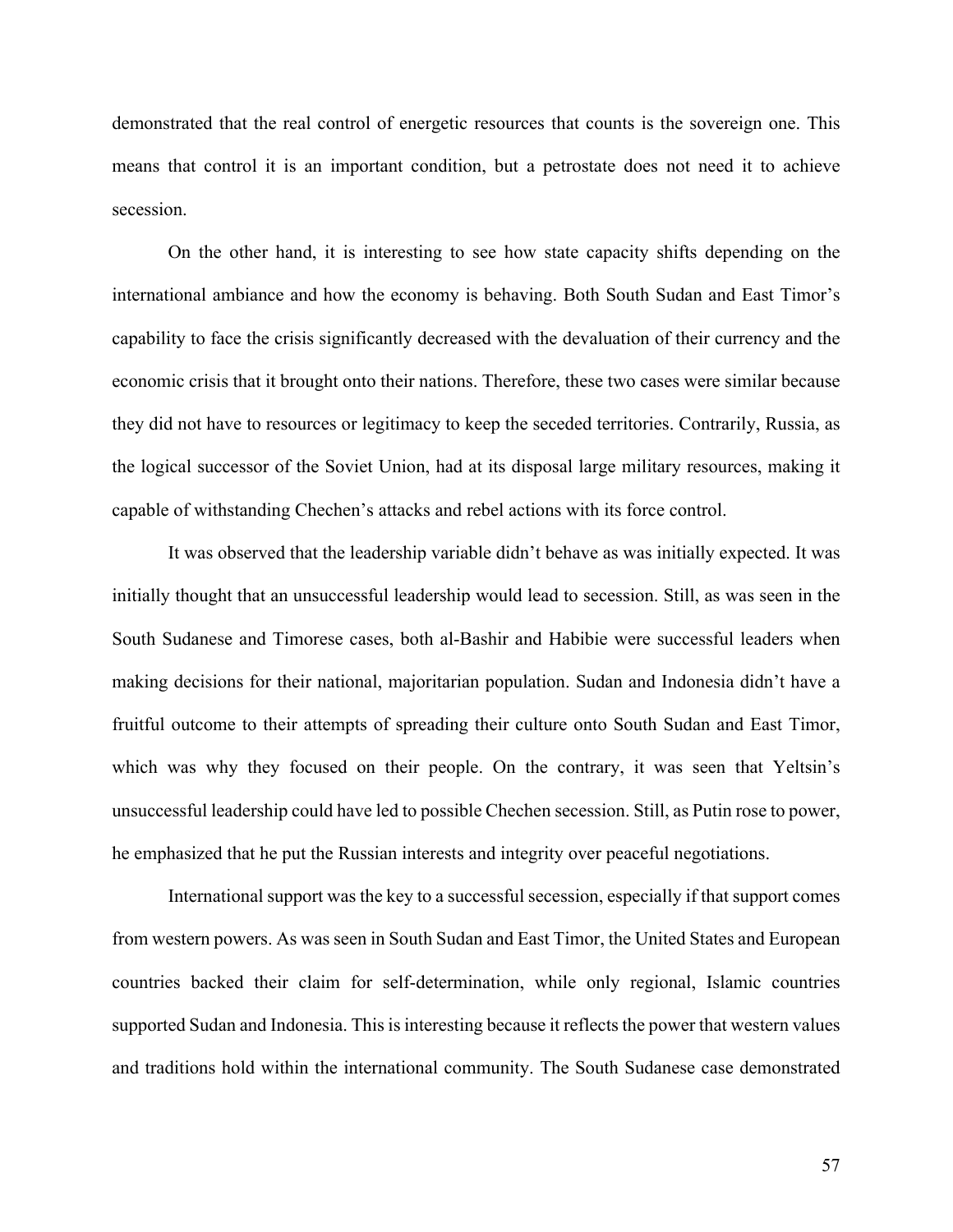demonstrated that the real control of energetic resources that counts is the sovereign one. This means that control it is an important condition, but a petrostate does not need it to achieve secession.

On the other hand, it is interesting to see how state capacity shifts depending on the international ambiance and how the economy is behaving. Both South Sudan and East Timor's capability to face the crisis significantly decreased with the devaluation of their currency and the economic crisis that it brought onto their nations. Therefore, these two cases were similar because they did not have to resources or legitimacy to keep the seceded territories. Contrarily, Russia, as the logical successor of the Soviet Union, had at its disposal large military resources, making it capable of withstanding Chechen's attacks and rebel actions with its force control.

It was observed that the leadership variable didn't behave as was initially expected. It was initially thought that an unsuccessful leadership would lead to secession. Still, as was seen in the South Sudanese and Timorese cases, both al-Bashir and Habibie were successful leaders when making decisions for their national, majoritarian population. Sudan and Indonesia didn't have a fruitful outcome to their attempts of spreading their culture onto South Sudan and East Timor, which was why they focused on their people. On the contrary, it was seen that Yeltsin's unsuccessful leadership could have led to possible Chechen secession. Still, as Putin rose to power, he emphasized that he put the Russian interests and integrity over peaceful negotiations.

International support was the key to a successful secession, especially if that support comes from western powers. As was seen in South Sudan and East Timor, the United States and European countries backed their claim for self-determination, while only regional, Islamic countries supported Sudan and Indonesia. This is interesting because it reflects the power that western values and traditions hold within the international community. The South Sudanese case demonstrated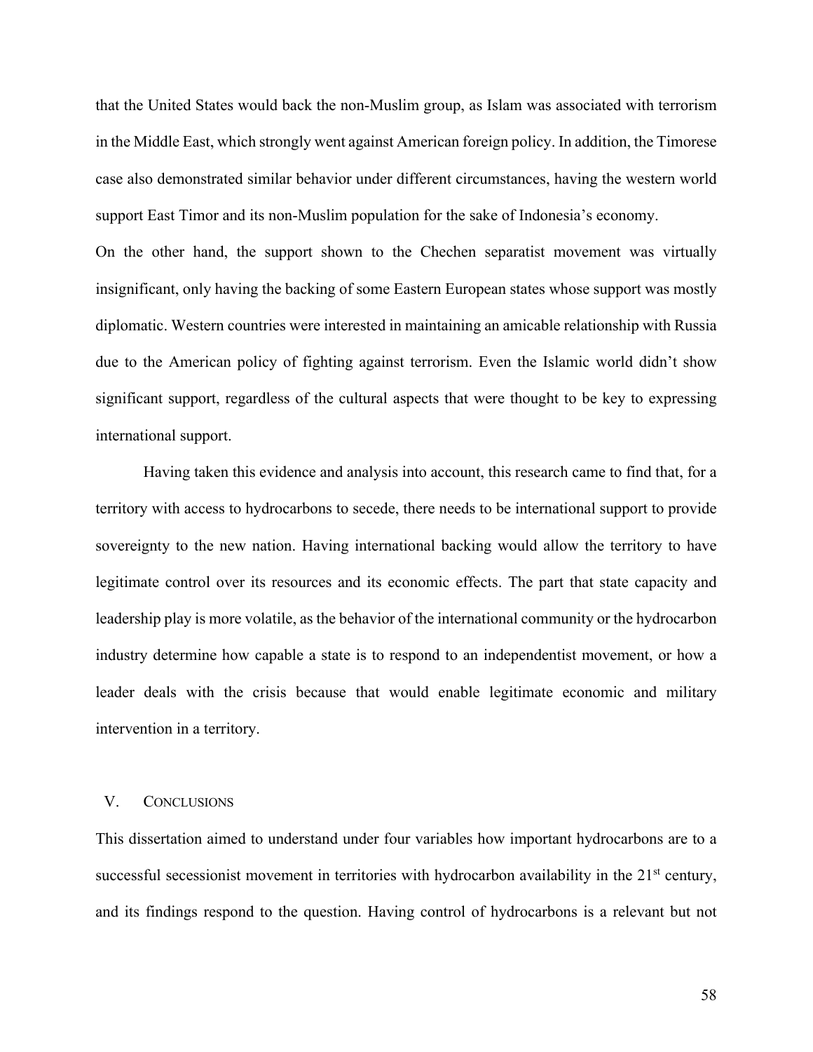that the United States would back the non-Muslim group, as Islam was associated with terrorism in the Middle East, which strongly went against American foreign policy. In addition, the Timorese case also demonstrated similar behavior under different circumstances, having the western world support East Timor and its non-Muslim population for the sake of Indonesia's economy.

On the other hand, the support shown to the Chechen separatist movement was virtually insignificant, only having the backing of some Eastern European states whose support was mostly diplomatic. Western countries were interested in maintaining an amicable relationship with Russia due to the American policy of fighting against terrorism. Even the Islamic world didn't show significant support, regardless of the cultural aspects that were thought to be key to expressing international support.

Having taken this evidence and analysis into account, this research came to find that, for a territory with access to hydrocarbons to secede, there needs to be international support to provide sovereignty to the new nation. Having international backing would allow the territory to have legitimate control over its resources and its economic effects. The part that state capacity and leadership play is more volatile, as the behavior of the international community or the hydrocarbon industry determine how capable a state is to respond to an independentist movement, or how a leader deals with the crisis because that would enable legitimate economic and military intervention in a territory.

## V. Conclusions

This dissertation aimed to understand under four variables how important hydrocarbons are to a successful secessionist movement in territories with hydrocarbon availability in the 21st century, and its findings respond to the question. Having control of hydrocarbons is a relevant but not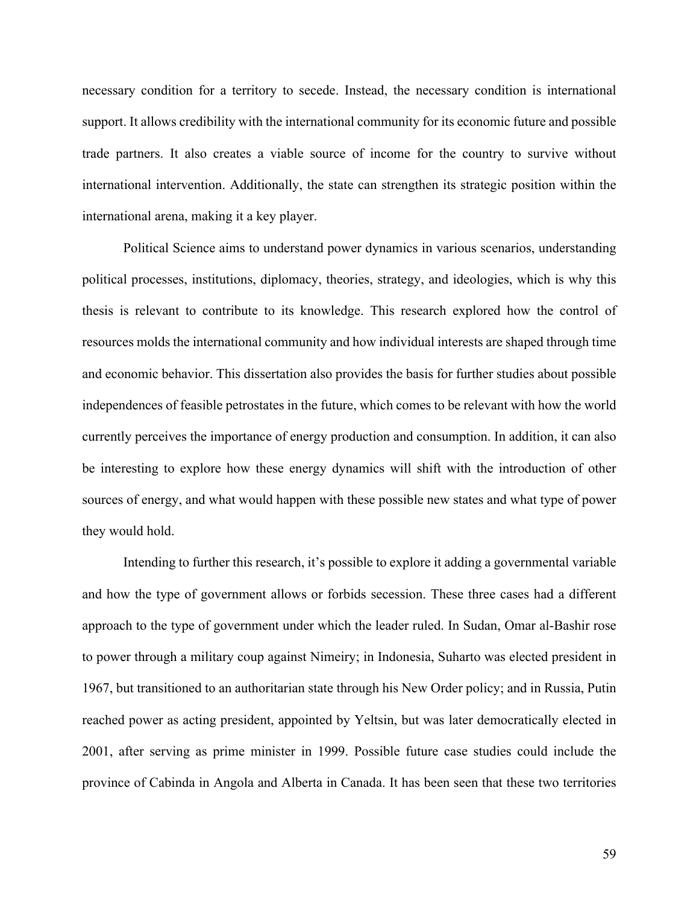necessary condition for a territory to secede. Instead, the necessary condition is international support. It allows credibility with the international community for its economic future and possible trade partners. It also creates a viable source of income for the country to survive without international intervention. Additionally, the state can strengthen its strategic position within the international arena, making it a key player.

Political Science aims to understand power dynamics in various scenarios, understanding political processes, institutions, diplomacy, theories, strategy, and ideologies, which is why this thesis is relevant to contribute to its knowledge. This research explored how the control of resources molds the international community and how individual interests are shaped through time and economic behavior. This dissertation also provides the basis for further studies about possible independences of feasible petrostates in the future, which comes to be relevant with how the world currently perceives the importance of energy production and consumption. In addition, it can also be interesting to explore how these energy dynamics will shift with the introduction of other sources of energy, and what would happen with these possible new states and what type of power they would hold.

Intending to further this research, it's possible to explore it adding a governmental variable and how the type of government allows or forbids secession. These three cases had a different approach to the type of government under which the leader ruled. In Sudan, Omar al-Bashir rose to power through a military coup against Nimeiry; in Indonesia, Suharto was elected president in 1967, but transitioned to an authoritarian state through his New Order policy; and in Russia, Putin reached power as acting president, appointed by Yeltsin, but was later democratically elected in 2001, after serving as prime minister in 1999. Possible future case studies could include the province of Cabinda in Angola and Alberta in Canada. It has been seen that these two territories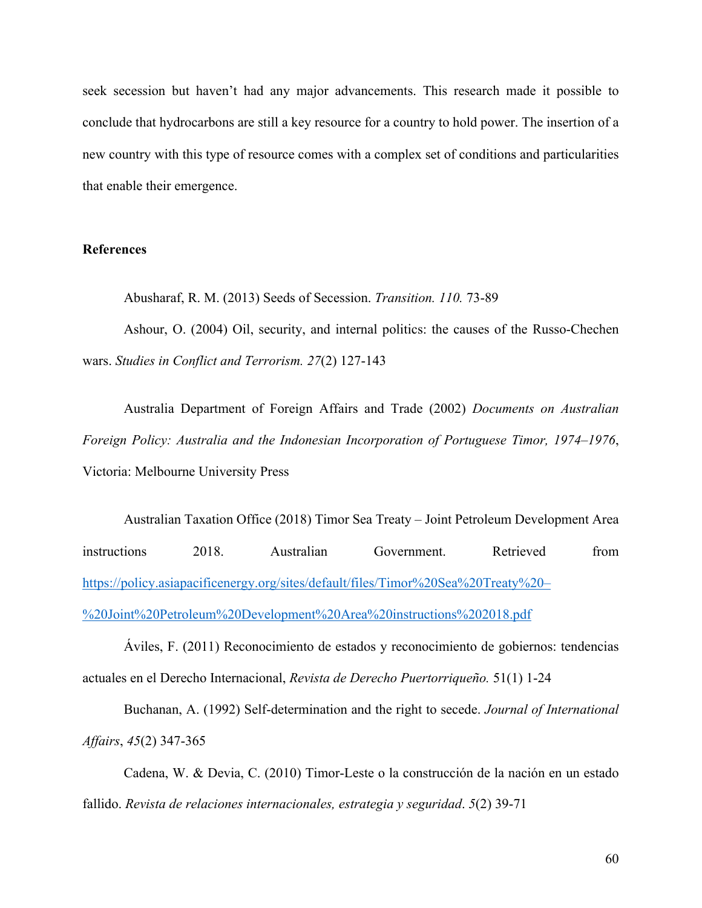seek secession but haven't had any major advancements. This research made it possible to conclude that hydrocarbons are still a key resource for a country to hold power. The insertion of a new country with this type of resource comes with a complex set of conditions and particularities that enable their emergence.

## References

Abusharaf, R. M. (2013) Seeds of Secession. *Transition. 110.* 73-89

Ashour, O. (2004) Oil, security, and internal politics: the causes of the Russo-Chechen wars. *Studies in Conflict and Terrorism. 27*(2) 127-143

Australia Department of Foreign Affairs and Trade (2002) *Documents on Australian Foreign Policy: Australia and the Indonesian Incorporation of Portuguese Timor, 1974–1976*, Victoria: Melbourne University Press

Australian Taxation Office (2018) Timor Sea Treaty – Joint Petroleum Development Area instructions 2018. Australian Government. Retrieved from https://policy.asiapacificenergy.org/sites/default/files/Timor%20Sea%20Treaty%20–%20Joint%20Petroleum%20Development%20Area%20instructions%202018.pdf

Áviles, F. (2011) Reconocimiento de estados y reconocimiento de gobiernos: tendencias actuales en el Derecho Internacional, *Revista de Derecho Puertorriqueño.* 51(1) 1-24

Buchanan, A. (1992) Self-determination and the right to secede. *Journal of International Affairs*, *45*(2) 347-365

Cadena, W. & Devia, C. (2010) Timor-Leste o la construcción de la nación en un estado fallido. *Revista de relaciones internacionales, estrategia y seguridad*. *5*(2) 39-71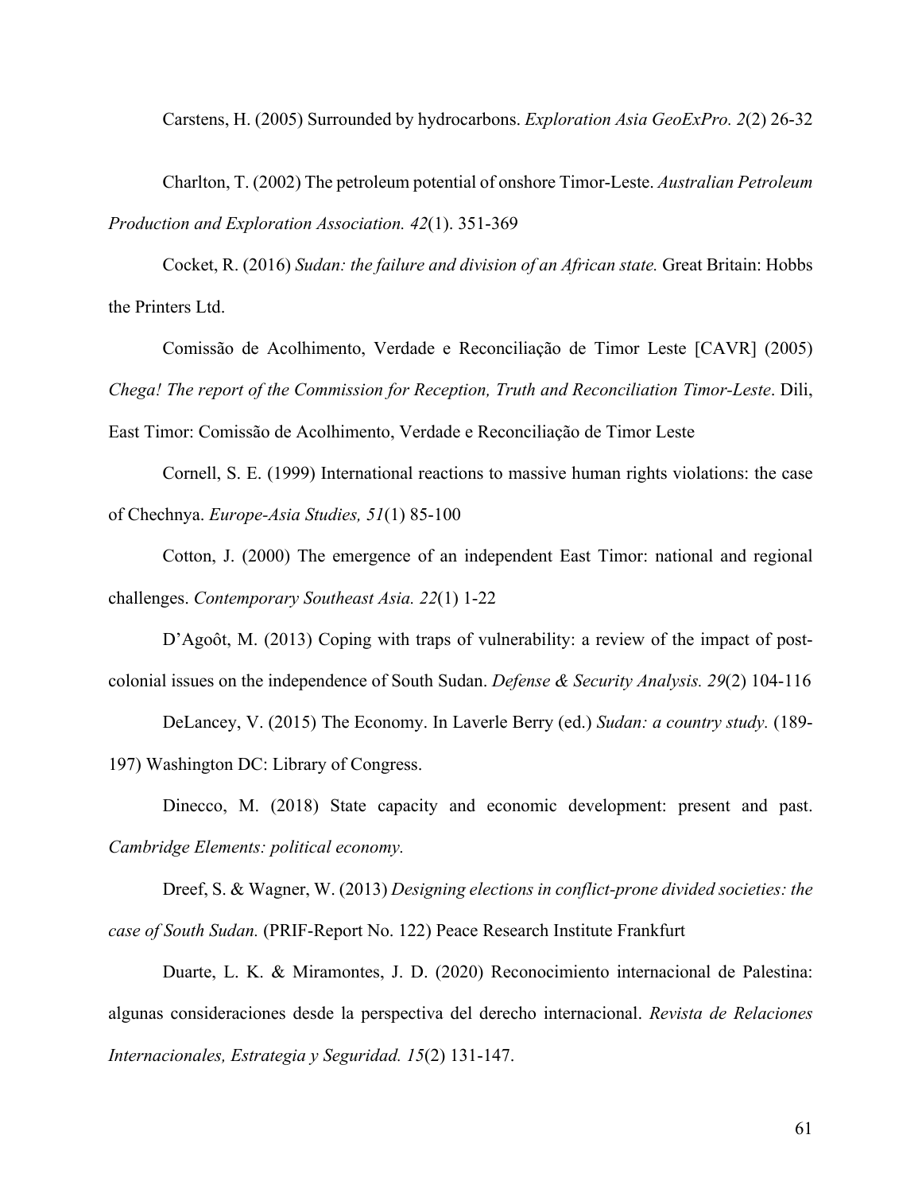Carstens, H. (2005) Surrounded by hydrocarbons. *Exploration Asia GeoExPro. 2*(2) 26-32

Charlton, T. (2002) The petroleum potential of onshore Timor-Leste. *Australian Petroleum Production and Exploration Association. 42*(1). 351-369

Cocket, R. (2016) *Sudan: the failure and division of an African state.* Great Britain: Hobbs the Printers Ltd.

Comissão de Acolhimento, Verdade e Reconciliação de Timor Leste [CAVR] (2005) *Chega! The report of the Commission for Reception, Truth and Reconciliation Timor-Leste*. Dili, East Timor: Comissão de Acolhimento, Verdade e Reconciliação de Timor Leste

Cornell, S. E. (1999) International reactions to massive human rights violations: the case of Chechnya. *Europe-Asia Studies, 51*(1) 85-100

Cotton, J. (2000) The emergence of an independent East Timor: national and regional challenges. *Contemporary Southeast Asia. 22*(1) 1-22

D'Agoôt, M. (2013) Coping with traps of vulnerability: a review of the impact of post-colonial issues on the independence of South Sudan. *Defense & Security Analysis. 29*(2) 104-116

DeLancey, V. (2015) The Economy. In Laverle Berry (ed.) *Sudan: a country study.* (189-197) Washington DC: Library of Congress.

Dinecco, M. (2018) State capacity and economic development: present and past. *Cambridge Elements: political economy.*

Dreef, S. & Wagner, W. (2013) *Designing elections in conflict-prone divided societies: the case of South Sudan.* (PRIF-Report No. 122) Peace Research Institute Frankfurt

Duarte, L. K. & Miramontes, J. D. (2020) Reconocimiento internacional de Palestina: algunas consideraciones desde la perspectiva del derecho internacional. *Revista de Relaciones Internacionales, Estrategia y Seguridad. 15*(2) 131-147.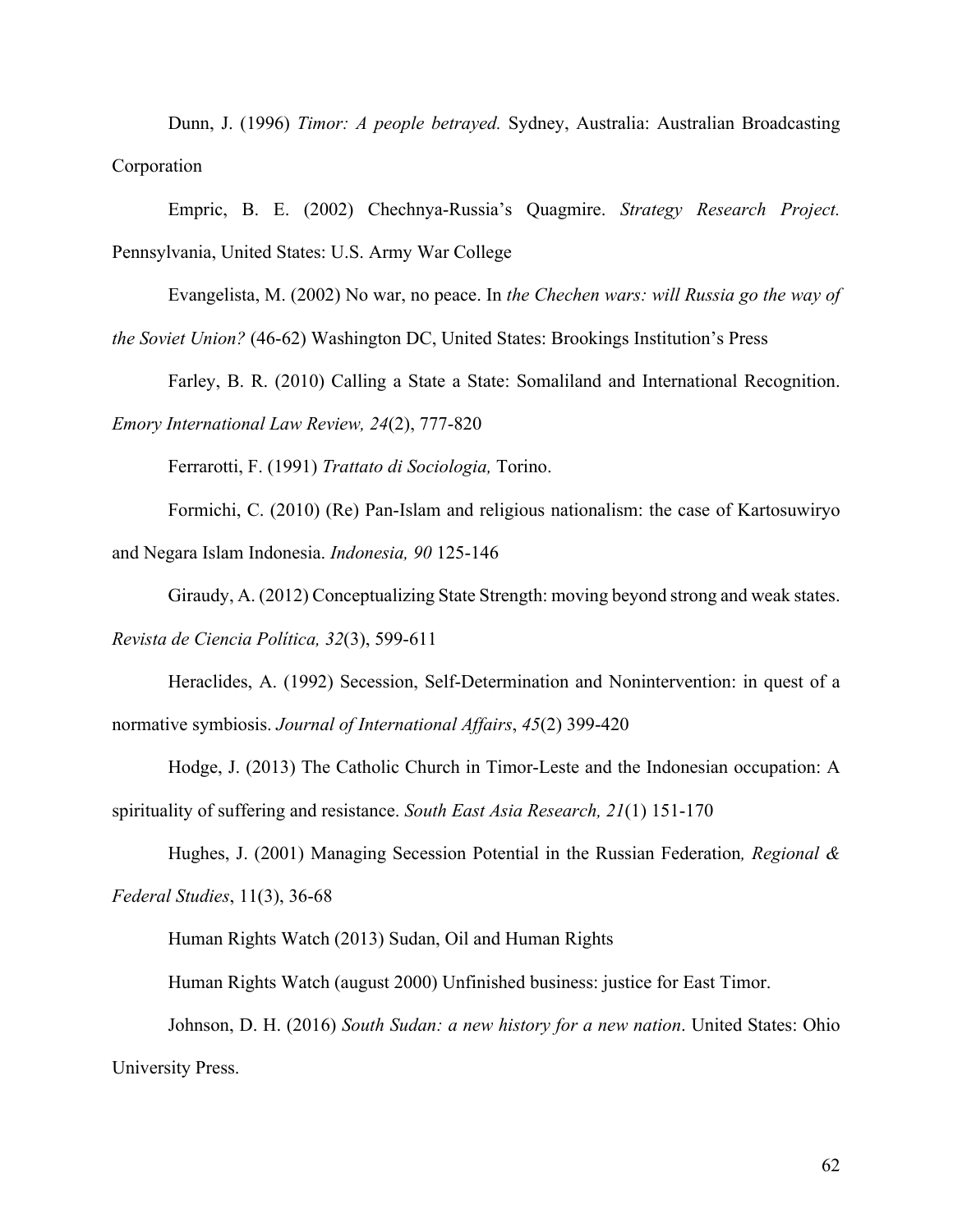Dunn, J. (1996) *Timor: A people betrayed.* Sydney, Australia: Australian Broadcasting Corporation

Empric, B. E. (2002) Chechnya-Russia's Quagmire. *Strategy Research Project.* Pennsylvania, United States: U.S. Army War College

Evangelista, M. (2002) No war, no peace. In *the Chechen wars: will Russia go the way of the Soviet Union?* (46-62) Washington DC, United States: Brookings Institution's Press

Farley, B. R. (2010) Calling a State a State: Somaliland and International Recognition. *Emory International Law Review, 24*(2), 777-820

Ferrarotti, F. (1991) *Trattato di Sociologia,* Torino.

Formichi, C. (2010) (Re) Pan-Islam and religious nationalism: the case of Kartosuwiryo and Negara Islam Indonesia. *Indonesia, 90* 125-146

Giraudy, A. (2012) Conceptualizing State Strength: moving beyond strong and weak states. *Revista de Ciencia Política, 32*(3), 599-611

Heraclides, A. (1992) Secession, Self-Determination and Nonintervention: in quest of a normative symbiosis. *Journal of International Affairs*, *45*(2) 399-420

Hodge, J. (2013) The Catholic Church in Timor-Leste and the Indonesian occupation: A spirituality of suffering and resistance. *South East Asia Research, 21*(1) 151-170

Hughes, J. (2001) Managing Secession Potential in the Russian Federation*, Regional & Federal Studies*, 11(3), 36-68

Human Rights Watch (2013) Sudan, Oil and Human Rights

Human Rights Watch (august 2000) Unfinished business: justice for East Timor.

Johnson, D. H. (2016) *South Sudan: a new history for a new nation*. United States: Ohio University Press.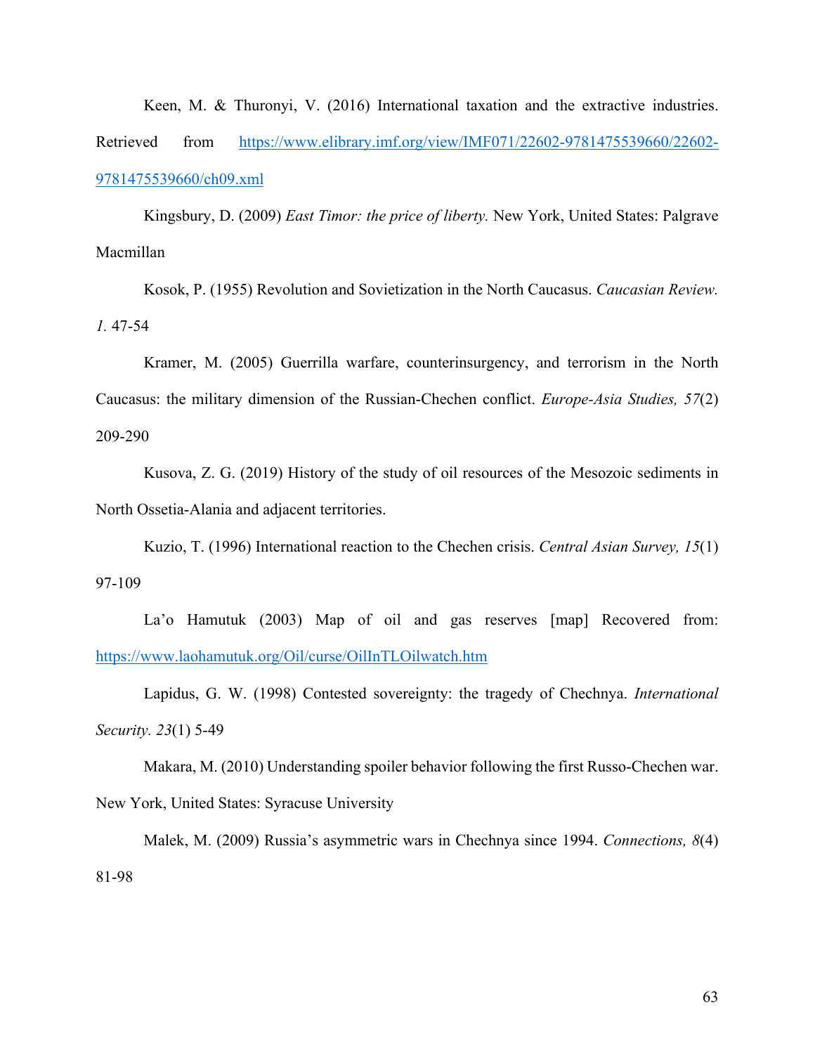Keen, M. & Thuronyi, V. (2016) International taxation and the extractive industries. Retrieved from https://www.elibrary.imf.org/view/IMF071/22602-9781475539660/22602-9781475539660/ch09.xml

Kingsbury, D. (2009) *East Timor: the price of liberty.* New York, United States: Palgrave Macmillan

Kosok, P. (1955) Revolution and Sovietization in the North Caucasus. *Caucasian Review. 1.* 47-54

Kramer, M. (2005) Guerrilla warfare, counterinsurgency, and terrorism in the North Caucasus: the military dimension of the Russian-Chechen conflict. *Europe-Asia Studies, 57*(2) 209-290

Kusova, Z. G. (2019) History of the study of oil resources of the Mesozoic sediments in North Ossetia-Alania and adjacent territories.

Kuzio, T. (1996) International reaction to the Chechen crisis. *Central Asian Survey, 15*(1) 97-109

La'o Hamutuk (2003) Map of oil and gas reserves [map] Recovered from: https://www.laohamutuk.org/Oil/curse/OilInTLOilwatch.htm

Lapidus, G. W. (1998) Contested sovereignty: the tragedy of Chechnya. *International Security. 23*(1) 5-49

Makara, M. (2010) Understanding spoiler behavior following the first Russo-Chechen war. New York, United States: Syracuse University

Malek, M. (2009) Russia's asymmetric wars in Chechnya since 1994. *Connections, 8*(4) 81-98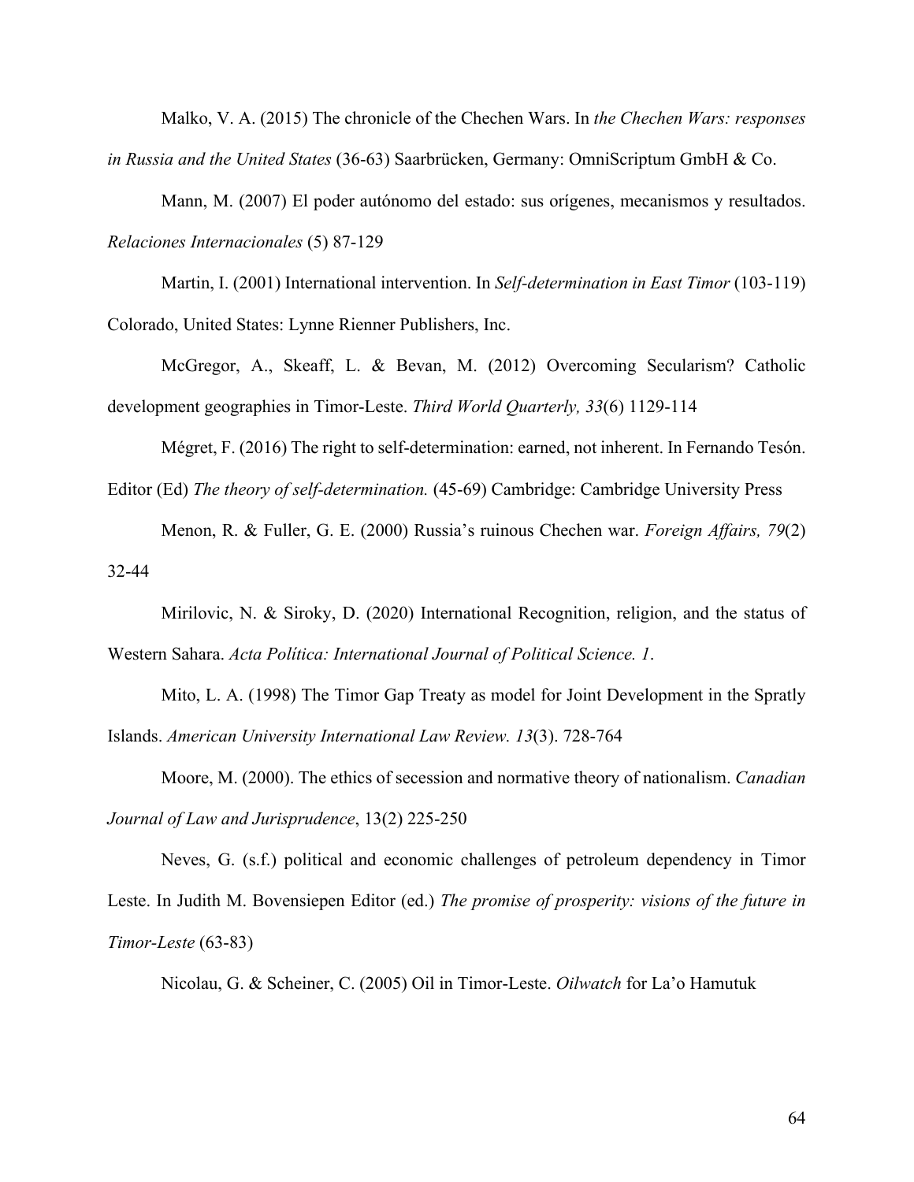Malko, V. A. (2015) The chronicle of the Chechen Wars. In *the Chechen Wars: responses in Russia and the United States* (36-63) Saarbrücken, Germany: OmniScriptum GmbH & Co.

Mann, M. (2007) El poder autónomo del estado: sus orígenes, mecanismos y resultados. *Relaciones Internacionales* (5) 87-129

Martin, I. (2001) International intervention. In *Self-determination in East Timor* (103-119) Colorado, United States: Lynne Rienner Publishers, Inc.

McGregor, A., Skeaff, L. & Bevan, M. (2012) Overcoming Secularism? Catholic development geographies in Timor-Leste. *Third World Quarterly, 33*(6) 1129-114

Mégret, F. (2016) The right to self-determination: earned, not inherent. In Fernando Tesón. Editor (Ed) *The theory of self-determination.* (45-69) Cambridge: Cambridge University Press

Menon, R. & Fuller, G. E. (2000) Russia's ruinous Chechen war. *Foreign Affairs, 79*(2) 32-44

Mirilovic, N. & Siroky, D. (2020) International Recognition, religion, and the status of Western Sahara. *Acta Política: International Journal of Political Science. 1*.

Mito, L. A. (1998) The Timor Gap Treaty as model for Joint Development in the Spratly Islands. *American University International Law Review. 13*(3). 728-764

Moore, M. (2000). The ethics of secession and normative theory of nationalism. *Canadian Journal of Law and Jurisprudence*, 13(2) 225-250

Neves, G. (s.f.) political and economic challenges of petroleum dependency in Timor Leste. In Judith M. Bovensiepen Editor (ed.) *The promise of prosperity: visions of the future in Timor-Leste* (63-83)

Nicolau, G. & Scheiner, C. (2005) Oil in Timor-Leste. *Oilwatch* for La'o Hamutuk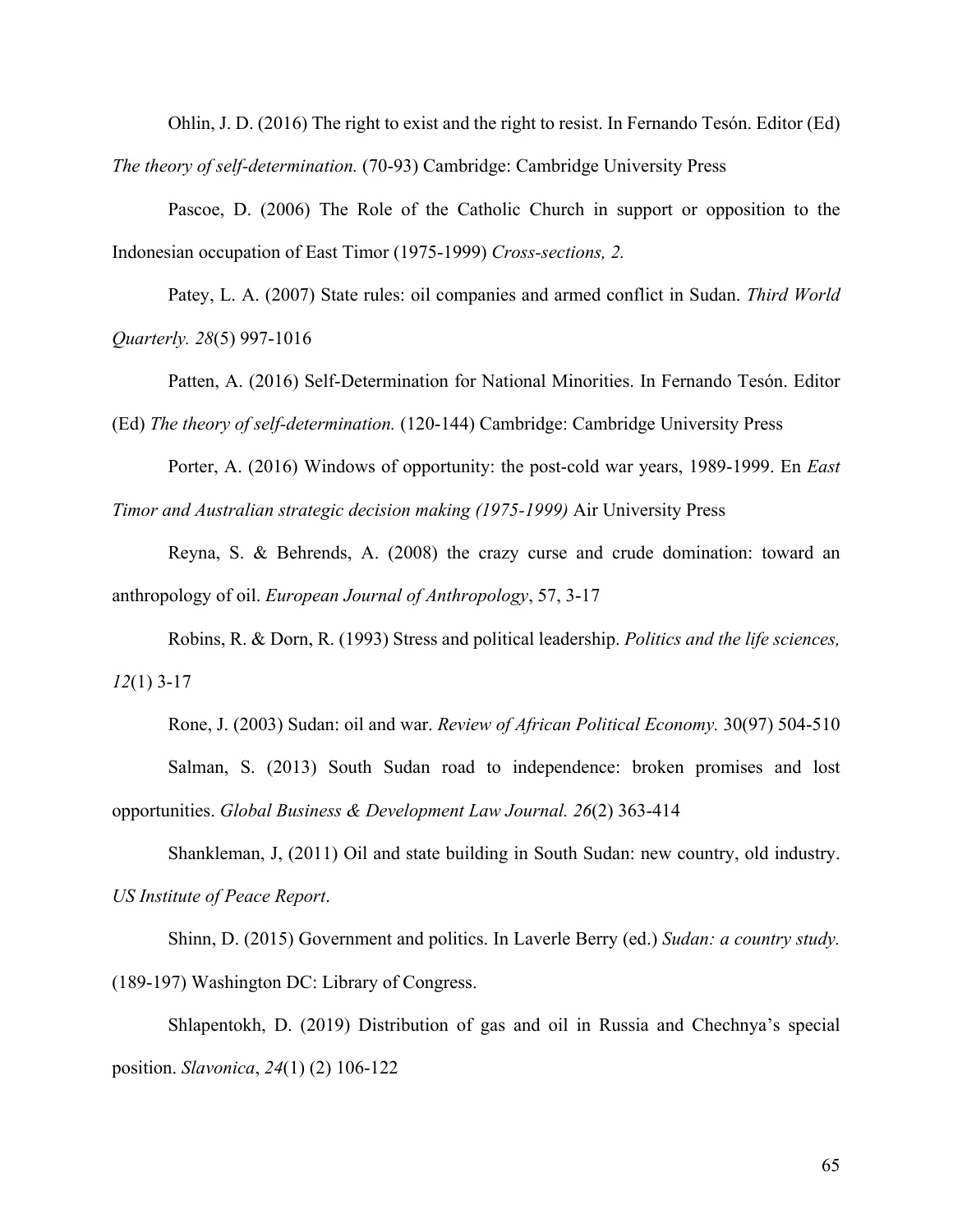Ohlin, J. D. (2016) The right to exist and the right to resist. In Fernando Tesón. Editor (Ed) *The theory of self-determination.* (70-93) Cambridge: Cambridge University Press

Pascoe, D. (2006) The Role of the Catholic Church in support or opposition to the Indonesian occupation of East Timor (1975-1999) *Cross-sections, 2.*

Patey, L. A. (2007) State rules: oil companies and armed conflict in Sudan. *Third World Quarterly. 28*(5) 997-1016

Patten, A. (2016) Self-Determination for National Minorities. In Fernando Tesón. Editor (Ed) *The theory of self-determination.* (120-144) Cambridge: Cambridge University Press

Porter, A. (2016) Windows of opportunity: the post-cold war years, 1989-1999. En *East Timor and Australian strategic decision making (1975-1999)* Air University Press

Reyna, S. & Behrends, A. (2008) the crazy curse and crude domination: toward an anthropology of oil. *European Journal of Anthropology*, 57, 3-17

Robins, R. & Dorn, R. (1993) Stress and political leadership. *Politics and the life sciences, 12*(1) 3-17

Rone, J. (2003) Sudan: oil and war. *Review of African Political Economy.* 30(97) 504-510

Salman, S. (2013) South Sudan road to independence: broken promises and lost opportunities. *Global Business & Development Law Journal. 26*(2) 363-414

Shankleman, J, (2011) Oil and state building in South Sudan: new country, old industry. *US Institute of Peace Report*.

Shinn, D. (2015) Government and politics. In Laverle Berry (ed.) *Sudan: a country study.* (189-197) Washington DC: Library of Congress.

Shlapentokh, D. (2019) Distribution of gas and oil in Russia and Chechnya's special position. *Slavonica*, *24*(1) (2) 106-122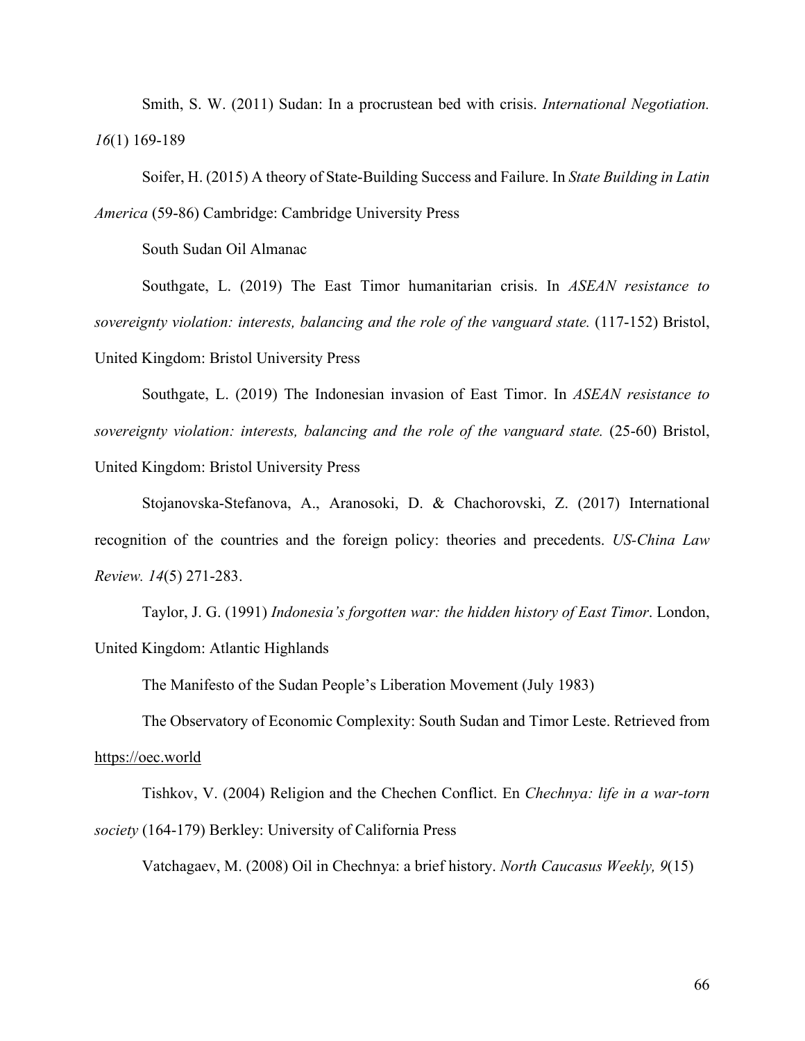Smith, S. W. (2011) Sudan: In a procrustean bed with crisis. *International Negotiation. 16*(1) 169-189

Soifer, H. (2015) A theory of State-Building Success and Failure. In *State Building in Latin America* (59-86) Cambridge: Cambridge University Press

South Sudan Oil Almanac

Southgate, L. (2019) The East Timor humanitarian crisis. In *ASEAN resistance to sovereignty violation: interests, balancing and the role of the vanguard state.* (117-152) Bristol, United Kingdom: Bristol University Press

Southgate, L. (2019) The Indonesian invasion of East Timor. In *ASEAN resistance to sovereignty violation: interests, balancing and the role of the vanguard state.* (25-60) Bristol, United Kingdom: Bristol University Press

Stojanovska-Stefanova, A., Aranosoki, D. & Chachorovski, Z. (2017) International recognition of the countries and the foreign policy: theories and precedents. *US-China Law Review. 14*(5) 271-283.

Taylor, J. G. (1991) *Indonesia's forgotten war: the hidden history of East Timor*. London, United Kingdom: Atlantic Highlands

The Manifesto of the Sudan People's Liberation Movement (July 1983)

The Observatory of Economic Complexity: South Sudan and Timor Leste. Retrieved from https://oec.world

Tishkov, V. (2004) Religion and the Chechen Conflict. En *Chechnya: life in a war-torn society* (164-179) Berkley: University of California Press

Vatchagaev, M. (2008) Oil in Chechnya: a brief history. *North Caucasus Weekly, 9*(15)